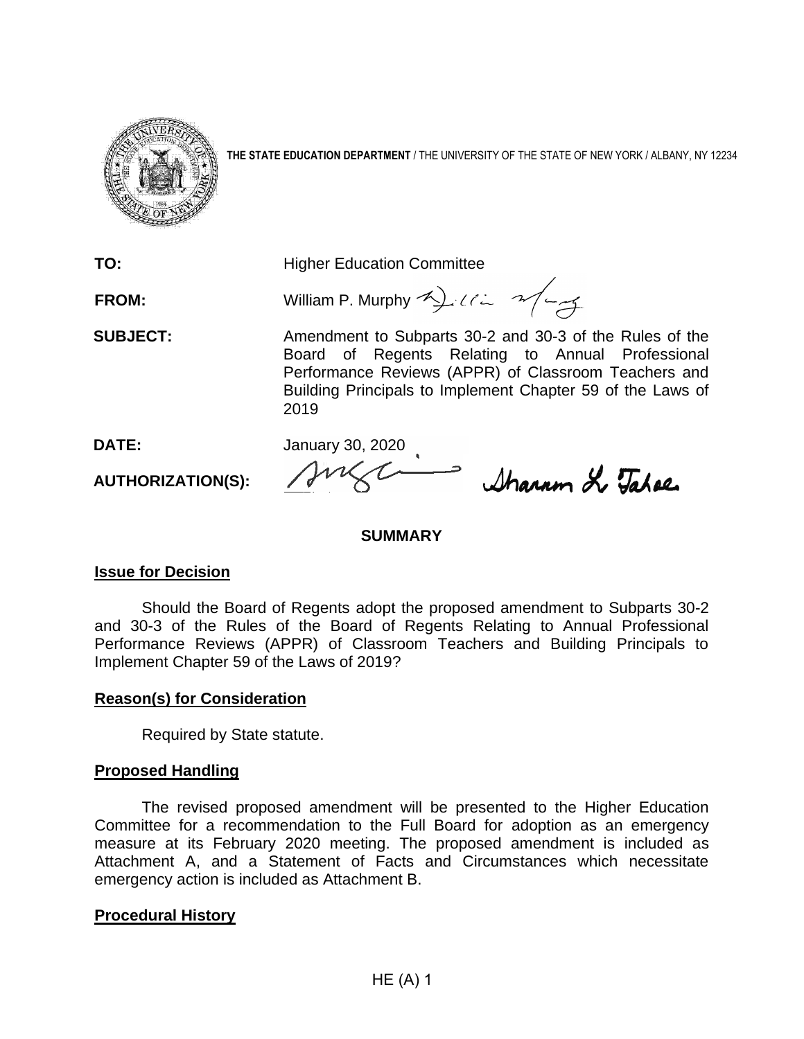**THE STATE EDUCATION DEPARTMENT** / THE UNIVERSITY OF THE STATE OF NEW YORK / ALBANY, NY 12234

**TO:** Higher Education Committee

**FROM:** William P. Murphy

**SUBJECT:** Amendment to Subparts 30-2 and 30-3 of the Rules of the Board of Regents Relating to Annual Professional Performance Reviews (APPR) of Classroom Teachers and Building Principals to Implement Chapter 59 of the Laws of 2019

**DATE:** January 30, 2020

**AUTHORIZATION(S):**

## SUMMARY

### Issue for Decision

Should the Board of Regents adopt the proposed amendment to Subparts 30-2 and 30-3 of the Rules of the Board of Regents Relating to Annual Professional Performance Reviews (APPR) of Classroom Teachers and Building Principals to Implement Chapter 59 of the Laws of 2019?

### Reason(s) for Consideration

Required by State statute.

### Proposed Handling

The revised proposed amendment will be presented to the Higher Education Committee for a recommendation to the Full Board for adoption as an emergency measure at its February 2020 meeting. The proposed amendment is included as Attachment A, and a Statement of Facts and Circumstances which necessitate emergency action is included as Attachment B.

### Procedural History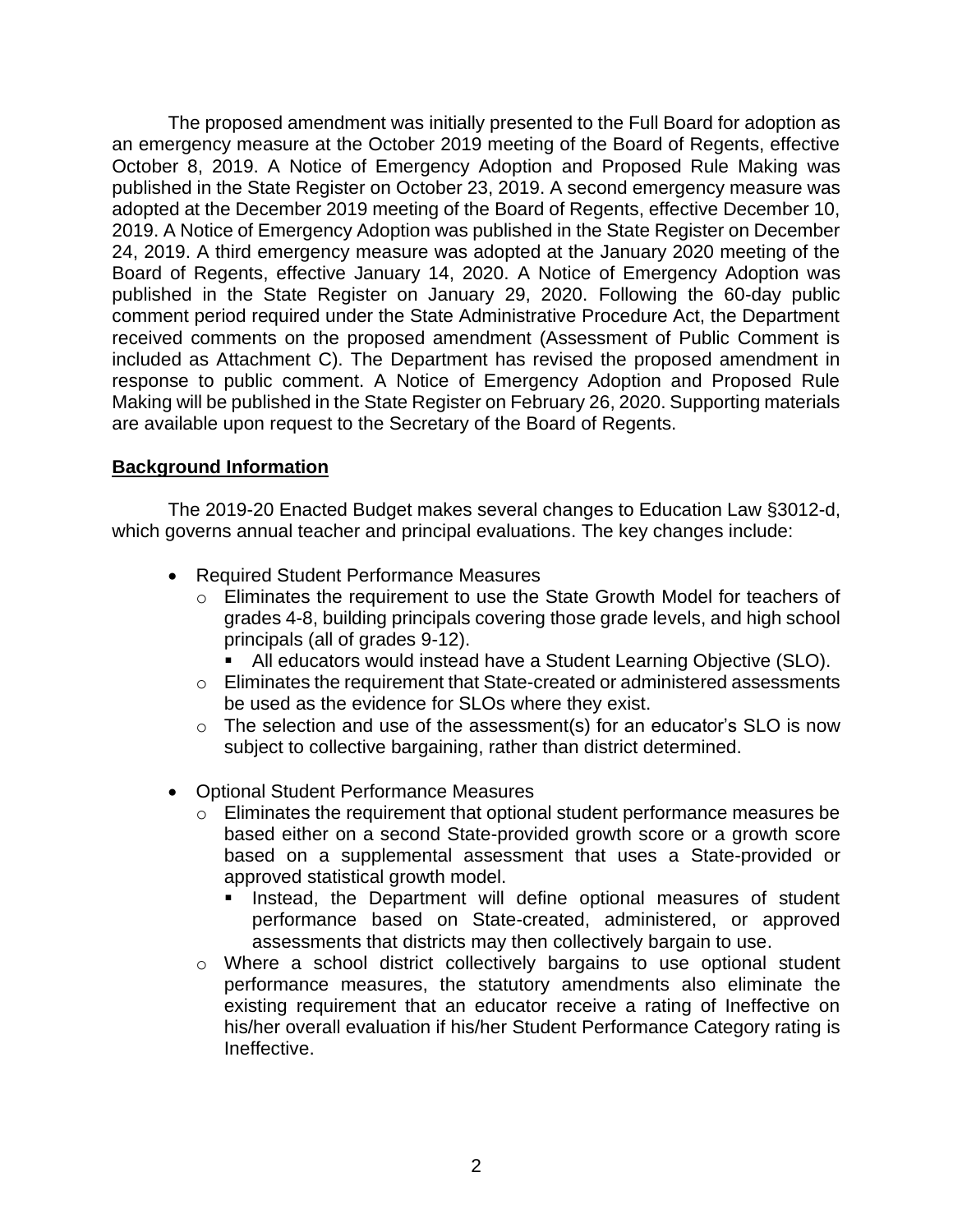The proposed amendment was initially presented to the Full Board for adoption as an emergency measure at the October 2019 meeting of the Board of Regents, effective October 8, 2019. A Notice of Emergency Adoption and Proposed Rule Making was published in the State Register on October 23, 2019. A second emergency measure was adopted at the December 2019 meeting of the Board of Regents, effective December 10, 2019. A Notice of Emergency Adoption was published in the State Register on December 24, 2019. A third emergency measure was adopted at the January 2020 meeting of the Board of Regents, effective January 14, 2020. A Notice of Emergency Adoption was published in the State Register on January 29, 2020. Following the 60-day public comment period required under the State Administrative Procedure Act, the Department received comments on the proposed amendment (Assessment of Public Comment is included as Attachment C). The Department has revised the proposed amendment in response to public comment. A Notice of Emergency Adoption and Proposed Rule Making will be published in the State Register on February 26, 2020. Supporting materials are available upon request to the Secretary of the Board of Regents.

## Background Information

The 2019-20 Enacted Budget makes several changes to Education Law §3012-d, which governs annual teacher and principal evaluations. The key changes include:

- Required Student Performance Measures
  - Eliminates the requirement to use the State Growth Model for teachers of grades 4-8, building principals covering those grade levels, and high school principals (all of grades 9-12).
    - All educators would instead have a Student Learning Objective (SLO).
  - Eliminates the requirement that State-created or administered assessments be used as the evidence for SLOs where they exist.
  - The selection and use of the assessment(s) for an educator's SLO is now subject to collective bargaining, rather than district determined.

- Optional Student Performance Measures
  - Eliminates the requirement that optional student performance measures be based either on a second State-provided growth score or a growth score based on a supplemental assessment that uses a State-provided or approved statistical growth model.
    - Instead, the Department will define optional measures of student performance based on State-created, administered, or approved assessments that districts may then collectively bargain to use.
  - Where a school district collectively bargains to use optional student performance measures, the statutory amendments also eliminate the existing requirement that an educator receive a rating of Ineffective on his/her overall evaluation if his/her Student Performance Category rating is Ineffective.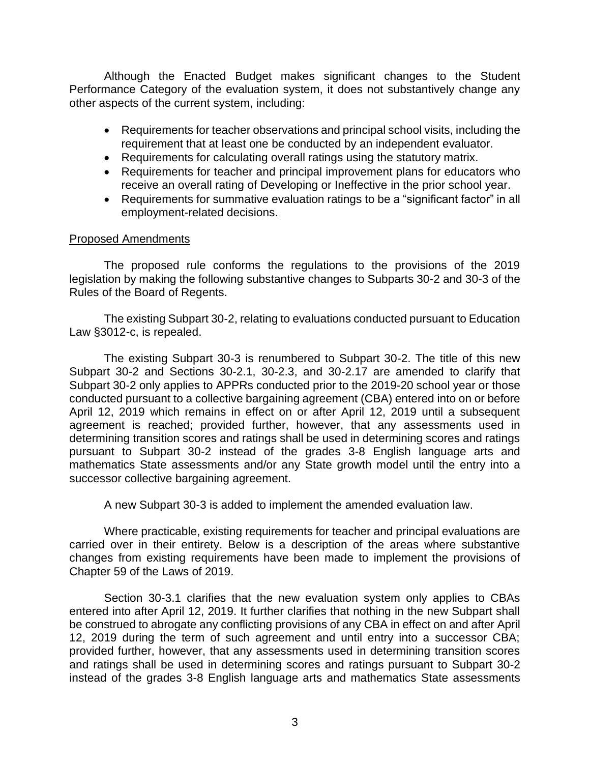Although the Enacted Budget makes significant changes to the Student Performance Category of the evaluation system, it does not substantively change any other aspects of the current system, including:

- Requirements for teacher observations and principal school visits, including the requirement that at least one be conducted by an independent evaluator.
- Requirements for calculating overall ratings using the statutory matrix.
- Requirements for teacher and principal improvement plans for educators who receive an overall rating of Developing or Ineffective in the prior school year.
- Requirements for summative evaluation ratings to be a "significant factor" in all employment-related decisions.

Proposed Amendments

The proposed rule conforms the regulations to the provisions of the 2019 legislation by making the following substantive changes to Subparts 30-2 and 30-3 of the Rules of the Board of Regents.

The existing Subpart 30-2, relating to evaluations conducted pursuant to Education Law §3012-c, is repealed.

The existing Subpart 30-3 is renumbered to Subpart 30-2. The title of this new Subpart 30-2 and Sections 30-2.1, 30-2.3, and 30-2.17 are amended to clarify that Subpart 30-2 only applies to APPRs conducted prior to the 2019-20 school year or those conducted pursuant to a collective bargaining agreement (CBA) entered into on or before April 12, 2019 which remains in effect on or after April 12, 2019 until a subsequent agreement is reached; provided further, however, that any assessments used in determining transition scores and ratings shall be used in determining scores and ratings pursuant to Subpart 30-2 instead of the grades 3-8 English language arts and mathematics State assessments and/or any State growth model until the entry into a successor collective bargaining agreement.

A new Subpart 30-3 is added to implement the amended evaluation law.

Where practicable, existing requirements for teacher and principal evaluations are carried over in their entirety. Below is a description of the areas where substantive changes from existing requirements have been made to implement the provisions of Chapter 59 of the Laws of 2019.

Section 30-3.1 clarifies that the new evaluation system only applies to CBAs entered into after April 12, 2019. It further clarifies that nothing in the new Subpart shall be construed to abrogate any conflicting provisions of any CBA in effect on and after April 12, 2019 during the term of such agreement and until entry into a successor CBA; provided further, however, that any assessments used in determining transition scores and ratings shall be used in determining scores and ratings pursuant to Subpart 30-2 instead of the grades 3-8 English language arts and mathematics State assessments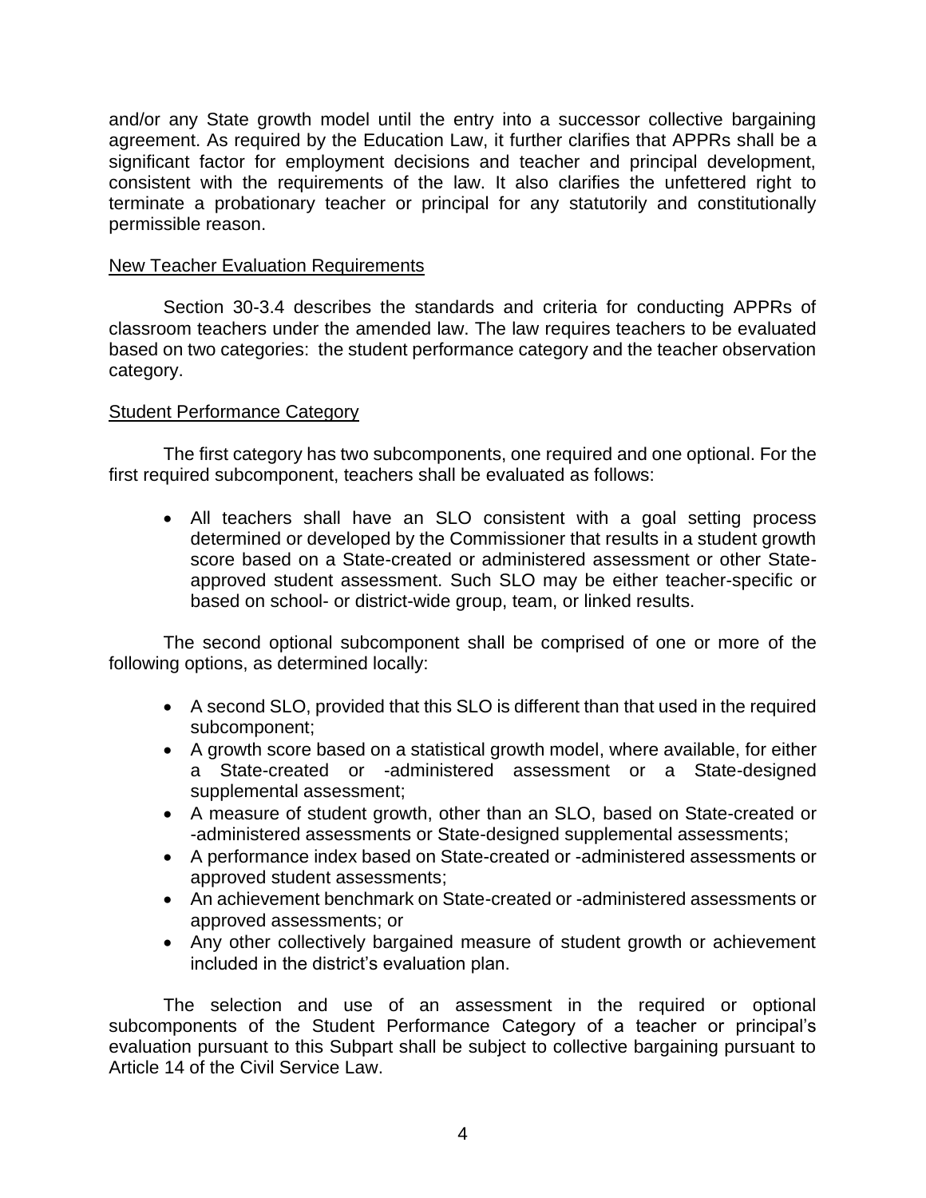and/or any State growth model until the entry into a successor collective bargaining agreement. As required by the Education Law, it further clarifies that APPRs shall be a significant factor for employment decisions and teacher and principal development, consistent with the requirements of the law. It also clarifies the unfettered right to terminate a probationary teacher or principal for any statutorily and constitutionally permissible reason.

## New Teacher Evaluation Requirements

Section 30-3.4 describes the standards and criteria for conducting APPRs of classroom teachers under the amended law. The law requires teachers to be evaluated based on two categories: the student performance category and the teacher observation category.

## Student Performance Category

The first category has two subcomponents, one required and one optional. For the first required subcomponent, teachers shall be evaluated as follows:

- All teachers shall have an SLO consistent with a goal setting process determined or developed by the Commissioner that results in a student growth score based on a State-created or administered assessment or other State-approved student assessment. Such SLO may be either teacher-specific or based on school- or district-wide group, team, or linked results.

The second optional subcomponent shall be comprised of one or more of the following options, as determined locally:

- A second SLO, provided that this SLO is different than that used in the required subcomponent;
- A growth score based on a statistical growth model, where available, for either a State-created or -administered assessment or a State-designed supplemental assessment;
- A measure of student growth, other than an SLO, based on State-created or -administered assessments or State-designed supplemental assessments;
- A performance index based on State-created or -administered assessments or approved student assessments;
- An achievement benchmark on State-created or -administered assessments or approved assessments; or
- Any other collectively bargained measure of student growth or achievement included in the district's evaluation plan.

The selection and use of an assessment in the required or optional subcomponents of the Student Performance Category of a teacher or principal's evaluation pursuant to this Subpart shall be subject to collective bargaining pursuant to Article 14 of the Civil Service Law.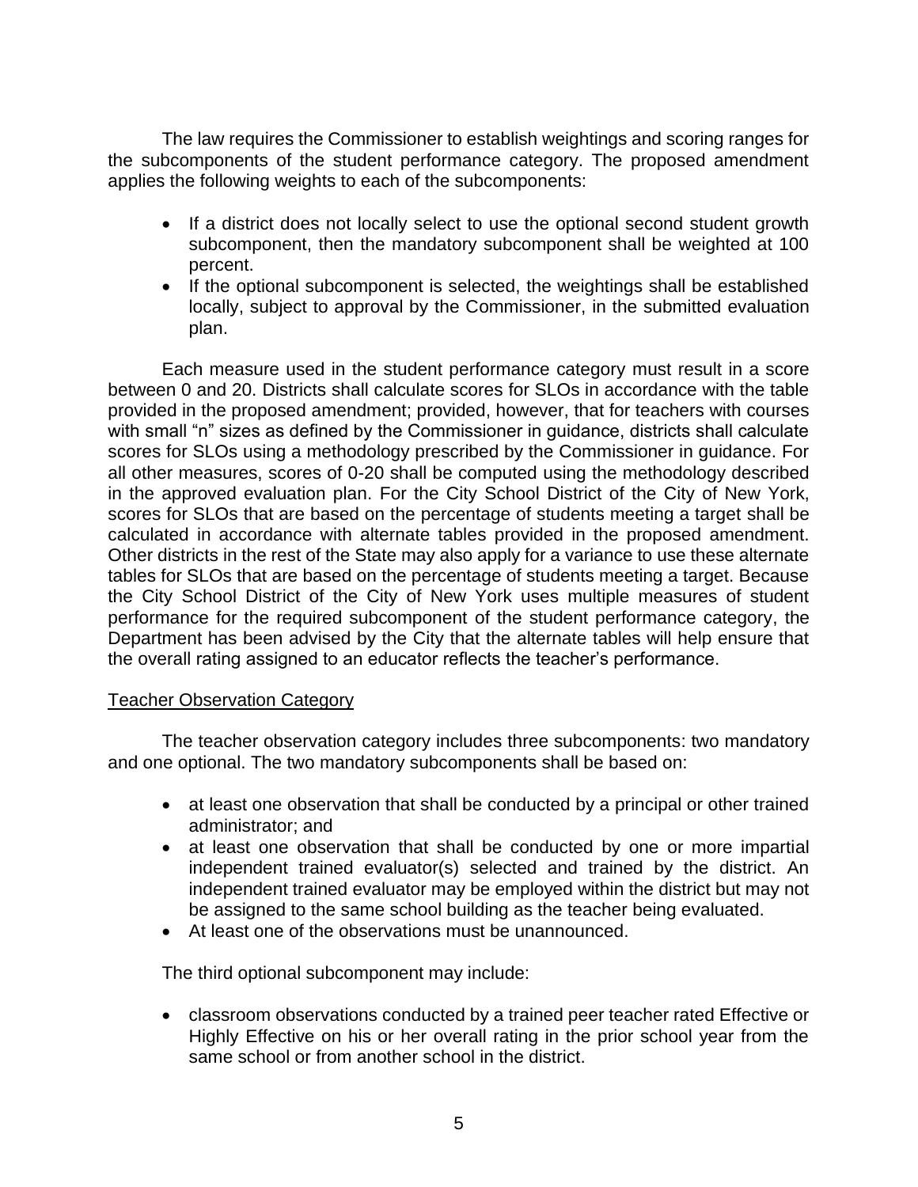The law requires the Commissioner to establish weightings and scoring ranges for the subcomponents of the student performance category. The proposed amendment applies the following weights to each of the subcomponents:

- If a district does not locally select to use the optional second student growth subcomponent, then the mandatory subcomponent shall be weighted at 100 percent.
- If the optional subcomponent is selected, the weightings shall be established locally, subject to approval by the Commissioner, in the submitted evaluation plan.

Each measure used in the student performance category must result in a score between 0 and 20. Districts shall calculate scores for SLOs in accordance with the table provided in the proposed amendment; provided, however, that for teachers with courses with small "n" sizes as defined by the Commissioner in guidance, districts shall calculate scores for SLOs using a methodology prescribed by the Commissioner in guidance. For all other measures, scores of 0-20 shall be computed using the methodology described in the approved evaluation plan. For the City School District of the City of New York, scores for SLOs that are based on the percentage of students meeting a target shall be calculated in accordance with alternate tables provided in the proposed amendment. Other districts in the rest of the State may also apply for a variance to use these alternate tables for SLOs that are based on the percentage of students meeting a target. Because the City School District of the City of New York uses multiple measures of student performance for the required subcomponent of the student performance category, the Department has been advised by the City that the alternate tables will help ensure that the overall rating assigned to an educator reflects the teacher's performance.

<u>Teacher Observation Category</u>

The teacher observation category includes three subcomponents: two mandatory and one optional. The two mandatory subcomponents shall be based on:

- at least one observation that shall be conducted by a principal or other trained administrator; and
- at least one observation that shall be conducted by one or more impartial independent trained evaluator(s) selected and trained by the district. An independent trained evaluator may be employed within the district but may not be assigned to the same school building as the teacher being evaluated.
- At least one of the observations must be unannounced.

The third optional subcomponent may include:

- classroom observations conducted by a trained peer teacher rated Effective or Highly Effective on his or her overall rating in the prior school year from the same school or from another school in the district.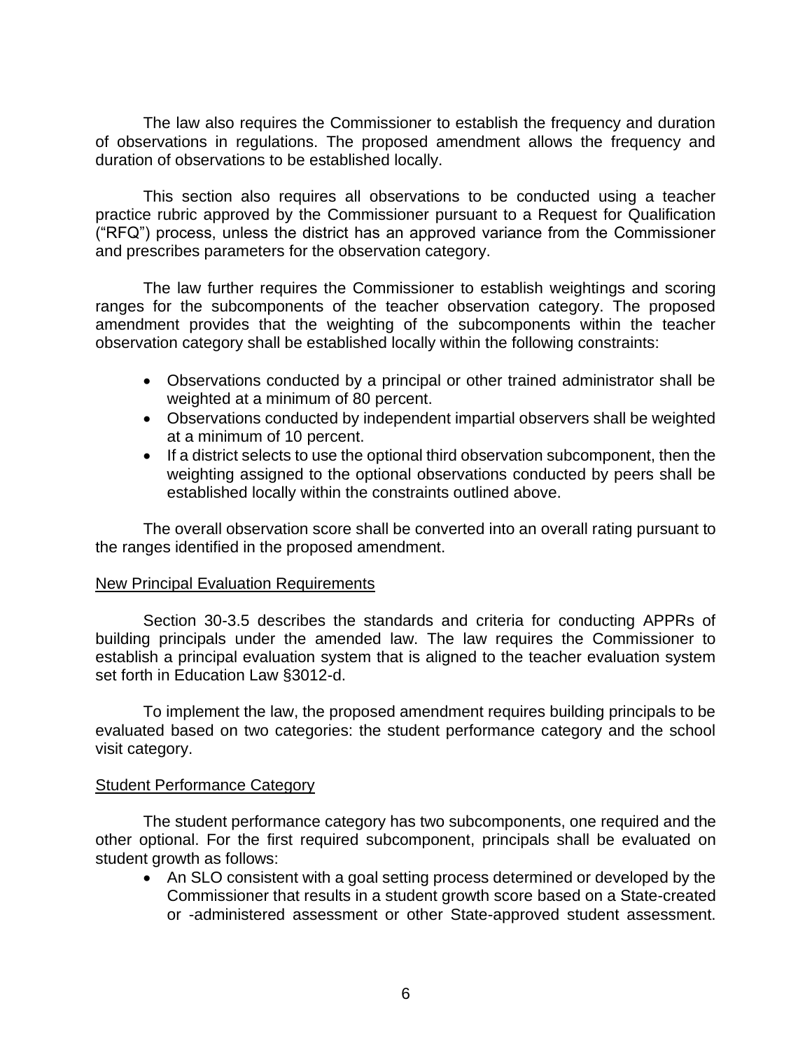The law also requires the Commissioner to establish the frequency and duration of observations in regulations. The proposed amendment allows the frequency and duration of observations to be established locally.

This section also requires all observations to be conducted using a teacher practice rubric approved by the Commissioner pursuant to a Request for Qualification ("RFQ") process, unless the district has an approved variance from the Commissioner and prescribes parameters for the observation category.

The law further requires the Commissioner to establish weightings and scoring ranges for the subcomponents of the teacher observation category. The proposed amendment provides that the weighting of the subcomponents within the teacher observation category shall be established locally within the following constraints:

- Observations conducted by a principal or other trained administrator shall be weighted at a minimum of 80 percent.
- Observations conducted by independent impartial observers shall be weighted at a minimum of 10 percent.
- If a district selects to use the optional third observation subcomponent, then the weighting assigned to the optional observations conducted by peers shall be established locally within the constraints outlined above.

The overall observation score shall be converted into an overall rating pursuant to the ranges identified in the proposed amendment.

## New Principal Evaluation Requirements

Section 30-3.5 describes the standards and criteria for conducting APPRs of building principals under the amended law. The law requires the Commissioner to establish a principal evaluation system that is aligned to the teacher evaluation system set forth in Education Law §3012-d.

To implement the law, the proposed amendment requires building principals to be evaluated based on two categories: the student performance category and the school visit category.

## Student Performance Category

The student performance category has two subcomponents, one required and the other optional. For the first required subcomponent, principals shall be evaluated on student growth as follows:

- An SLO consistent with a goal setting process determined or developed by the Commissioner that results in a student growth score based on a State-created or -administered assessment or other State-approved student assessment.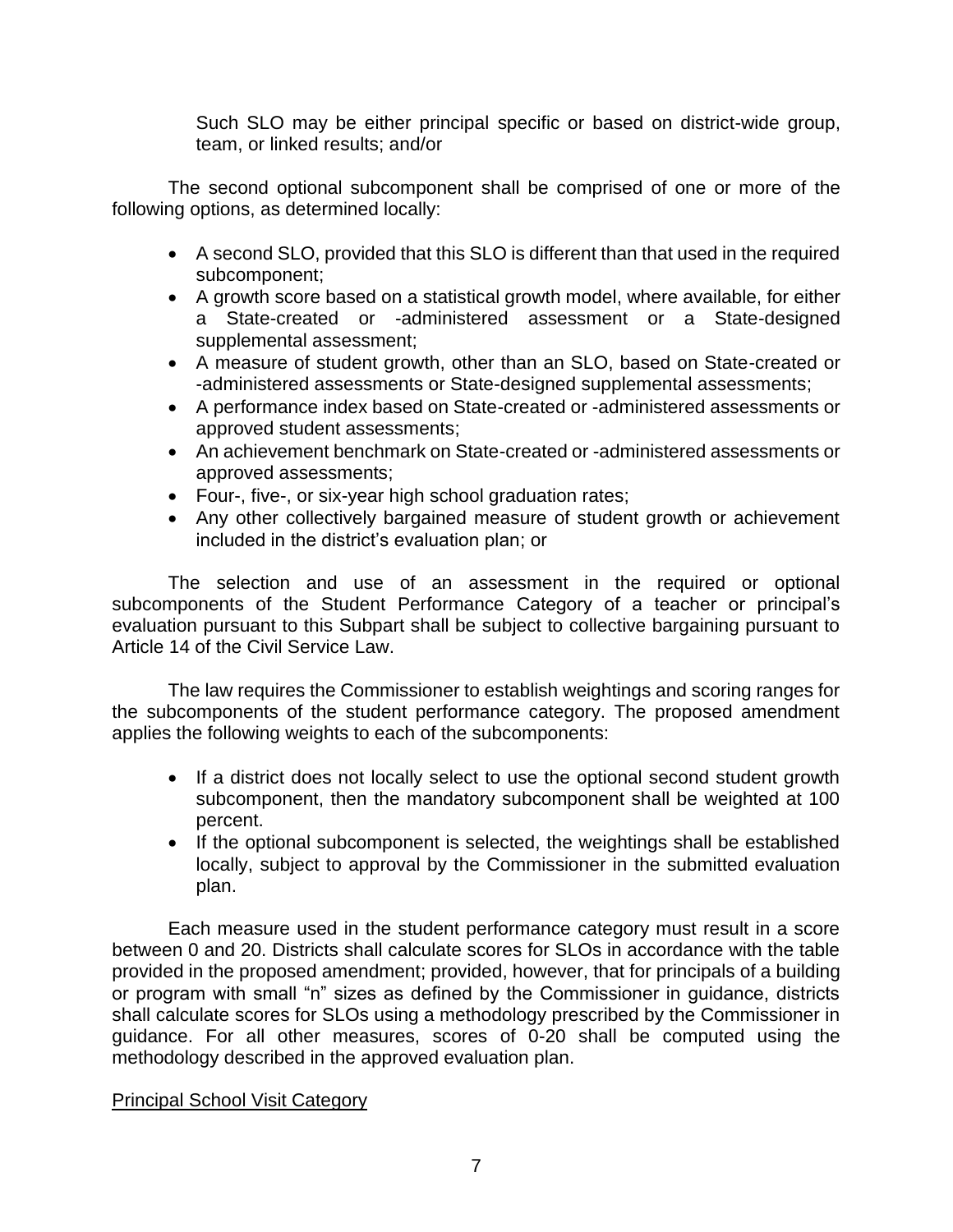Such SLO may be either principal specific or based on district-wide group, team, or linked results; and/or

The second optional subcomponent shall be comprised of one or more of the following options, as determined locally:

- A second SLO, provided that this SLO is different than that used in the required subcomponent;
- A growth score based on a statistical growth model, where available, for either a State-created or -administered assessment or a State-designed supplemental assessment;
- A measure of student growth, other than an SLO, based on State-created or -administered assessments or State-designed supplemental assessments;
- A performance index based on State-created or -administered assessments or approved student assessments;
- An achievement benchmark on State-created or -administered assessments or approved assessments;
- Four-, five-, or six-year high school graduation rates;
- Any other collectively bargained measure of student growth or achievement included in the district's evaluation plan; or

The selection and use of an assessment in the required or optional subcomponents of the Student Performance Category of a teacher or principal's evaluation pursuant to this Subpart shall be subject to collective bargaining pursuant to Article 14 of the Civil Service Law.

The law requires the Commissioner to establish weightings and scoring ranges for the subcomponents of the student performance category. The proposed amendment applies the following weights to each of the subcomponents:

- If a district does not locally select to use the optional second student growth subcomponent, then the mandatory subcomponent shall be weighted at 100 percent.
- If the optional subcomponent is selected, the weightings shall be established locally, subject to approval by the Commissioner in the submitted evaluation plan.

Each measure used in the student performance category must result in a score between 0 and 20. Districts shall calculate scores for SLOs in accordance with the table provided in the proposed amendment; provided, however, that for principals of a building or program with small "n" sizes as defined by the Commissioner in guidance, districts shall calculate scores for SLOs using a methodology prescribed by the Commissioner in guidance. For all other measures, scores of 0-20 shall be computed using the methodology described in the approved evaluation plan.

Principal School Visit Category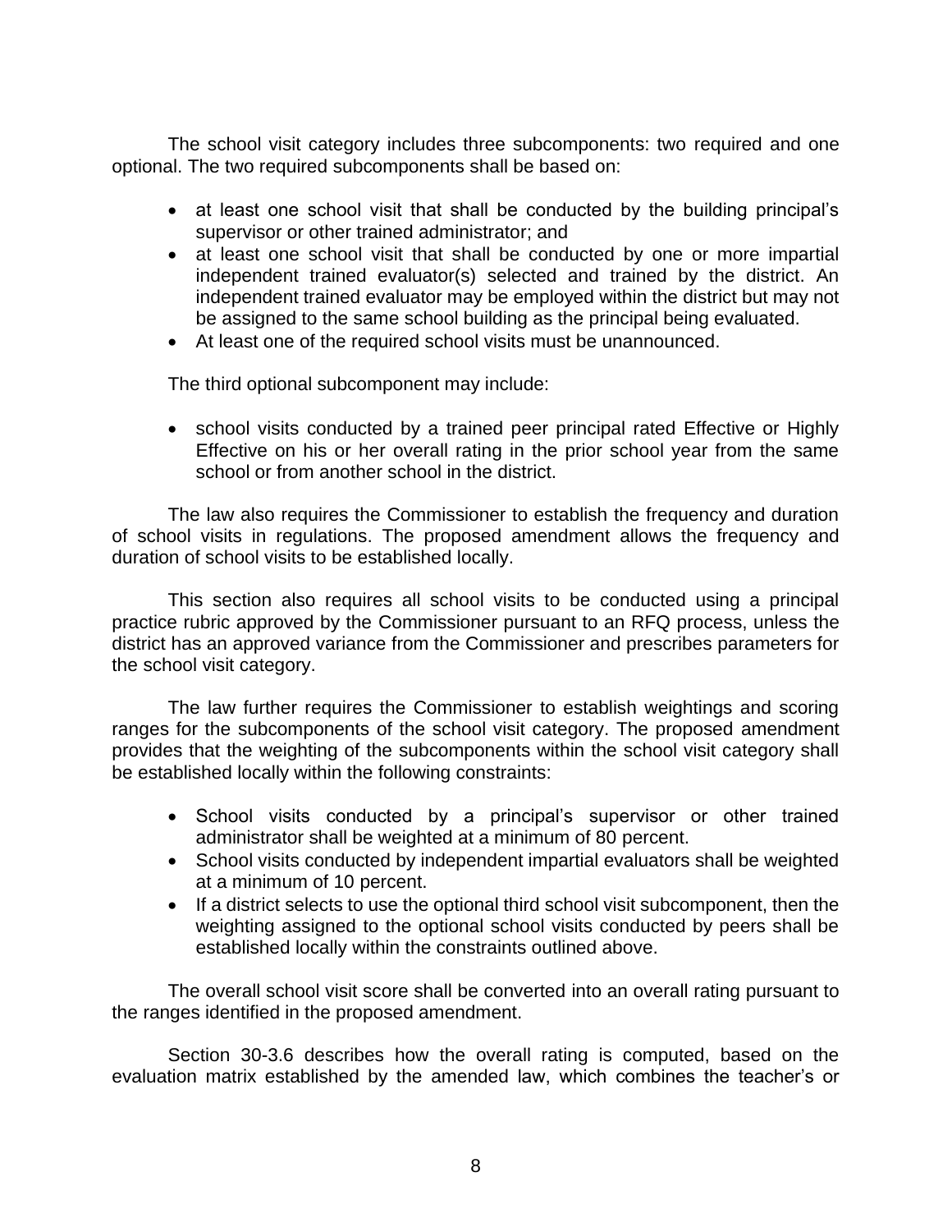The school visit category includes three subcomponents: two required and one optional. The two required subcomponents shall be based on:

- at least one school visit that shall be conducted by the building principal's supervisor or other trained administrator; and
- at least one school visit that shall be conducted by one or more impartial independent trained evaluator(s) selected and trained by the district. An independent trained evaluator may be employed within the district but may not be assigned to the same school building as the principal being evaluated.
- At least one of the required school visits must be unannounced.

The third optional subcomponent may include:

- school visits conducted by a trained peer principal rated Effective or Highly Effective on his or her overall rating in the prior school year from the same school or from another school in the district.

The law also requires the Commissioner to establish the frequency and duration of school visits in regulations. The proposed amendment allows the frequency and duration of school visits to be established locally.

This section also requires all school visits to be conducted using a principal practice rubric approved by the Commissioner pursuant to an RFQ process, unless the district has an approved variance from the Commissioner and prescribes parameters for the school visit category.

The law further requires the Commissioner to establish weightings and scoring ranges for the subcomponents of the school visit category. The proposed amendment provides that the weighting of the subcomponents within the school visit category shall be established locally within the following constraints:

- School visits conducted by a principal's supervisor or other trained administrator shall be weighted at a minimum of 80 percent.
- School visits conducted by independent impartial evaluators shall be weighted at a minimum of 10 percent.
- If a district selects to use the optional third school visit subcomponent, then the weighting assigned to the optional school visits conducted by peers shall be established locally within the constraints outlined above.

The overall school visit score shall be converted into an overall rating pursuant to the ranges identified in the proposed amendment.

Section 30-3.6 describes how the overall rating is computed, based on the evaluation matrix established by the amended law, which combines the teacher's or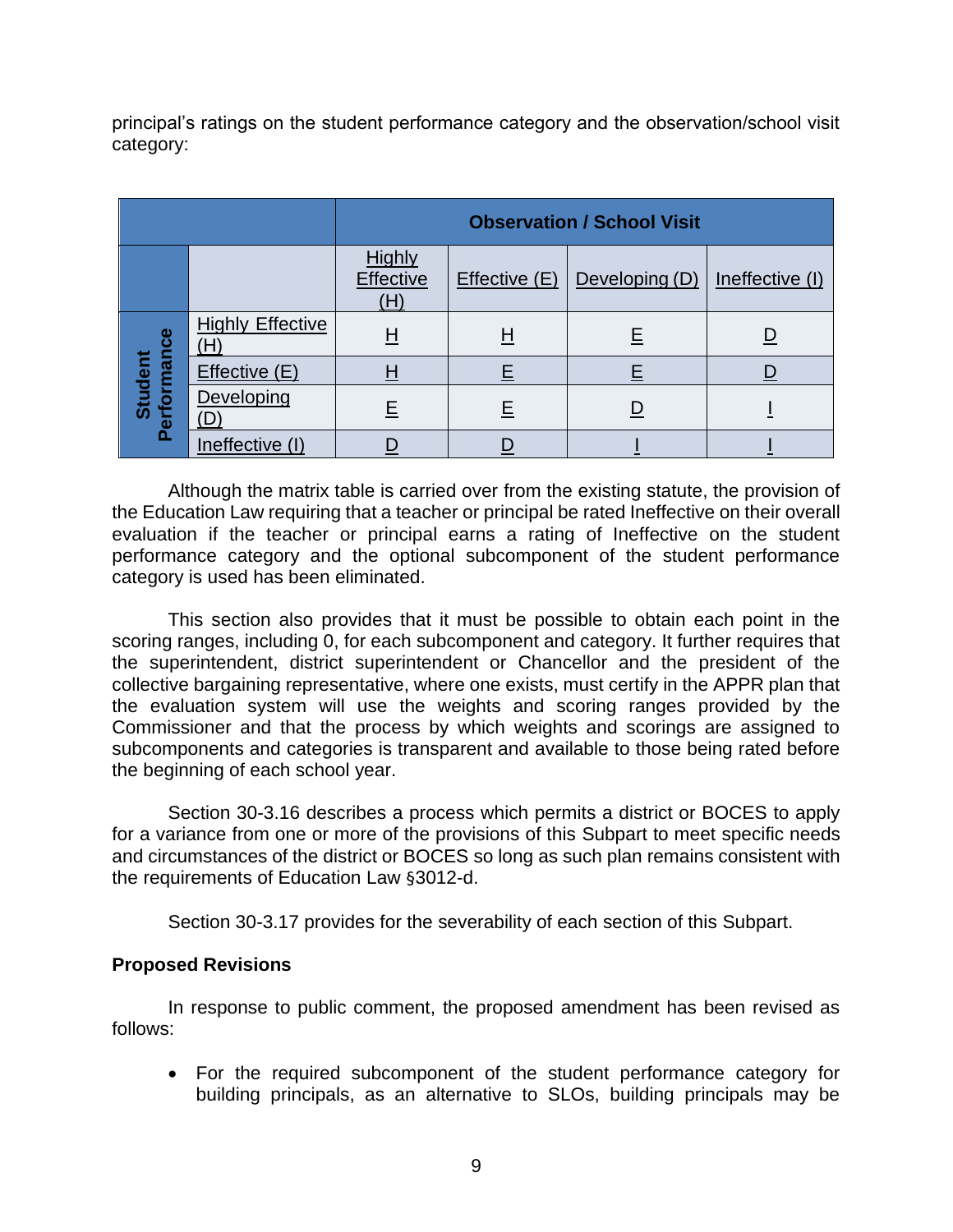principal's ratings on the student performance category and the observation/school visit category:

| | | Observation / School Visit | | | |
|---|---|---|---|---|---|
| | | Highly Effective (H) | Effective (E) | Developing (D) | Ineffective (I) |
| Student Performance | Highly Effective (H) | H | H | E | D |
| | Effective (E) | H | E | E | D |
| | Developing (D) | E | E | D | I |
| | Ineffective (I) | D | D | I | I |

Although the matrix table is carried over from the existing statute, the provision of the Education Law requiring that a teacher or principal be rated Ineffective on their overall evaluation if the teacher or principal earns a rating of Ineffective on the student performance category and the optional subcomponent of the student performance category is used has been eliminated.

This section also provides that it must be possible to obtain each point in the scoring ranges, including 0, for each subcomponent and category. It further requires that the superintendent, district superintendent or Chancellor and the president of the collective bargaining representative, where one exists, must certify in the APPR plan that the evaluation system will use the weights and scoring ranges provided by the Commissioner and that the process by which weights and scorings are assigned to subcomponents and categories is transparent and available to those being rated before the beginning of each school year.

Section 30-3.16 describes a process which permits a district or BOCES to apply for a variance from one or more of the provisions of this Subpart to meet specific needs and circumstances of the district or BOCES so long as such plan remains consistent with the requirements of Education Law §3012-d.

Section 30-3.17 provides for the severability of each section of this Subpart.

**Proposed Revisions**

In response to public comment, the proposed amendment has been revised as follows:

- For the required subcomponent of the student performance category for building principals, as an alternative to SLOs, building principals may be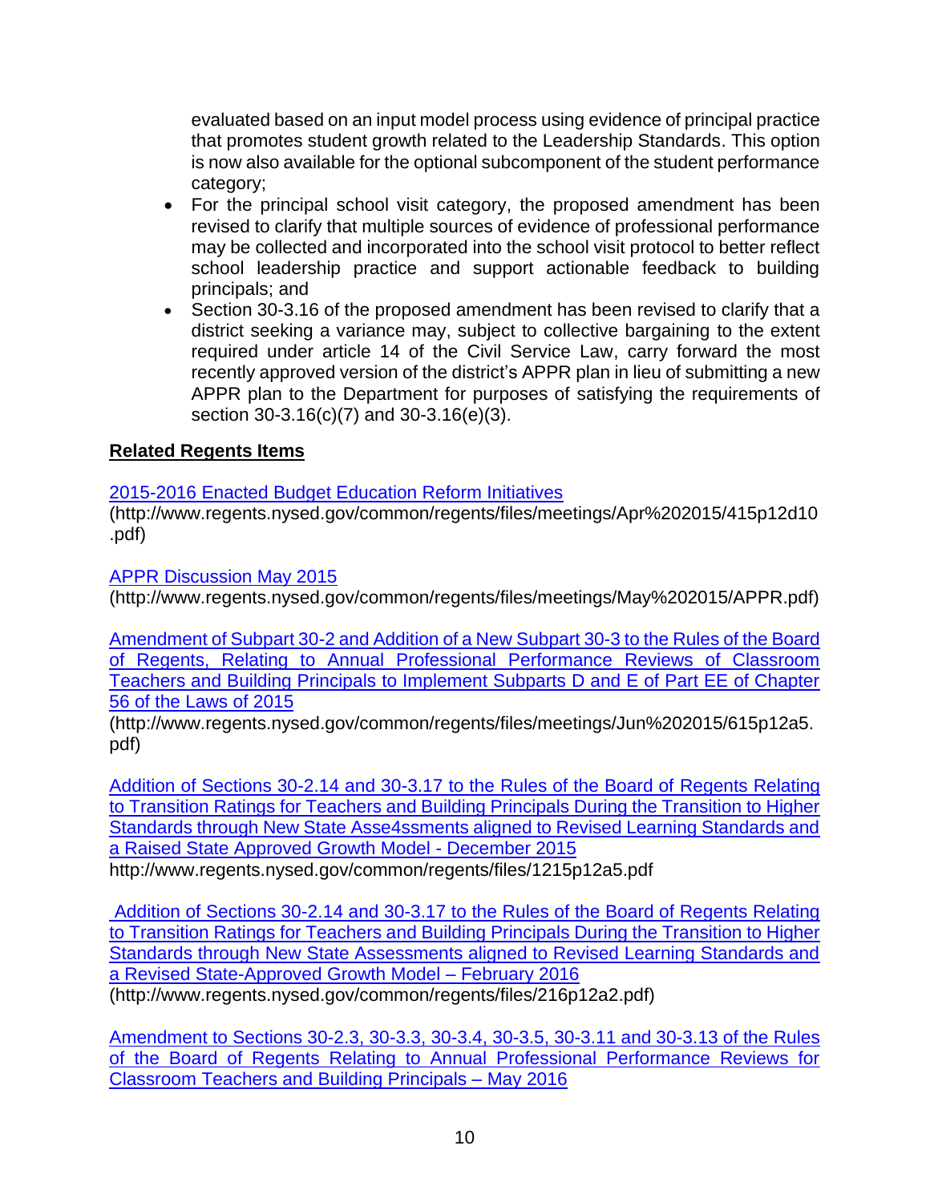evaluated based on an input model process using evidence of principal practice that promotes student growth related to the Leadership Standards. This option is now also available for the optional subcomponent of the student performance category;

- For the principal school visit category, the proposed amendment has been revised to clarify that multiple sources of evidence of professional performance may be collected and incorporated into the school visit protocol to better reflect school leadership practice and support actionable feedback to building principals; and
- Section 30-3.16 of the proposed amendment has been revised to clarify that a district seeking a variance may, subject to collective bargaining to the extent required under article 14 of the Civil Service Law, carry forward the most recently approved version of the district's APPR plan in lieu of submitting a new APPR plan to the Department for purposes of satisfying the requirements of section 30-3.16(c)(7) and 30-3.16(e)(3).

**Related Regents Items**

2015-2016 Enacted Budget Education Reform Initiatives
(http://www.regents.nysed.gov/common/regents/files/meetings/Apr%202015/415p12d10.pdf)

APPR Discussion May 2015
(http://www.regents.nysed.gov/common/regents/files/meetings/May%202015/APPR.pdf)

Amendment of Subpart 30-2 and Addition of a New Subpart 30-3 to the Rules of the Board of Regents, Relating to Annual Professional Performance Reviews of Classroom Teachers and Building Principals to Implement Subparts D and E of Part EE of Chapter 56 of the Laws of 2015
(http://www.regents.nysed.gov/common/regents/files/meetings/Jun%202015/615p12a5.pdf)

Addition of Sections 30-2.14 and 30-3.17 to the Rules of the Board of Regents Relating to Transition Ratings for Teachers and Building Principals During the Transition to Higher Standards through New State Asse4ssments aligned to Revised Learning Standards and a Raised State Approved Growth Model - December 2015
http://www.regents.nysed.gov/common/regents/files/1215p12a5.pdf

Addition of Sections 30-2.14 and 30-3.17 to the Rules of the Board of Regents Relating to Transition Ratings for Teachers and Building Principals During the Transition to Higher Standards through New State Assessments aligned to Revised Learning Standards and a Revised State-Approved Growth Model – February 2016
(http://www.regents.nysed.gov/common/regents/files/216p12a2.pdf)

Amendment to Sections 30-2.3, 30-3.3, 30-3.4, 30-3.5, 30-3.11 and 30-3.13 of the Rules of the Board of Regents Relating to Annual Professional Performance Reviews for Classroom Teachers and Building Principals – May 2016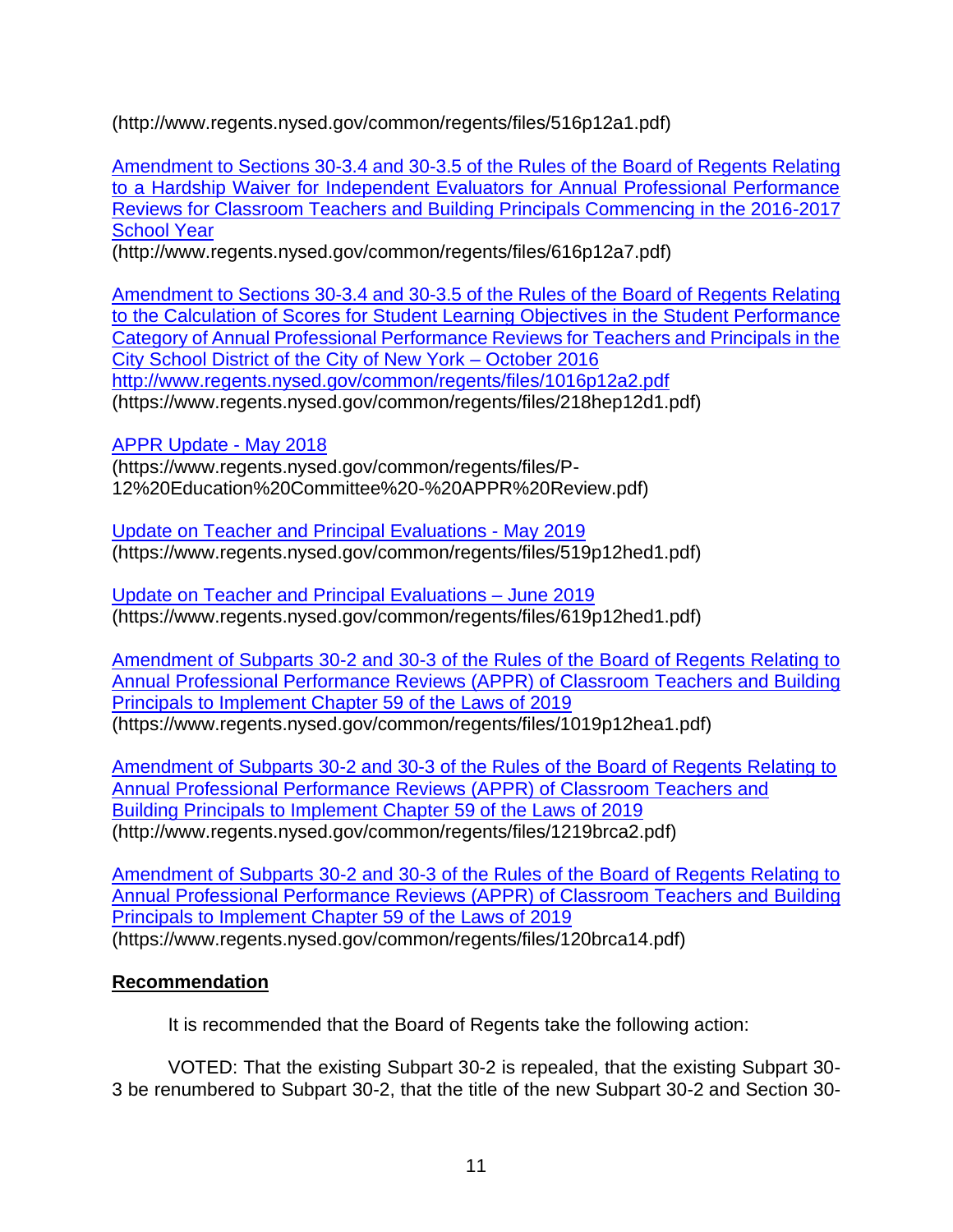(http://www.regents.nysed.gov/common/regents/files/516p12a1.pdf)

Amendment to Sections 30-3.4 and 30-3.5 of the Rules of the Board of Regents Relating to a Hardship Waiver for Independent Evaluators for Annual Professional Performance Reviews for Classroom Teachers and Building Principals Commencing in the 2016-2017 School Year
(http://www.regents.nysed.gov/common/regents/files/616p12a7.pdf)

Amendment to Sections 30-3.4 and 30-3.5 of the Rules of the Board of Regents Relating to the Calculation of Scores for Student Learning Objectives in the Student Performance Category of Annual Professional Performance Reviews for Teachers and Principals in the City School District of the City of New York – October 2016
http://www.regents.nysed.gov/common/regents/files/1016p12a2.pdf
(https://www.regents.nysed.gov/common/regents/files/218hep12d1.pdf)

APPR Update - May 2018
(https://www.regents.nysed.gov/common/regents/files/P-12%20Education%20Committee%20-%20APPR%20Review.pdf)

Update on Teacher and Principal Evaluations - May 2019
(https://www.regents.nysed.gov/common/regents/files/519p12hed1.pdf)

Update on Teacher and Principal Evaluations – June 2019
(https://www.regents.nysed.gov/common/regents/files/619p12hed1.pdf)

Amendment of Subparts 30-2 and 30-3 of the Rules of the Board of Regents Relating to Annual Professional Performance Reviews (APPR) of Classroom Teachers and Building Principals to Implement Chapter 59 of the Laws of 2019
(https://www.regents.nysed.gov/common/regents/files/1019p12hea1.pdf)

Amendment of Subparts 30-2 and 30-3 of the Rules of the Board of Regents Relating to Annual Professional Performance Reviews (APPR) of Classroom Teachers and Building Principals to Implement Chapter 59 of the Laws of 2019
(http://www.regents.nysed.gov/common/regents/files/1219brca2.pdf)

Amendment of Subparts 30-2 and 30-3 of the Rules of the Board of Regents Relating to Annual Professional Performance Reviews (APPR) of Classroom Teachers and Building Principals to Implement Chapter 59 of the Laws of 2019
(https://www.regents.nysed.gov/common/regents/files/120brca14.pdf)

**Recommendation**

It is recommended that the Board of Regents take the following action:

VOTED: That the existing Subpart 30-2 is repealed, that the existing Subpart 30-3 be renumbered to Subpart 30-2, that the title of the new Subpart 30-2 and Section 30-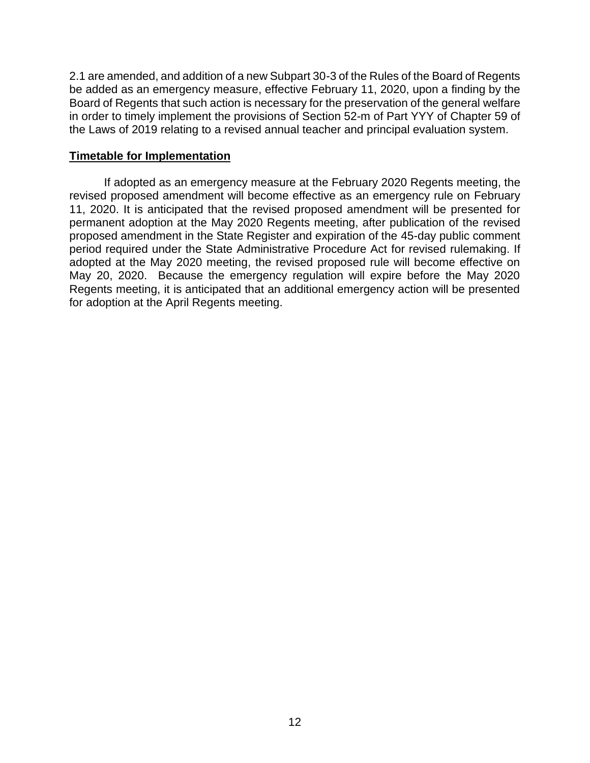2.1 are amended, and addition of a new Subpart 30-3 of the Rules of the Board of Regents be added as an emergency measure, effective February 11, 2020, upon a finding by the Board of Regents that such action is necessary for the preservation of the general welfare in order to timely implement the provisions of Section 52-m of Part YYY of Chapter 59 of the Laws of 2019 relating to a revised annual teacher and principal evaluation system.

**Timetable for Implementation**

If adopted as an emergency measure at the February 2020 Regents meeting, the revised proposed amendment will become effective as an emergency rule on February 11, 2020. It is anticipated that the revised proposed amendment will be presented for permanent adoption at the May 2020 Regents meeting, after publication of the revised proposed amendment in the State Register and expiration of the 45-day public comment period required under the State Administrative Procedure Act for revised rulemaking. If adopted at the May 2020 meeting, the revised proposed rule will become effective on May 20, 2020. Because the emergency regulation will expire before the May 2020 Regents meeting, it is anticipated that an additional emergency action will be presented for adoption at the April Regents meeting.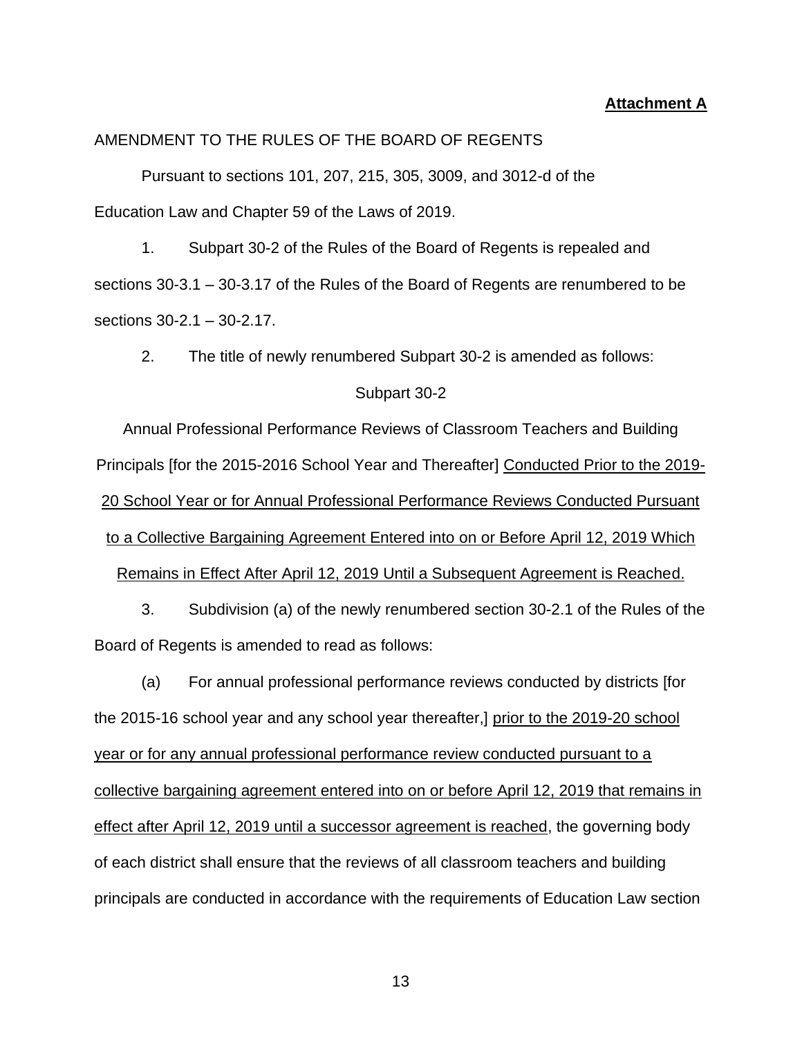**Attachment A**

AMENDMENT TO THE RULES OF THE BOARD OF REGENTS

Pursuant to sections 101, 207, 215, 305, 3009, and 3012-d of the Education Law and Chapter 59 of the Laws of 2019.

1. Subpart 30-2 of the Rules of the Board of Regents is repealed and sections 30-3.1 – 30-3.17 of the Rules of the Board of Regents are renumbered to be sections 30-2.1 – 30-2.17.

2. The title of newly renumbered Subpart 30-2 is amended as follows:

Subpart 30-2

Annual Professional Performance Reviews of Classroom Teachers and Building Principals [for the 2015-2016 School Year and Thereafter] <u>Conducted Prior to the 2019-20 School Year or for Annual Professional Performance Reviews Conducted Pursuant to a Collective Bargaining Agreement Entered into on or Before April 12, 2019 Which Remains in Effect After April 12, 2019 Until a Subsequent Agreement is Reached.</u>

3. Subdivision (a) of the newly renumbered section 30-2.1 of the Rules of the Board of Regents is amended to read as follows:

(a) For annual professional performance reviews conducted by districts [for the 2015-16 school year and any school year thereafter,] <u>prior to the 2019-20 school year or for any annual professional performance review conducted pursuant to a collective bargaining agreement entered into on or before April 12, 2019 that remains in effect after April 12, 2019 until a successor agreement is reached</u>, the governing body of each district shall ensure that the reviews of all classroom teachers and building principals are conducted in accordance with the requirements of Education Law section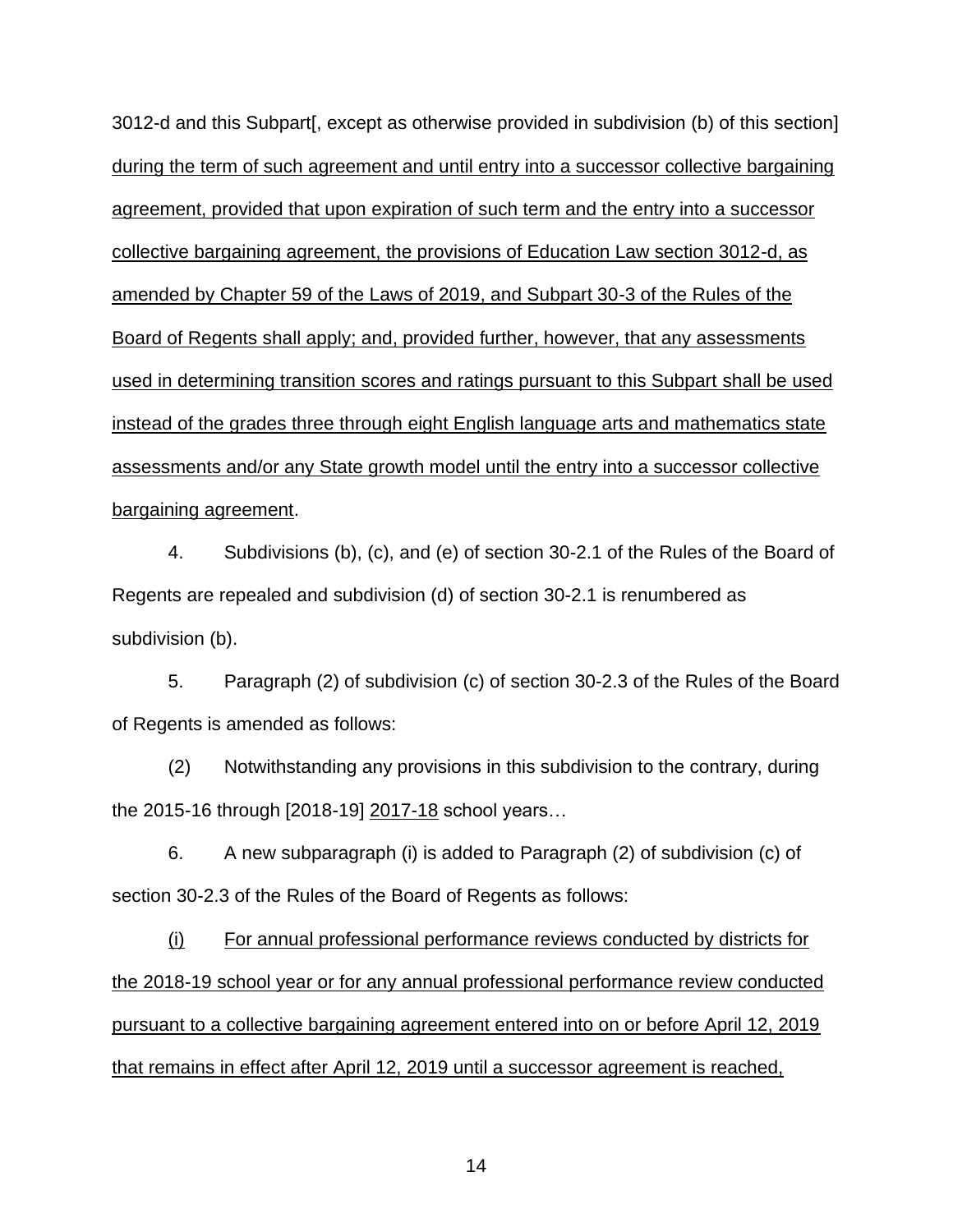3012-d and this Subpart[, except as otherwise provided in subdivision (b) of this section] <u>during the term of such agreement and until entry into a successor collective bargaining agreement, provided that upon expiration of such term and the entry into a successor collective bargaining agreement, the provisions of Education Law section 3012-d, as amended by Chapter 59 of the Laws of 2019, and Subpart 30-3 of the Rules of the Board of Regents shall apply; and, provided further, however, that any assessments used in determining transition scores and ratings pursuant to this Subpart shall be used instead of the grades three through eight English language arts and mathematics state assessments and/or any State growth model until the entry into a successor collective bargaining agreement</u>.

4. Subdivisions (b), (c), and (e) of section 30-2.1 of the Rules of the Board of Regents are repealed and subdivision (d) of section 30-2.1 is renumbered as subdivision (b).

5. Paragraph (2) of subdivision (c) of section 30-2.3 of the Rules of the Board of Regents is amended as follows:

(2) Notwithstanding any provisions in this subdivision to the contrary, during the 2015-16 through [2018-19] <u>2017-18</u> school years…

6. A new subparagraph (i) is added to Paragraph (2) of subdivision (c) of section 30-2.3 of the Rules of the Board of Regents as follows:

<u>(i) For annual professional performance reviews conducted by districts for the 2018-19 school year or for any annual professional performance review conducted pursuant to a collective bargaining agreement entered into on or before April 12, 2019 that remains in effect after April 12, 2019 until a successor agreement is reached,</u>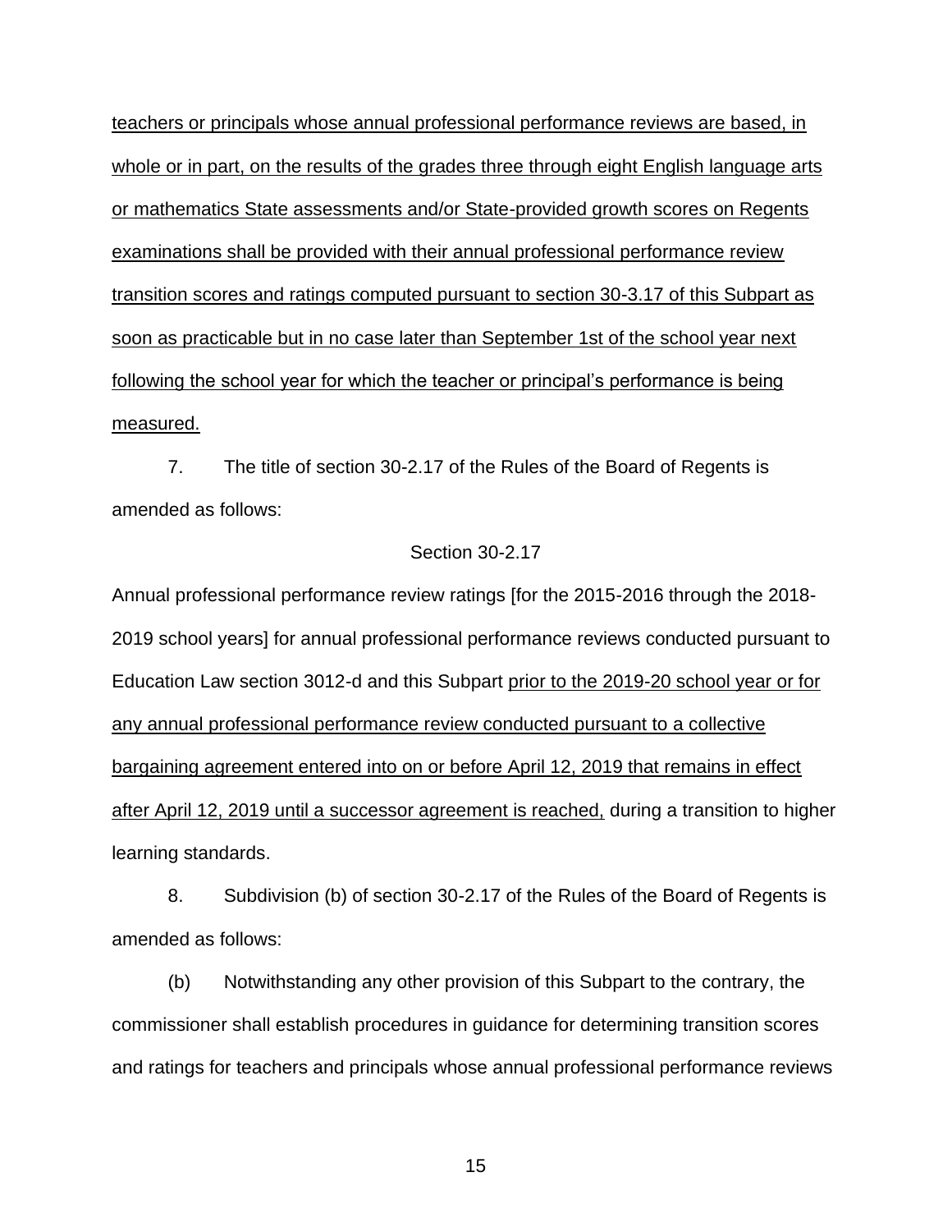teachers or principals whose annual professional performance reviews are based, in whole or in part, on the results of the grades three through eight English language arts or mathematics State assessments and/or State-provided growth scores on Regents examinations shall be provided with their annual professional performance review transition scores and ratings computed pursuant to section 30-3.17 of this Subpart as soon as practicable but in no case later than September 1st of the school year next following the school year for which the teacher or principal's performance is being measured.

7. The title of section 30-2.17 of the Rules of the Board of Regents is amended as follows:

Section 30-2.17

Annual professional performance review ratings [for the 2015-2016 through the 2018-2019 school years] for annual professional performance reviews conducted pursuant to Education Law section 3012-d and this Subpart prior to the 2019-20 school year or for any annual professional performance review conducted pursuant to a collective bargaining agreement entered into on or before April 12, 2019 that remains in effect after April 12, 2019 until a successor agreement is reached, during a transition to higher learning standards.

8. Subdivision (b) of section 30-2.17 of the Rules of the Board of Regents is amended as follows:

(b) Notwithstanding any other provision of this Subpart to the contrary, the commissioner shall establish procedures in guidance for determining transition scores and ratings for teachers and principals whose annual professional performance reviews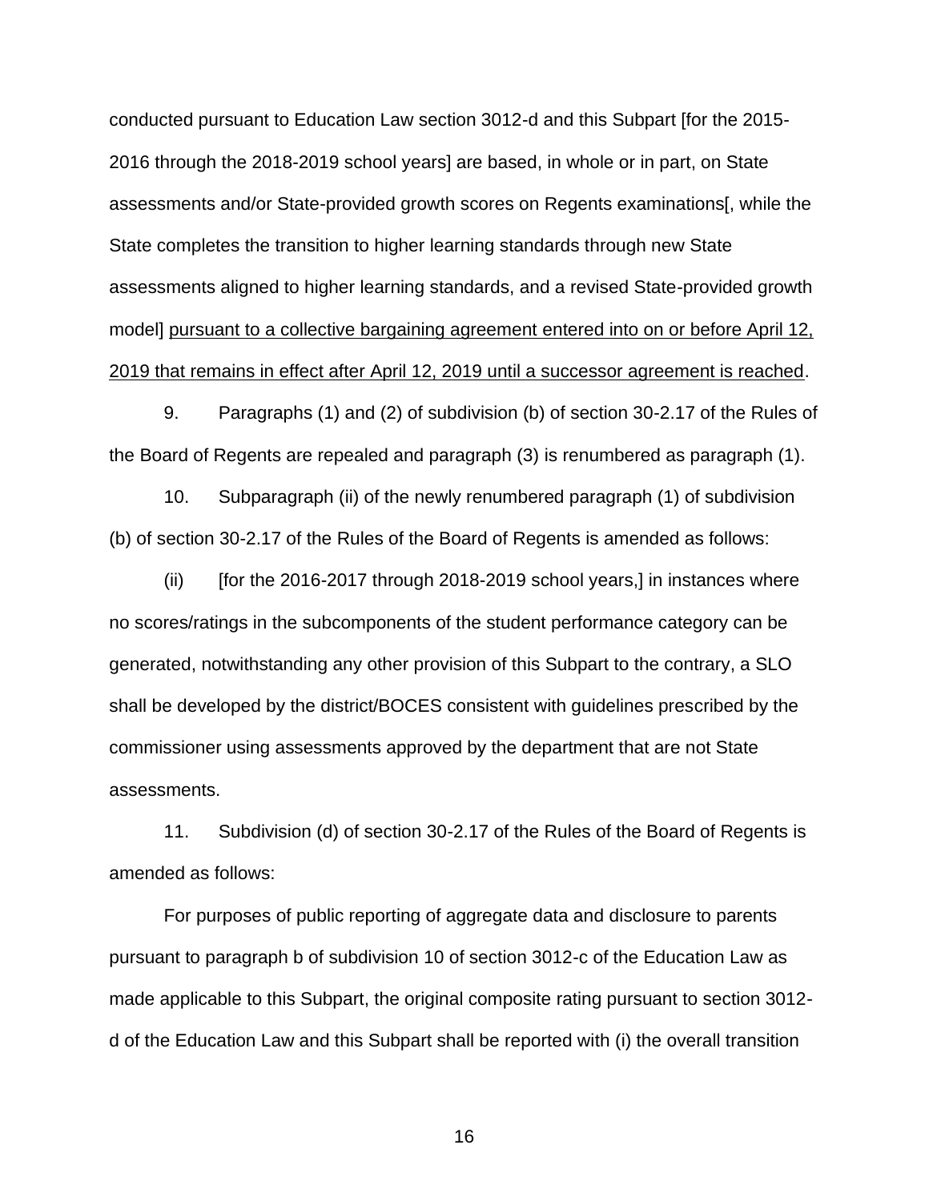conducted pursuant to Education Law section 3012-d and this Subpart [for the 2015-2016 through the 2018-2019 school years] are based, in whole or in part, on State assessments and/or State-provided growth scores on Regents examinations[, while the State completes the transition to higher learning standards through new State assessments aligned to higher learning standards, and a revised State-provided growth model] <u>pursuant to a collective bargaining agreement entered into on or before April 12, 2019 that remains in effect after April 12, 2019 until a successor agreement is reached</u>.

9. Paragraphs (1) and (2) of subdivision (b) of section 30-2.17 of the Rules of the Board of Regents are repealed and paragraph (3) is renumbered as paragraph (1).

10. Subparagraph (ii) of the newly renumbered paragraph (1) of subdivision (b) of section 30-2.17 of the Rules of the Board of Regents is amended as follows:

(ii) [for the 2016-2017 through 2018-2019 school years,] in instances where no scores/ratings in the subcomponents of the student performance category can be generated, notwithstanding any other provision of this Subpart to the contrary, a SLO shall be developed by the district/BOCES consistent with guidelines prescribed by the commissioner using assessments approved by the department that are not State assessments.

11. Subdivision (d) of section 30-2.17 of the Rules of the Board of Regents is amended as follows:

For purposes of public reporting of aggregate data and disclosure to parents pursuant to paragraph b of subdivision 10 of section 3012-c of the Education Law as made applicable to this Subpart, the original composite rating pursuant to section 3012-d of the Education Law and this Subpart shall be reported with (i) the overall transition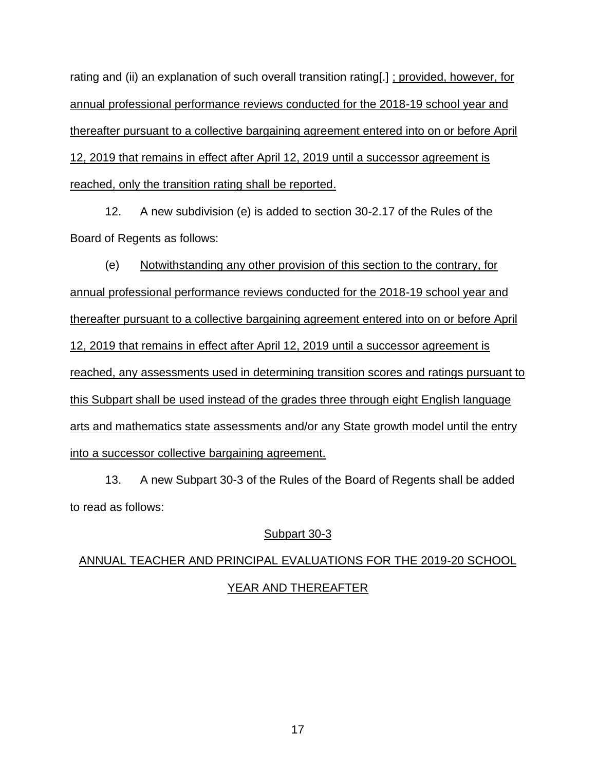rating and (ii) an explanation of such overall transition rating[.] ; provided, however, for annual professional performance reviews conducted for the 2018-19 school year and thereafter pursuant to a collective bargaining agreement entered into on or before April 12, 2019 that remains in effect after April 12, 2019 until a successor agreement is reached, only the transition rating shall be reported.

12. A new subdivision (e) is added to section 30-2.17 of the Rules of the Board of Regents as follows:

(e) Notwithstanding any other provision of this section to the contrary, for annual professional performance reviews conducted for the 2018-19 school year and thereafter pursuant to a collective bargaining agreement entered into on or before April 12, 2019 that remains in effect after April 12, 2019 until a successor agreement is reached, any assessments used in determining transition scores and ratings pursuant to this Subpart shall be used instead of the grades three through eight English language arts and mathematics state assessments and/or any State growth model until the entry into a successor collective bargaining agreement.

13. A new Subpart 30-3 of the Rules of the Board of Regents shall be added to read as follows:

## Subpart 30-3

## ANNUAL TEACHER AND PRINCIPAL EVALUATIONS FOR THE 2019-20 SCHOOL YEAR AND THEREAFTER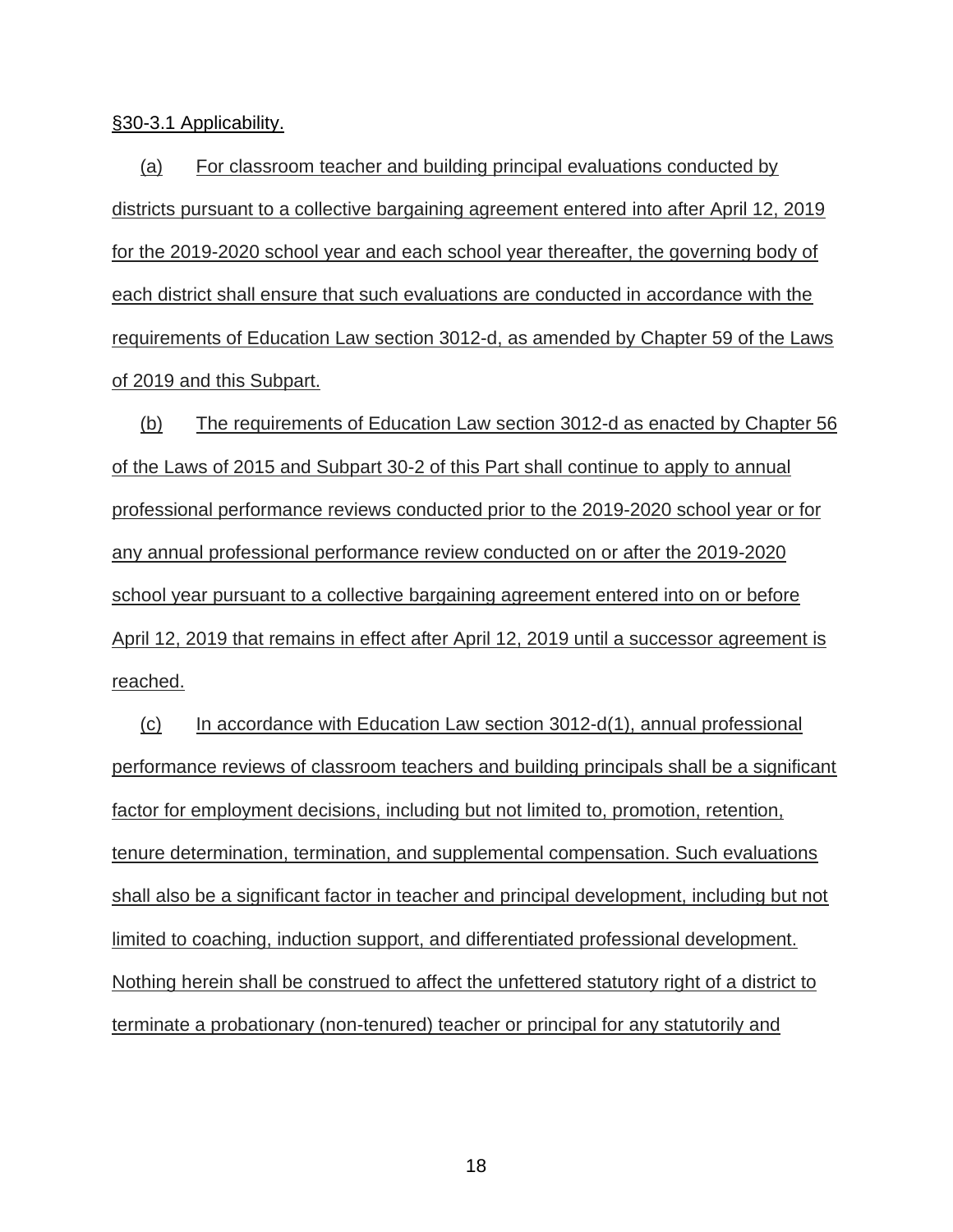§30-3.1 Applicability.

(a) For classroom teacher and building principal evaluations conducted by districts pursuant to a collective bargaining agreement entered into after April 12, 2019 for the 2019-2020 school year and each school year thereafter, the governing body of each district shall ensure that such evaluations are conducted in accordance with the requirements of Education Law section 3012-d, as amended by Chapter 59 of the Laws of 2019 and this Subpart.

(b) The requirements of Education Law section 3012-d as enacted by Chapter 56 of the Laws of 2015 and Subpart 30-2 of this Part shall continue to apply to annual professional performance reviews conducted prior to the 2019-2020 school year or for any annual professional performance review conducted on or after the 2019-2020 school year pursuant to a collective bargaining agreement entered into on or before April 12, 2019 that remains in effect after April 12, 2019 until a successor agreement is reached.

(c) In accordance with Education Law section 3012-d(1), annual professional performance reviews of classroom teachers and building principals shall be a significant factor for employment decisions, including but not limited to, promotion, retention, tenure determination, termination, and supplemental compensation. Such evaluations shall also be a significant factor in teacher and principal development, including but not limited to coaching, induction support, and differentiated professional development. Nothing herein shall be construed to affect the unfettered statutory right of a district to terminate a probationary (non-tenured) teacher or principal for any statutorily and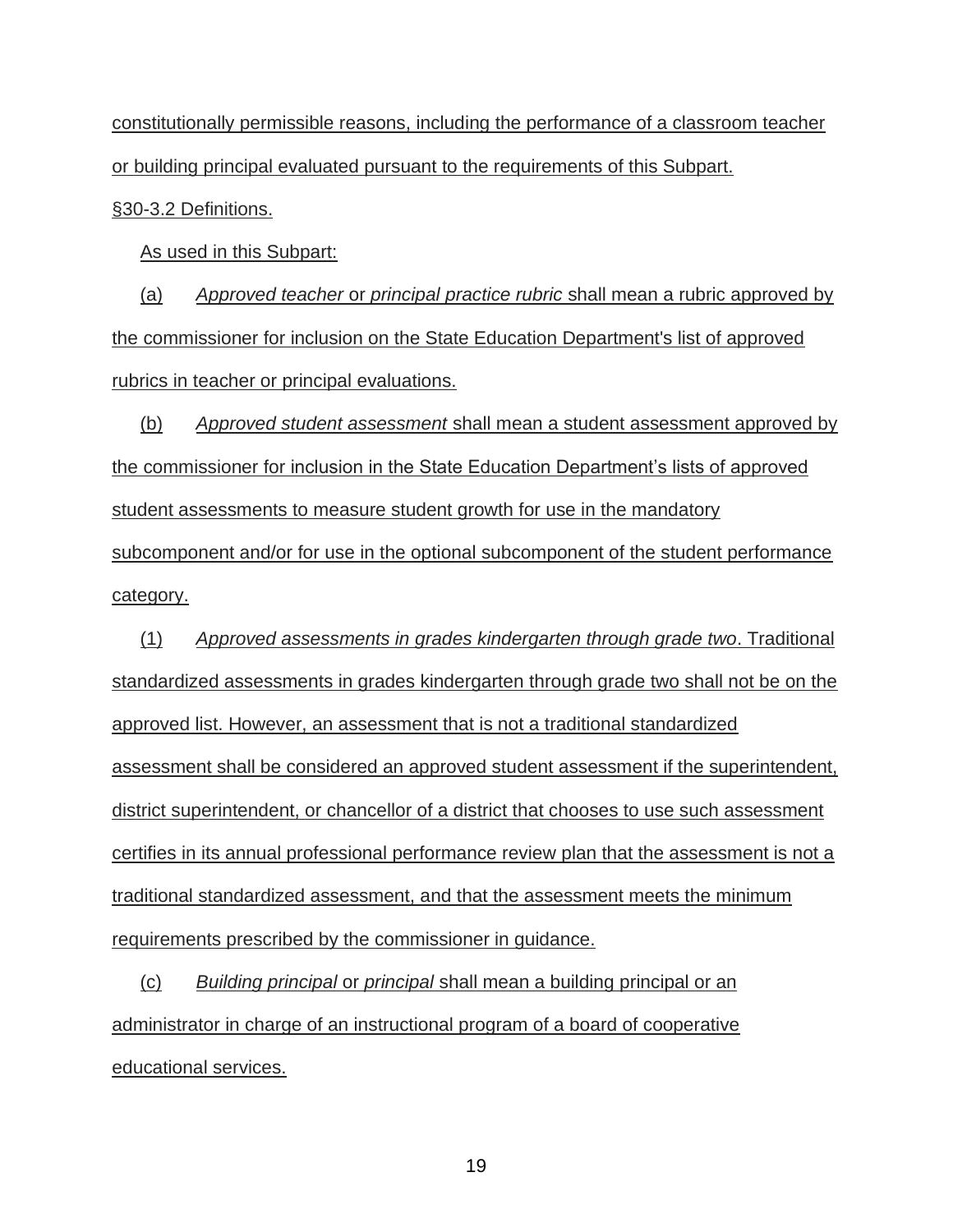constitutionally permissible reasons, including the performance of a classroom teacher or building principal evaluated pursuant to the requirements of this Subpart.

§30-3.2 Definitions.

As used in this Subpart:

(a) *Approved teacher* or *principal practice rubric* shall mean a rubric approved by the commissioner for inclusion on the State Education Department's list of approved rubrics in teacher or principal evaluations.

(b) *Approved student assessment* shall mean a student assessment approved by the commissioner for inclusion in the State Education Department's lists of approved student assessments to measure student growth for use in the mandatory subcomponent and/or for use in the optional subcomponent of the student performance category.

(1) *Approved assessments in grades kindergarten through grade two*. Traditional standardized assessments in grades kindergarten through grade two shall not be on the approved list. However, an assessment that is not a traditional standardized assessment shall be considered an approved student assessment if the superintendent, district superintendent, or chancellor of a district that chooses to use such assessment certifies in its annual professional performance review plan that the assessment is not a traditional standardized assessment, and that the assessment meets the minimum requirements prescribed by the commissioner in guidance.

(c) *Building principal* or *principal* shall mean a building principal or an administrator in charge of an instructional program of a board of cooperative educational services.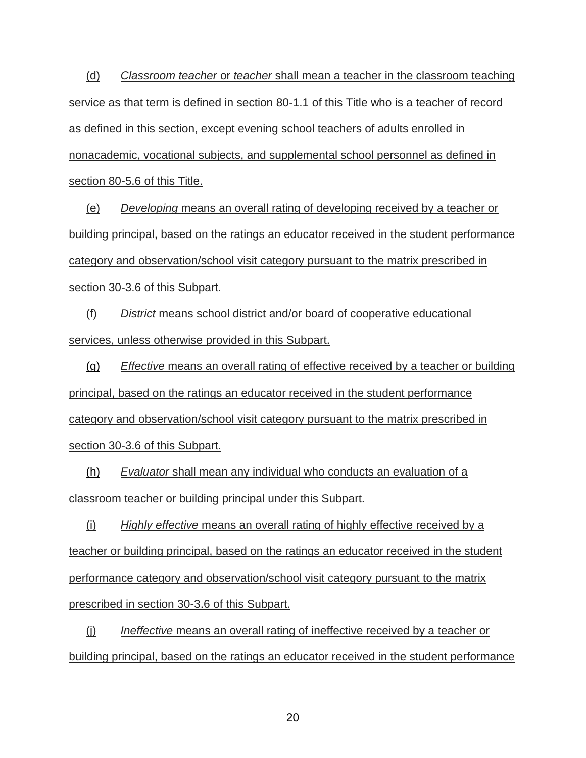(d) *Classroom teacher* or *teacher* shall mean a teacher in the classroom teaching service as that term is defined in section 80-1.1 of this Title who is a teacher of record as defined in this section, except evening school teachers of adults enrolled in nonacademic, vocational subjects, and supplemental school personnel as defined in section 80-5.6 of this Title.

(e) *Developing* means an overall rating of developing received by a teacher or building principal, based on the ratings an educator received in the student performance category and observation/school visit category pursuant to the matrix prescribed in section 30-3.6 of this Subpart.

(f) *District* means school district and/or board of cooperative educational services, unless otherwise provided in this Subpart.

(g) *Effective* means an overall rating of effective received by a teacher or building principal, based on the ratings an educator received in the student performance category and observation/school visit category pursuant to the matrix prescribed in section 30-3.6 of this Subpart.

(h) *Evaluator* shall mean any individual who conducts an evaluation of a classroom teacher or building principal under this Subpart.

(i) *Highly effective* means an overall rating of highly effective received by a teacher or building principal, based on the ratings an educator received in the student performance category and observation/school visit category pursuant to the matrix prescribed in section 30-3.6 of this Subpart.

(j) *Ineffective* means an overall rating of ineffective received by a teacher or building principal, based on the ratings an educator received in the student performance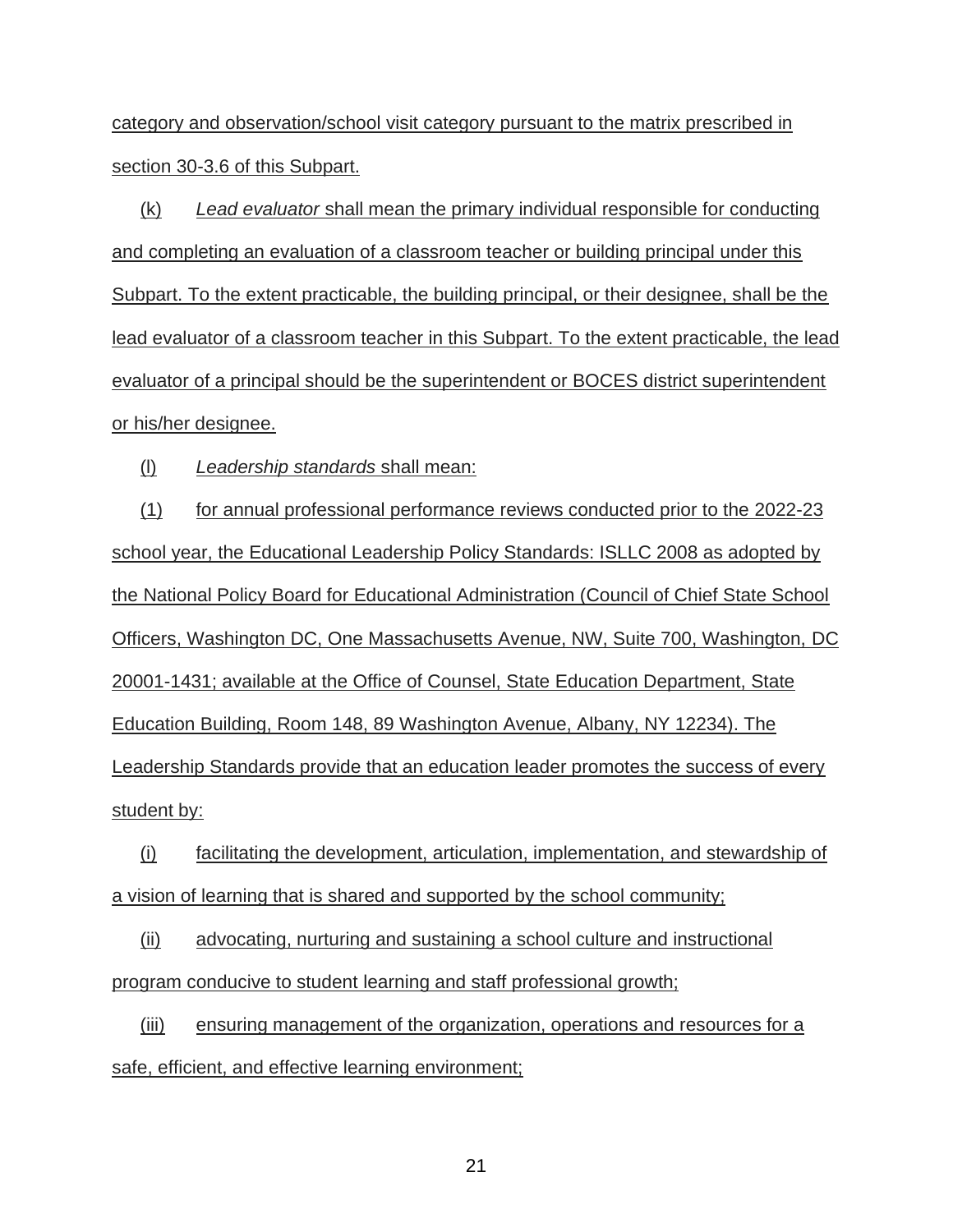category and observation/school visit category pursuant to the matrix prescribed in section 30-3.6 of this Subpart.

(k) *Lead evaluator* shall mean the primary individual responsible for conducting and completing an evaluation of a classroom teacher or building principal under this Subpart. To the extent practicable, the building principal, or their designee, shall be the lead evaluator of a classroom teacher in this Subpart. To the extent practicable, the lead evaluator of a principal should be the superintendent or BOCES district superintendent or his/her designee.

(l) *Leadership standards* shall mean:

(1) for annual professional performance reviews conducted prior to the 2022-23 school year, the Educational Leadership Policy Standards: ISLLC 2008 as adopted by the National Policy Board for Educational Administration (Council of Chief State School Officers, Washington DC, One Massachusetts Avenue, NW, Suite 700, Washington, DC 20001-1431; available at the Office of Counsel, State Education Department, State Education Building, Room 148, 89 Washington Avenue, Albany, NY 12234). The Leadership Standards provide that an education leader promotes the success of every student by:

(i) facilitating the development, articulation, implementation, and stewardship of a vision of learning that is shared and supported by the school community;

(ii) advocating, nurturing and sustaining a school culture and instructional program conducive to student learning and staff professional growth;

(iii) ensuring management of the organization, operations and resources for a safe, efficient, and effective learning environment;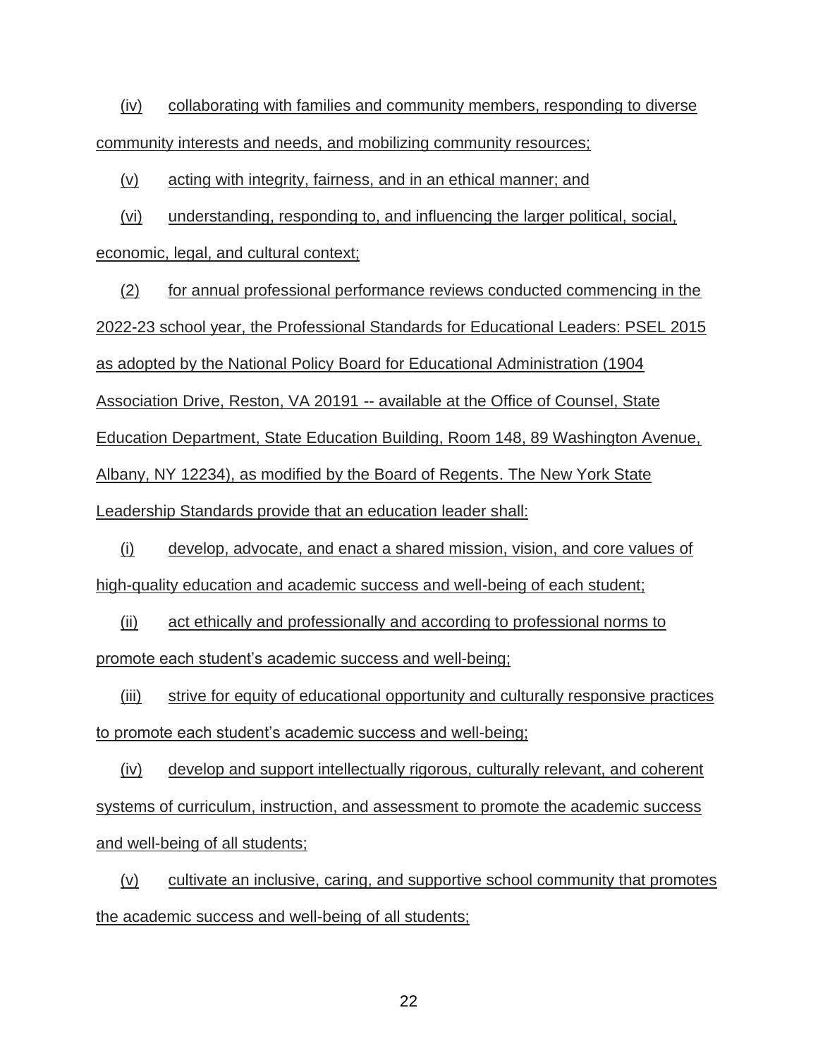(iv) collaborating with families and community members, responding to diverse community interests and needs, and mobilizing community resources;

(v) acting with integrity, fairness, and in an ethical manner; and

(vi) understanding, responding to, and influencing the larger political, social, economic, legal, and cultural context;

(2) for annual professional performance reviews conducted commencing in the 2022-23 school year, the Professional Standards for Educational Leaders: PSEL 2015 as adopted by the National Policy Board for Educational Administration (1904 Association Drive, Reston, VA 20191 -- available at the Office of Counsel, State Education Department, State Education Building, Room 148, 89 Washington Avenue, Albany, NY 12234), as modified by the Board of Regents. The New York State Leadership Standards provide that an education leader shall:

(i) develop, advocate, and enact a shared mission, vision, and core values of high-quality education and academic success and well-being of each student;

(ii) act ethically and professionally and according to professional norms to promote each student's academic success and well-being;

(iii) strive for equity of educational opportunity and culturally responsive practices to promote each student's academic success and well-being;

(iv) develop and support intellectually rigorous, culturally relevant, and coherent systems of curriculum, instruction, and assessment to promote the academic success and well-being of all students;

(v) cultivate an inclusive, caring, and supportive school community that promotes the academic success and well-being of all students;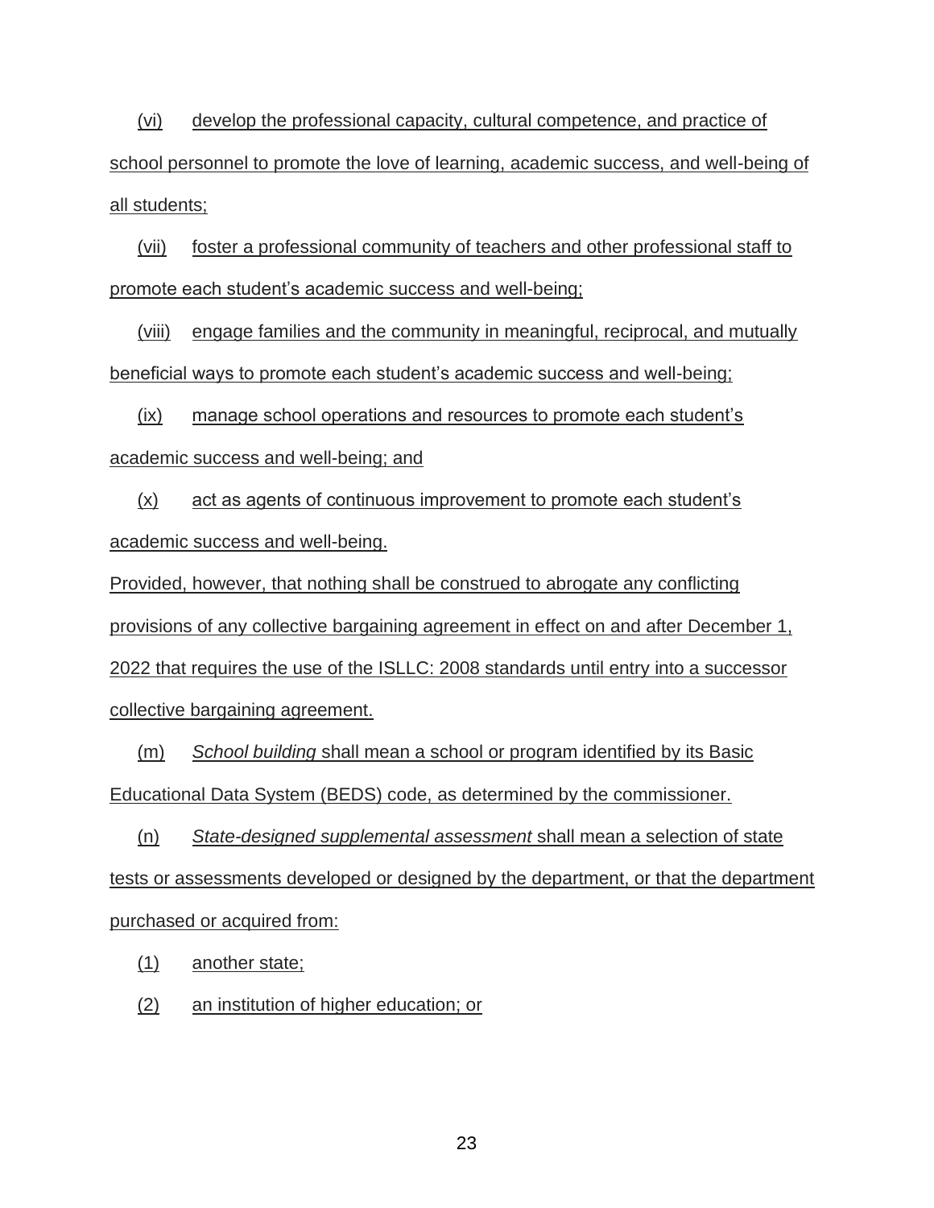(vi) develop the professional capacity, cultural competence, and practice of school personnel to promote the love of learning, academic success, and well-being of all students;

(vii) foster a professional community of teachers and other professional staff to promote each student's academic success and well-being;

(viii) engage families and the community in meaningful, reciprocal, and mutually beneficial ways to promote each student's academic success and well-being;

(ix) manage school operations and resources to promote each student's academic success and well-being; and

(x) act as agents of continuous improvement to promote each student's academic success and well-being.

Provided, however, that nothing shall be construed to abrogate any conflicting provisions of any collective bargaining agreement in effect on and after December 1, 2022 that requires the use of the ISLLC: 2008 standards until entry into a successor collective bargaining agreement.

(m) *School building* shall mean a school or program identified by its Basic Educational Data System (BEDS) code, as determined by the commissioner.

(n) *State-designed supplemental assessment* shall mean a selection of state tests or assessments developed or designed by the department, or that the department purchased or acquired from:

(1) another state;

(2) an institution of higher education; or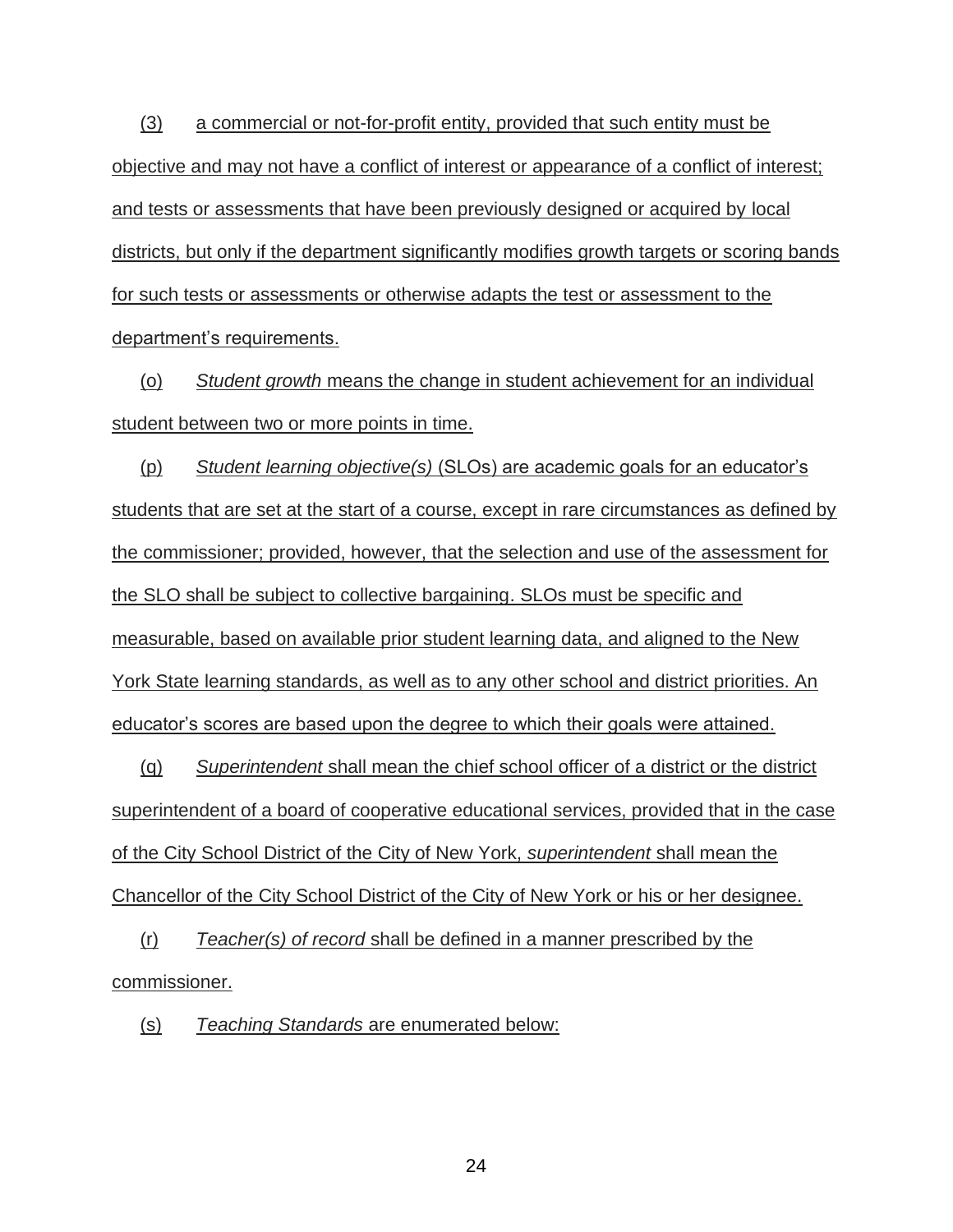(3) a commercial or not-for-profit entity, provided that such entity must be objective and may not have a conflict of interest or appearance of a conflict of interest; and tests or assessments that have been previously designed or acquired by local districts, but only if the department significantly modifies growth targets or scoring bands for such tests or assessments or otherwise adapts the test or assessment to the department's requirements.

(o) *Student growth* means the change in student achievement for an individual student between two or more points in time.

(p) *Student learning objective(s)* (SLOs) are academic goals for an educator's students that are set at the start of a course, except in rare circumstances as defined by the commissioner; provided, however, that the selection and use of the assessment for the SLO shall be subject to collective bargaining. SLOs must be specific and measurable, based on available prior student learning data, and aligned to the New York State learning standards, as well as to any other school and district priorities. An educator's scores are based upon the degree to which their goals were attained.

(q) *Superintendent* shall mean the chief school officer of a district or the district superintendent of a board of cooperative educational services, provided that in the case of the City School District of the City of New York, *superintendent* shall mean the Chancellor of the City School District of the City of New York or his or her designee.

(r) *Teacher(s) of record* shall be defined in a manner prescribed by the commissioner.

(s) *Teaching Standards* are enumerated below: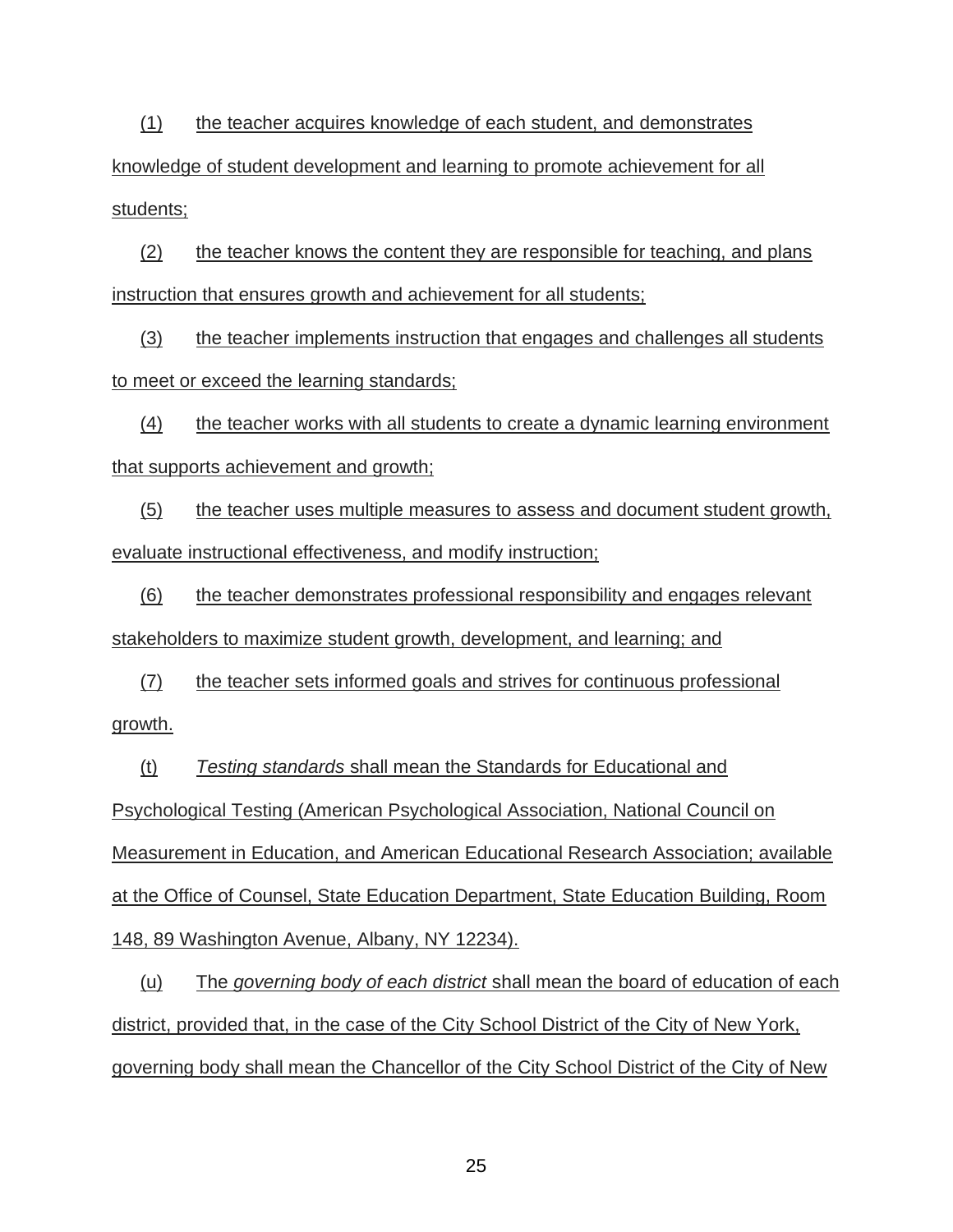(1) the teacher acquires knowledge of each student, and demonstrates knowledge of student development and learning to promote achievement for all students;

(2) the teacher knows the content they are responsible for teaching, and plans instruction that ensures growth and achievement for all students;

(3) the teacher implements instruction that engages and challenges all students to meet or exceed the learning standards;

(4) the teacher works with all students to create a dynamic learning environment that supports achievement and growth;

(5) the teacher uses multiple measures to assess and document student growth, evaluate instructional effectiveness, and modify instruction;

(6) the teacher demonstrates professional responsibility and engages relevant stakeholders to maximize student growth, development, and learning; and

(7) the teacher sets informed goals and strives for continuous professional growth.

(t) *Testing standards* shall mean the Standards for Educational and Psychological Testing (American Psychological Association, National Council on Measurement in Education, and American Educational Research Association; available at the Office of Counsel, State Education Department, State Education Building, Room 148, 89 Washington Avenue, Albany, NY 12234).

(u) The *governing body of each district* shall mean the board of education of each district, provided that, in the case of the City School District of the City of New York, governing body shall mean the Chancellor of the City School District of the City of New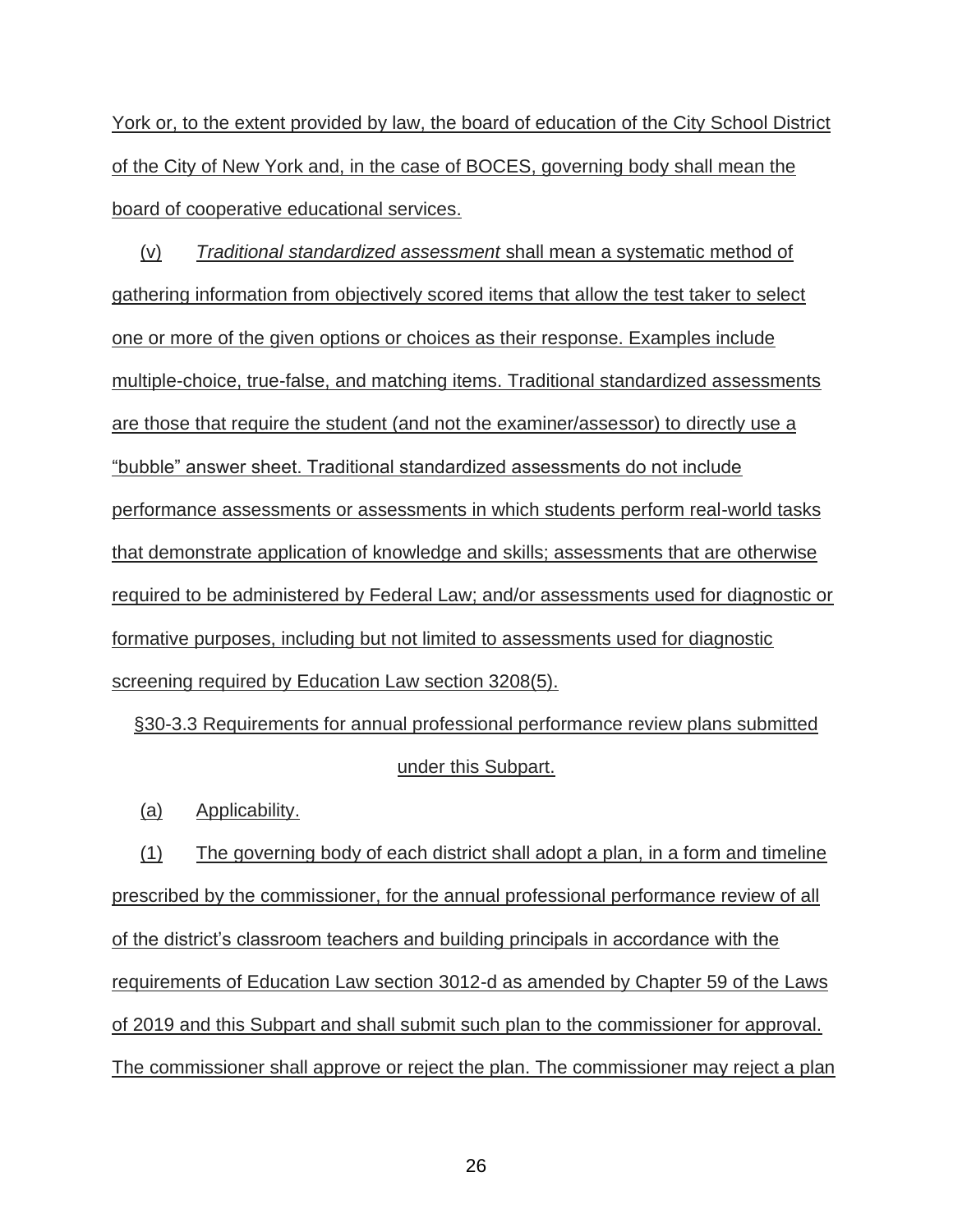York or, to the extent provided by law, the board of education of the City School District of the City of New York and, in the case of BOCES, governing body shall mean the board of cooperative educational services.

(v) *Traditional standardized assessment* shall mean a systematic method of gathering information from objectively scored items that allow the test taker to select one or more of the given options or choices as their response. Examples include multiple-choice, true-false, and matching items. Traditional standardized assessments are those that require the student (and not the examiner/assessor) to directly use a "bubble" answer sheet. Traditional standardized assessments do not include performance assessments or assessments in which students perform real-world tasks that demonstrate application of knowledge and skills; assessments that are otherwise required to be administered by Federal Law; and/or assessments used for diagnostic or formative purposes, including but not limited to assessments used for diagnostic screening required by Education Law section 3208(5).

§30-3.3 Requirements for annual professional performance review plans submitted under this Subpart.

(a) Applicability.

(1) The governing body of each district shall adopt a plan, in a form and timeline prescribed by the commissioner, for the annual professional performance review of all of the district's classroom teachers and building principals in accordance with the requirements of Education Law section 3012-d as amended by Chapter 59 of the Laws of 2019 and this Subpart and shall submit such plan to the commissioner for approval. The commissioner shall approve or reject the plan. The commissioner may reject a plan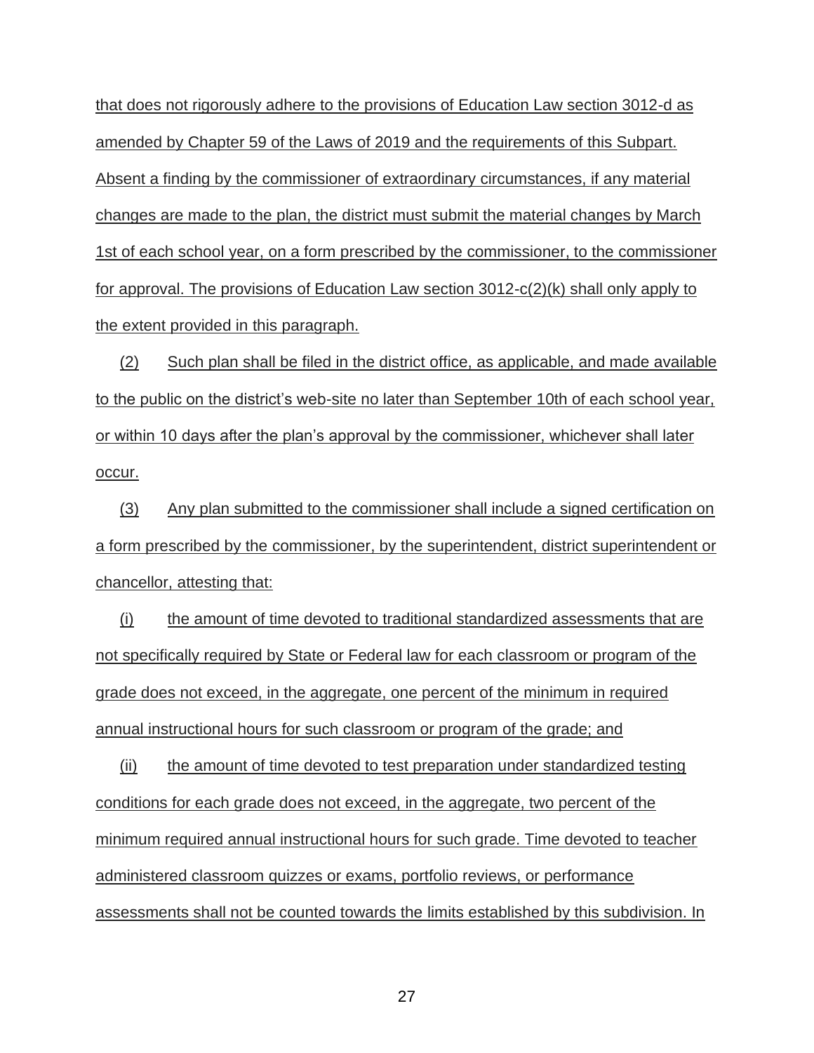that does not rigorously adhere to the provisions of Education Law section 3012-d as amended by Chapter 59 of the Laws of 2019 and the requirements of this Subpart. Absent a finding by the commissioner of extraordinary circumstances, if any material changes are made to the plan, the district must submit the material changes by March 1st of each school year, on a form prescribed by the commissioner, to the commissioner for approval. The provisions of Education Law section 3012-c(2)(k) shall only apply to the extent provided in this paragraph.

(2) Such plan shall be filed in the district office, as applicable, and made available to the public on the district's web-site no later than September 10th of each school year, or within 10 days after the plan's approval by the commissioner, whichever shall later occur.

(3) Any plan submitted to the commissioner shall include a signed certification on a form prescribed by the commissioner, by the superintendent, district superintendent or chancellor, attesting that:

(i) the amount of time devoted to traditional standardized assessments that are not specifically required by State or Federal law for each classroom or program of the grade does not exceed, in the aggregate, one percent of the minimum in required annual instructional hours for such classroom or program of the grade; and

(ii) the amount of time devoted to test preparation under standardized testing conditions for each grade does not exceed, in the aggregate, two percent of the minimum required annual instructional hours for such grade. Time devoted to teacher administered classroom quizzes or exams, portfolio reviews, or performance assessments shall not be counted towards the limits established by this subdivision. In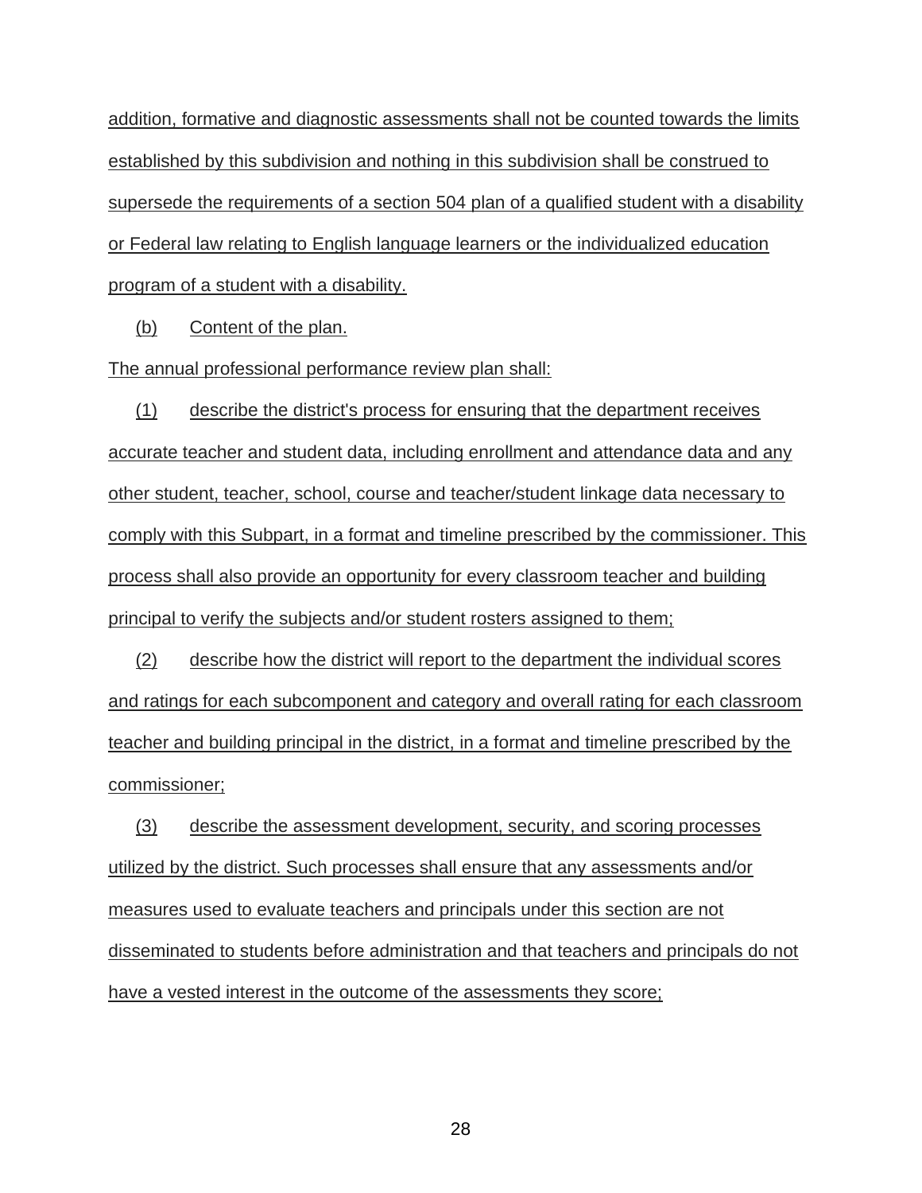addition, formative and diagnostic assessments shall not be counted towards the limits established by this subdivision and nothing in this subdivision shall be construed to supersede the requirements of a section 504 plan of a qualified student with a disability or Federal law relating to English language learners or the individualized education program of a student with a disability.

(b) Content of the plan.

The annual professional performance review plan shall:

(1) describe the district's process for ensuring that the department receives accurate teacher and student data, including enrollment and attendance data and any other student, teacher, school, course and teacher/student linkage data necessary to comply with this Subpart, in a format and timeline prescribed by the commissioner. This process shall also provide an opportunity for every classroom teacher and building principal to verify the subjects and/or student rosters assigned to them;

(2) describe how the district will report to the department the individual scores and ratings for each subcomponent and category and overall rating for each classroom teacher and building principal in the district, in a format and timeline prescribed by the commissioner;

(3) describe the assessment development, security, and scoring processes utilized by the district. Such processes shall ensure that any assessments and/or measures used to evaluate teachers and principals under this section are not disseminated to students before administration and that teachers and principals do not have a vested interest in the outcome of the assessments they score;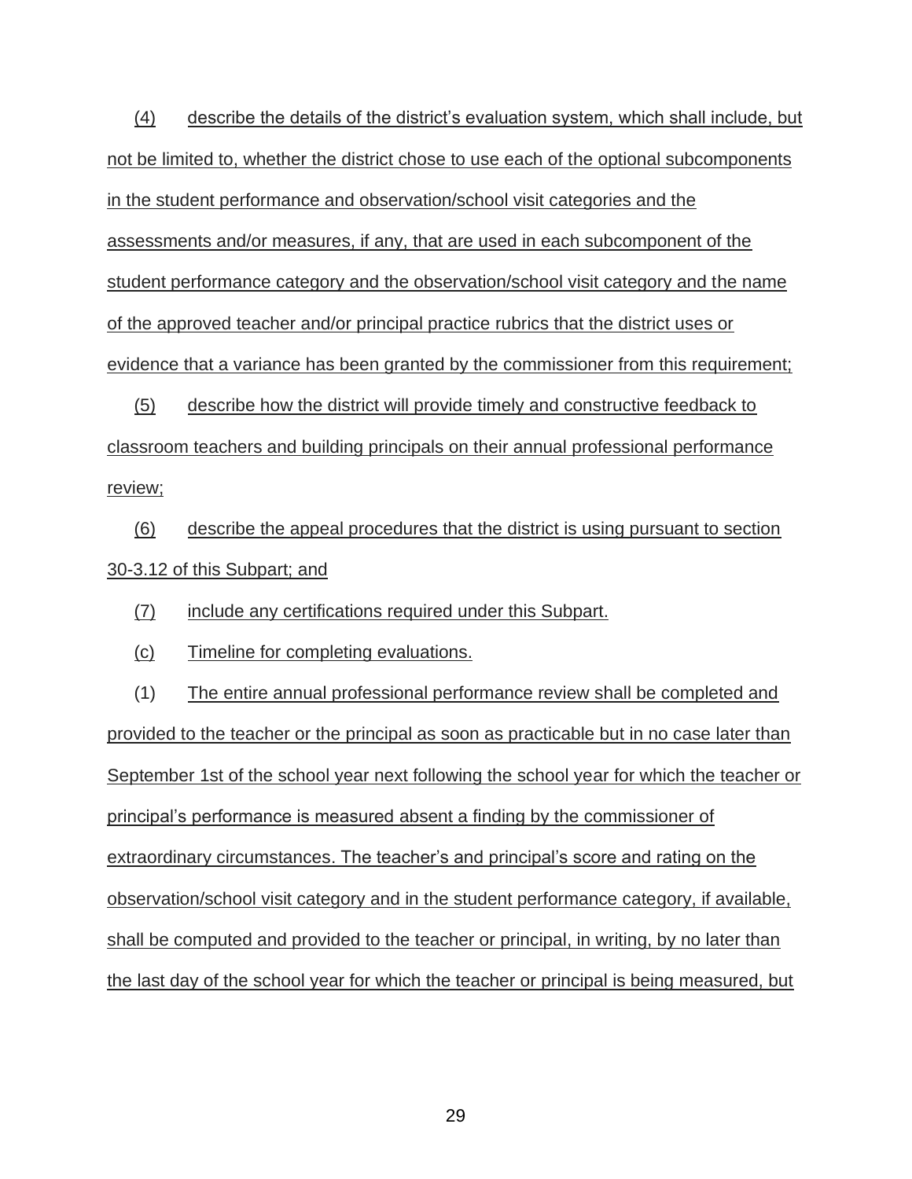(4) describe the details of the district's evaluation system, which shall include, but not be limited to, whether the district chose to use each of the optional subcomponents in the student performance and observation/school visit categories and the assessments and/or measures, if any, that are used in each subcomponent of the student performance category and the observation/school visit category and the name of the approved teacher and/or principal practice rubrics that the district uses or evidence that a variance has been granted by the commissioner from this requirement;

(5) describe how the district will provide timely and constructive feedback to classroom teachers and building principals on their annual professional performance review;

(6) describe the appeal procedures that the district is using pursuant to section 30-3.12 of this Subpart; and

(7) include any certifications required under this Subpart.

(c) Timeline for completing evaluations.

(1) The entire annual professional performance review shall be completed and provided to the teacher or the principal as soon as practicable but in no case later than September 1st of the school year next following the school year for which the teacher or principal's performance is measured absent a finding by the commissioner of extraordinary circumstances. The teacher's and principal's score and rating on the observation/school visit category and in the student performance category, if available, shall be computed and provided to the teacher or principal, in writing, by no later than the last day of the school year for which the teacher or principal is being measured, but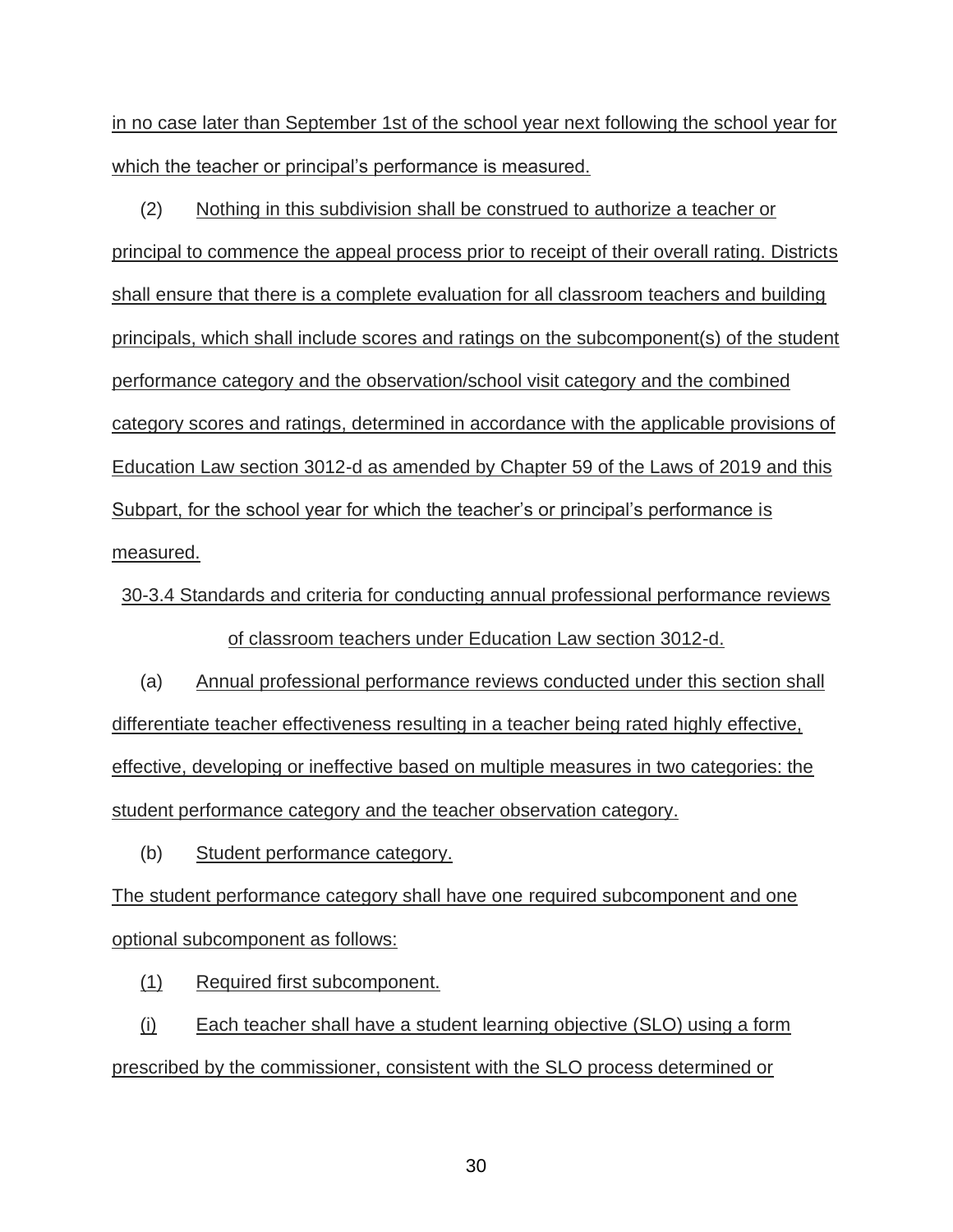in no case later than September 1st of the school year next following the school year for which the teacher or principal's performance is measured.

(2) Nothing in this subdivision shall be construed to authorize a teacher or principal to commence the appeal process prior to receipt of their overall rating. Districts shall ensure that there is a complete evaluation for all classroom teachers and building principals, which shall include scores and ratings on the subcomponent(s) of the student performance category and the observation/school visit category and the combined category scores and ratings, determined in accordance with the applicable provisions of Education Law section 3012-d as amended by Chapter 59 of the Laws of 2019 and this Subpart, for the school year for which the teacher's or principal's performance is measured.

### 30-3.4 Standards and criteria for conducting annual professional performance reviews of classroom teachers under Education Law section 3012-d.

(a) Annual professional performance reviews conducted under this section shall differentiate teacher effectiveness resulting in a teacher being rated highly effective, effective, developing or ineffective based on multiple measures in two categories: the student performance category and the teacher observation category.

(b) Student performance category.

The student performance category shall have one required subcomponent and one optional subcomponent as follows:

(1) Required first subcomponent.

(i) Each teacher shall have a student learning objective (SLO) using a form prescribed by the commissioner, consistent with the SLO process determined or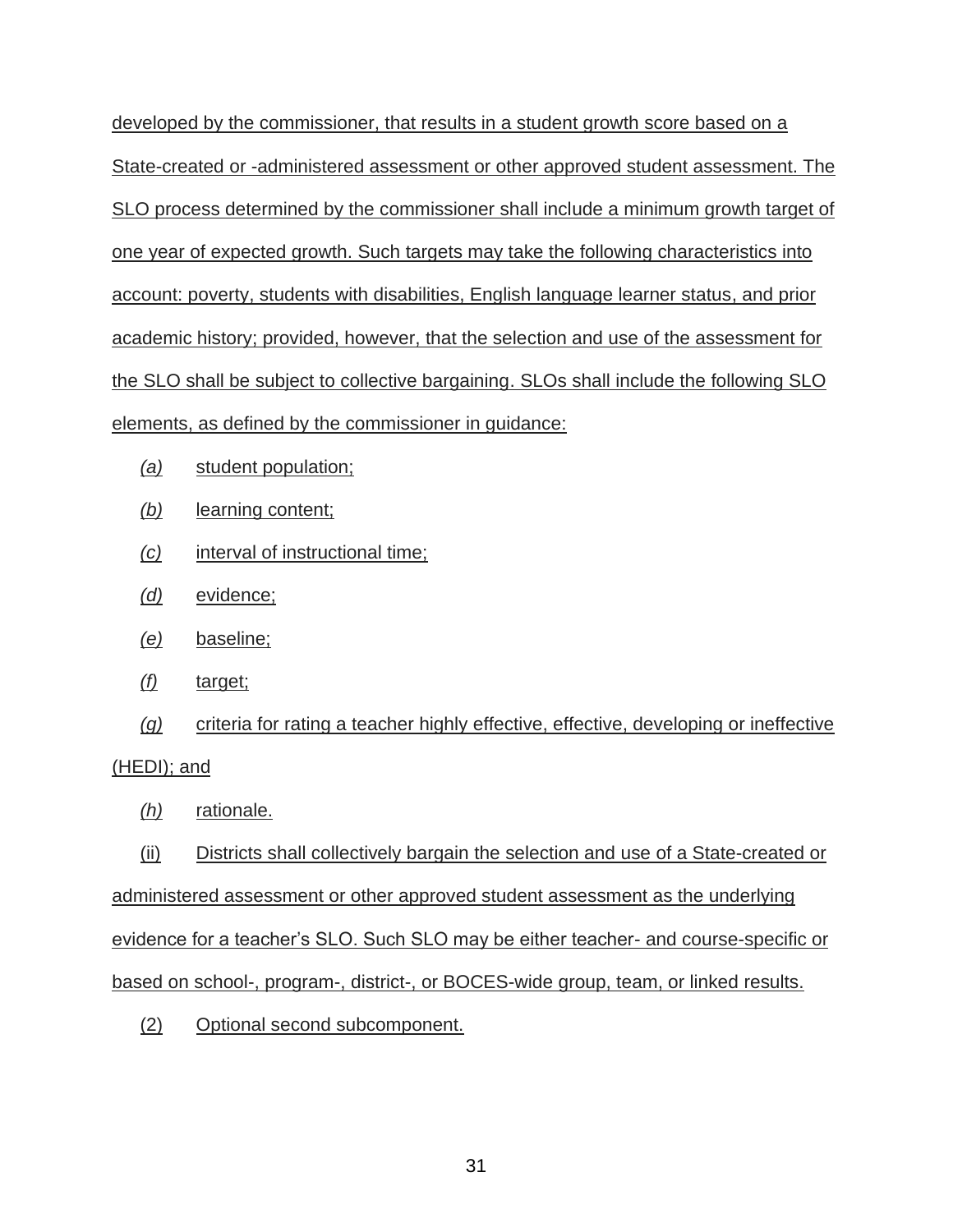developed by the commissioner, that results in a student growth score based on a State-created or -administered assessment or other approved student assessment. The SLO process determined by the commissioner shall include a minimum growth target of one year of expected growth. Such targets may take the following characteristics into account: poverty, students with disabilities, English language learner status, and prior academic history; provided, however, that the selection and use of the assessment for the SLO shall be subject to collective bargaining. SLOs shall include the following SLO elements, as defined by the commissioner in guidance:

*(a)* student population;

*(b)* learning content;

*(c)* interval of instructional time;

*(d)* evidence;

*(e)* baseline;

*(f)* target;

*(g)* criteria for rating a teacher highly effective, effective, developing or ineffective (HEDI); and

*(h)* rationale.

(ii) Districts shall collectively bargain the selection and use of a State-created or administered assessment or other approved student assessment as the underlying evidence for a teacher's SLO. Such SLO may be either teacher- and course-specific or based on school-, program-, district-, or BOCES-wide group, team, or linked results.

(2) Optional second subcomponent.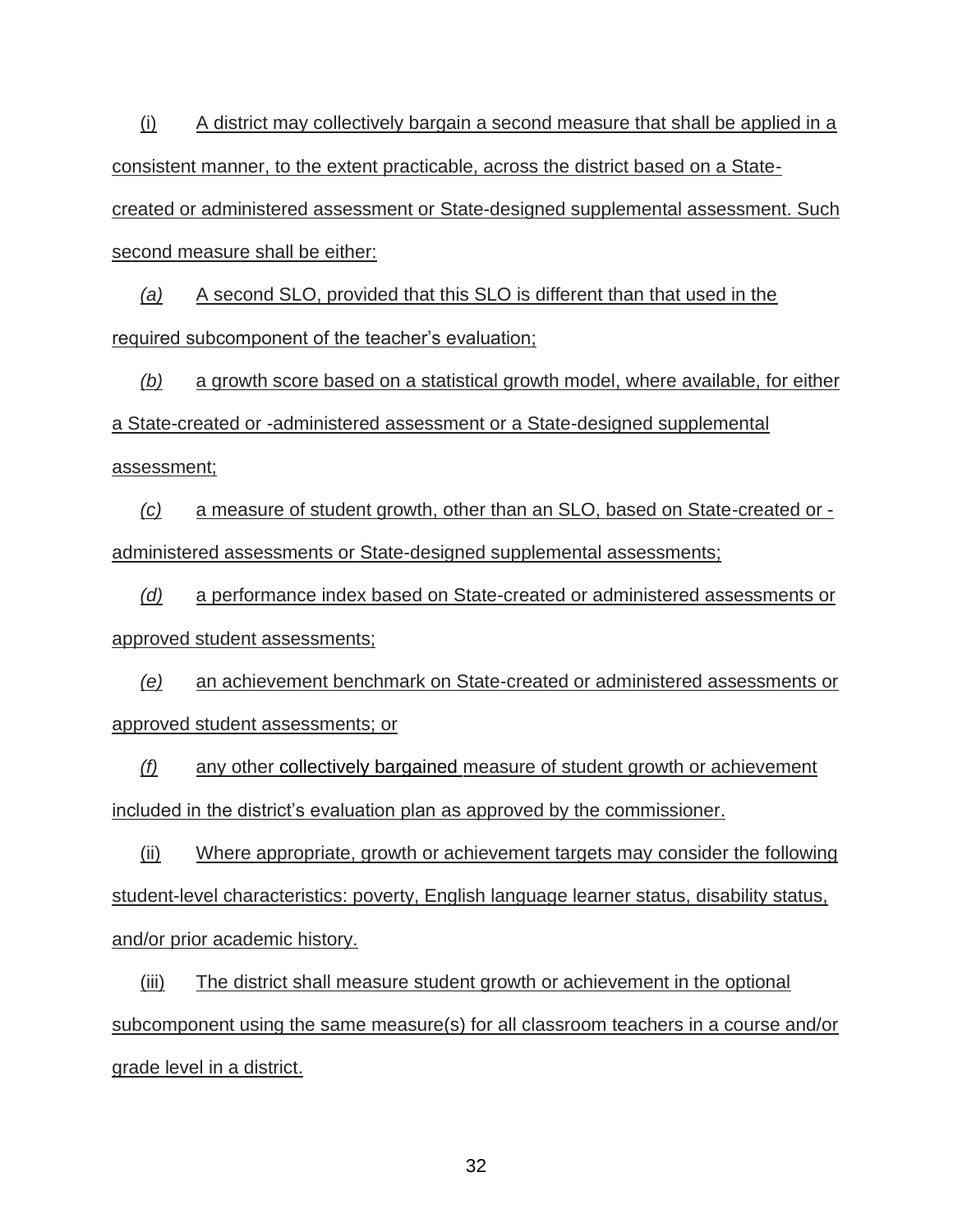(i) A district may collectively bargain a second measure that shall be applied in a consistent manner, to the extent practicable, across the district based on a State-created or administered assessment or State-designed supplemental assessment. Such second measure shall be either:

*(a)* A second SLO, provided that this SLO is different than that used in the required subcomponent of the teacher's evaluation;

*(b)* a growth score based on a statistical growth model, where available, for either a State-created or -administered assessment or a State-designed supplemental assessment;

*(c)* a measure of student growth, other than an SLO, based on State-created or -administered assessments or State-designed supplemental assessments;

*(d)* a performance index based on State-created or administered assessments or approved student assessments;

*(e)* an achievement benchmark on State-created or administered assessments or approved student assessments; or

*(f)* any other collectively bargained measure of student growth or achievement included in the district's evaluation plan as approved by the commissioner.

(ii) Where appropriate, growth or achievement targets may consider the following student-level characteristics: poverty, English language learner status, disability status, and/or prior academic history.

(iii) The district shall measure student growth or achievement in the optional subcomponent using the same measure(s) for all classroom teachers in a course and/or grade level in a district.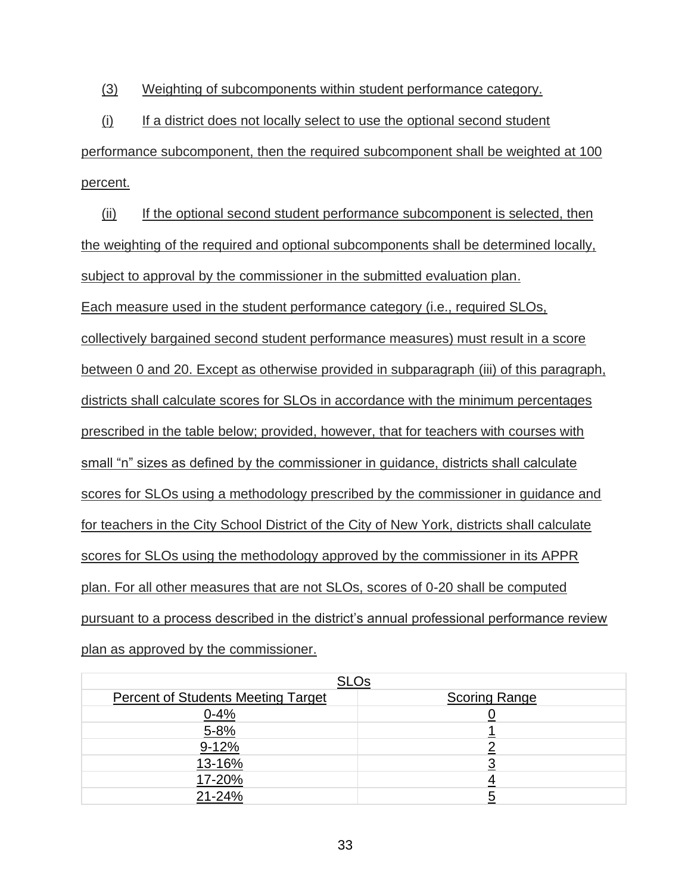(3) Weighting of subcomponents within student performance category.

(i) If a district does not locally select to use the optional second student performance subcomponent, then the required subcomponent shall be weighted at 100 percent.

(ii) If the optional second student performance subcomponent is selected, then the weighting of the required and optional subcomponents shall be determined locally, subject to approval by the commissioner in the submitted evaluation plan. Each measure used in the student performance category (i.e., required SLOs, collectively bargained second student performance measures) must result in a score between 0 and 20. Except as otherwise provided in subparagraph (iii) of this paragraph, districts shall calculate scores for SLOs in accordance with the minimum percentages prescribed in the table below; provided, however, that for teachers with courses with small "n" sizes as defined by the commissioner in guidance, districts shall calculate scores for SLOs using a methodology prescribed by the commissioner in guidance and for teachers in the City School District of the City of New York, districts shall calculate scores for SLOs using the methodology approved by the commissioner in its APPR plan. For all other measures that are not SLOs, scores of 0-20 shall be computed pursuant to a process described in the district's annual professional performance review plan as approved by the commissioner.

| SLOs | |
|---|---|
| Percent of Students Meeting Target | Scoring Range |
| 0-4% | 0 |
| 5-8% | 1 |
| 9-12% | 2 |
| 13-16% | 3 |
| 17-20% | 4 |
| 21-24% | 5 |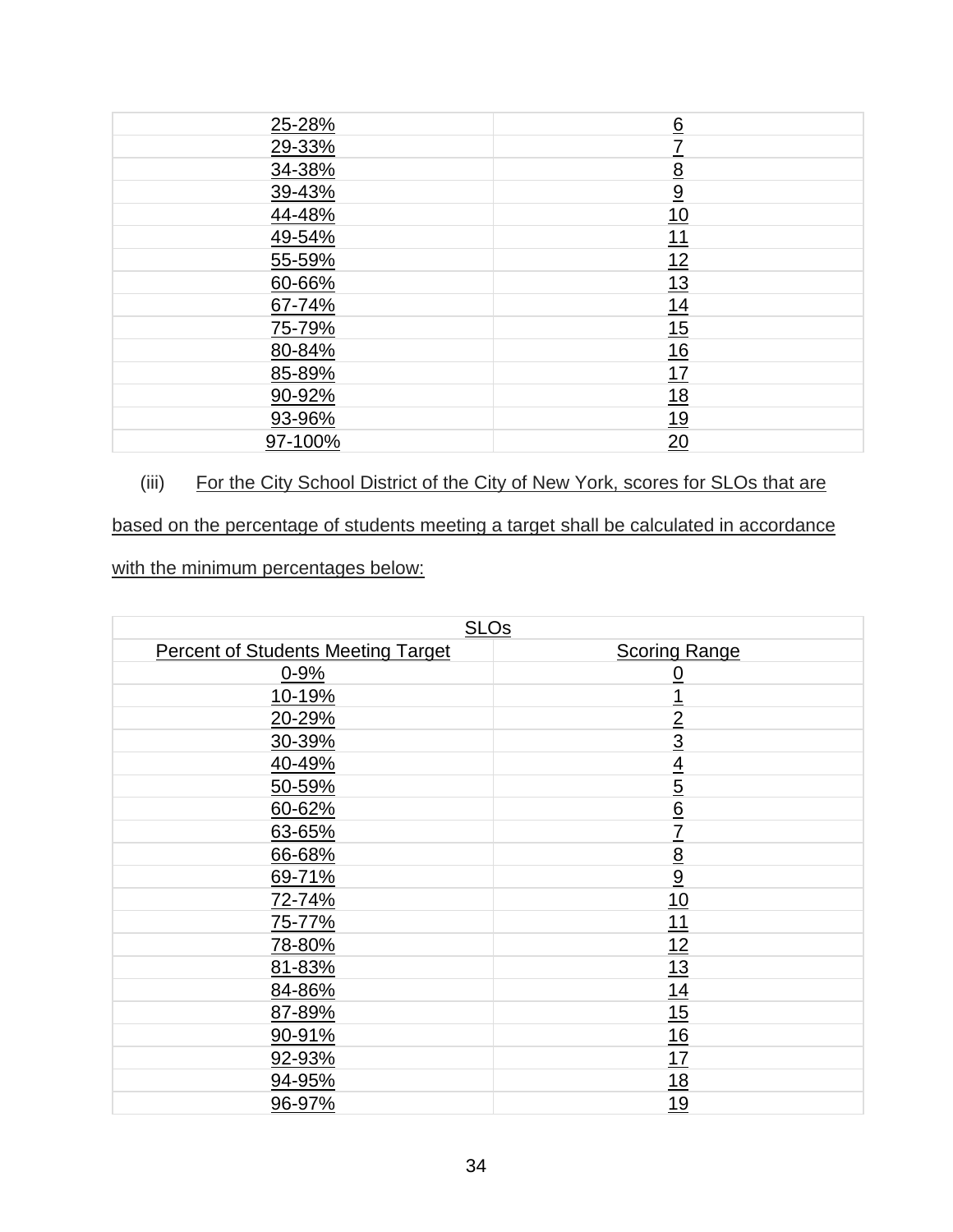| | |
|---|---|
| 25-28% | 6 |
| 29-33% | 7 |
| 34-38% | 8 |
| 39-43% | 9 |
| 44-48% | 10 |
| 49-54% | 11 |
| 55-59% | 12 |
| 60-66% | 13 |
| 67-74% | 14 |
| 75-79% | 15 |
| 80-84% | 16 |
| 85-89% | 17 |
| 90-92% | 18 |
| 93-96% | 19 |
| 97-100% | 20 |

(iii) For the City School District of the City of New York, scores for SLOs that are based on the percentage of students meeting a target shall be calculated in accordance with the minimum percentages below:

| SLOs | |
|---|---|
| Percent of Students Meeting Target | Scoring Range |
| 0-9% | 0 |
| 10-19% | 1 |
| 20-29% | 2 |
| 30-39% | 3 |
| 40-49% | 4 |
| 50-59% | 5 |
| 60-62% | 6 |
| 63-65% | 7 |
| 66-68% | 8 |
| 69-71% | 9 |
| 72-74% | 10 |
| 75-77% | 11 |
| 78-80% | 12 |
| 81-83% | 13 |
| 84-86% | 14 |
| 87-89% | 15 |
| 90-91% | 16 |
| 92-93% | 17 |
| 94-95% | 18 |
| 96-97% | 19 |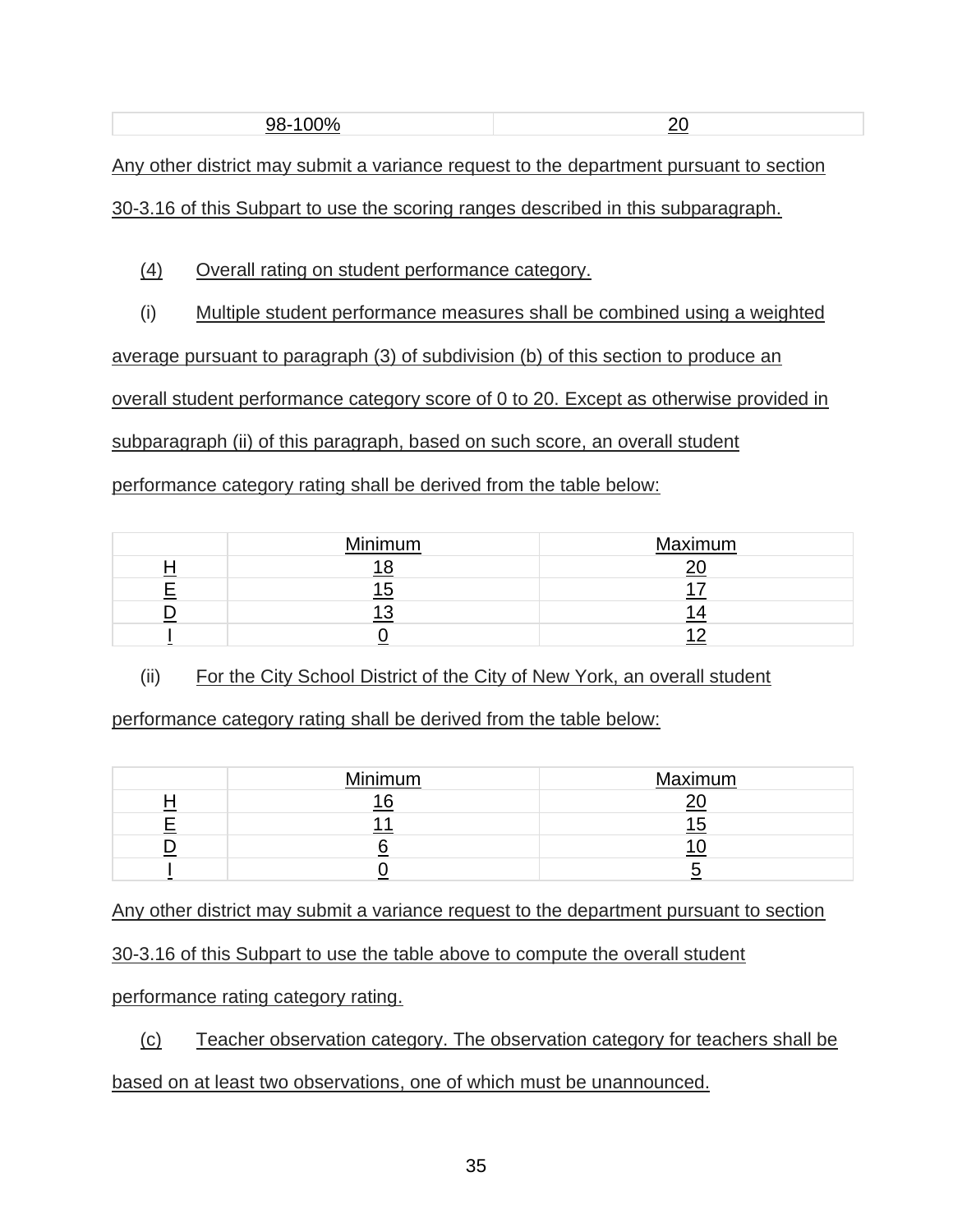| 98-100% | 20 |
|---|---|

Any other district may submit a variance request to the department pursuant to section 30-3.16 of this Subpart to use the scoring ranges described in this subparagraph.

(4) Overall rating on student performance category.

(i) Multiple student performance measures shall be combined using a weighted average pursuant to paragraph (3) of subdivision (b) of this section to produce an overall student performance category score of 0 to 20. Except as otherwise provided in subparagraph (ii) of this paragraph, based on such score, an overall student performance category rating shall be derived from the table below:

| | Minimum | Maximum |
|---|---|---|
| H | 18 | 20 |
| E | 15 | 17 |
| D | 13 | 14 |
| I | 0 | 12 |

(ii) For the City School District of the City of New York, an overall student performance category rating shall be derived from the table below:

| | Minimum | Maximum |
|---|---|---|
| H | 16 | 20 |
| E | 11 | 15 |
| D | 6 | 10 |
| I | 0 | 5 |

Any other district may submit a variance request to the department pursuant to section 30-3.16 of this Subpart to use the table above to compute the overall student performance rating category rating.

(c) Teacher observation category. The observation category for teachers shall be based on at least two observations, one of which must be unannounced.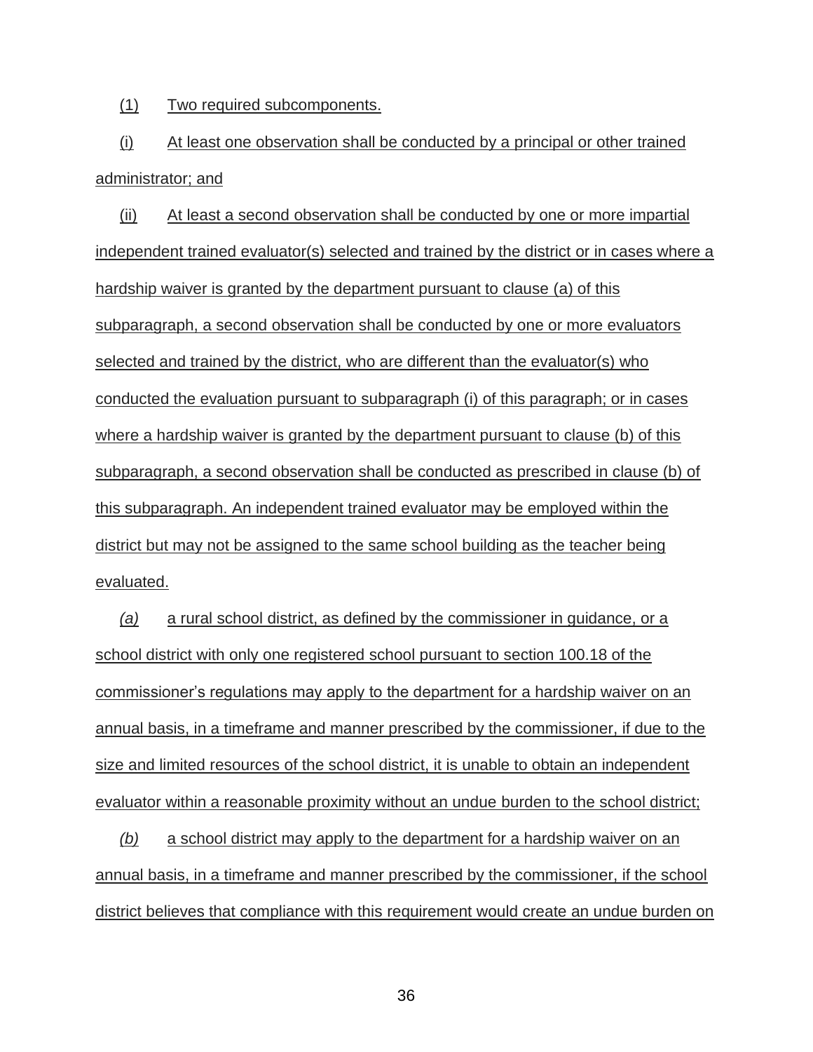(1) Two required subcomponents.

(i) At least one observation shall be conducted by a principal or other trained administrator; and

(ii) At least a second observation shall be conducted by one or more impartial independent trained evaluator(s) selected and trained by the district or in cases where a hardship waiver is granted by the department pursuant to clause (a) of this subparagraph, a second observation shall be conducted by one or more evaluators selected and trained by the district, who are different than the evaluator(s) who conducted the evaluation pursuant to subparagraph (i) of this paragraph; or in cases where a hardship waiver is granted by the department pursuant to clause (b) of this subparagraph, a second observation shall be conducted as prescribed in clause (b) of this subparagraph. An independent trained evaluator may be employed within the district but may not be assigned to the same school building as the teacher being evaluated.

*(a)* a rural school district, as defined by the commissioner in guidance, or a school district with only one registered school pursuant to section 100.18 of the commissioner's regulations may apply to the department for a hardship waiver on an annual basis, in a timeframe and manner prescribed by the commissioner, if due to the size and limited resources of the school district, it is unable to obtain an independent evaluator within a reasonable proximity without an undue burden to the school district;

*(b)* a school district may apply to the department for a hardship waiver on an annual basis, in a timeframe and manner prescribed by the commissioner, if the school district believes that compliance with this requirement would create an undue burden on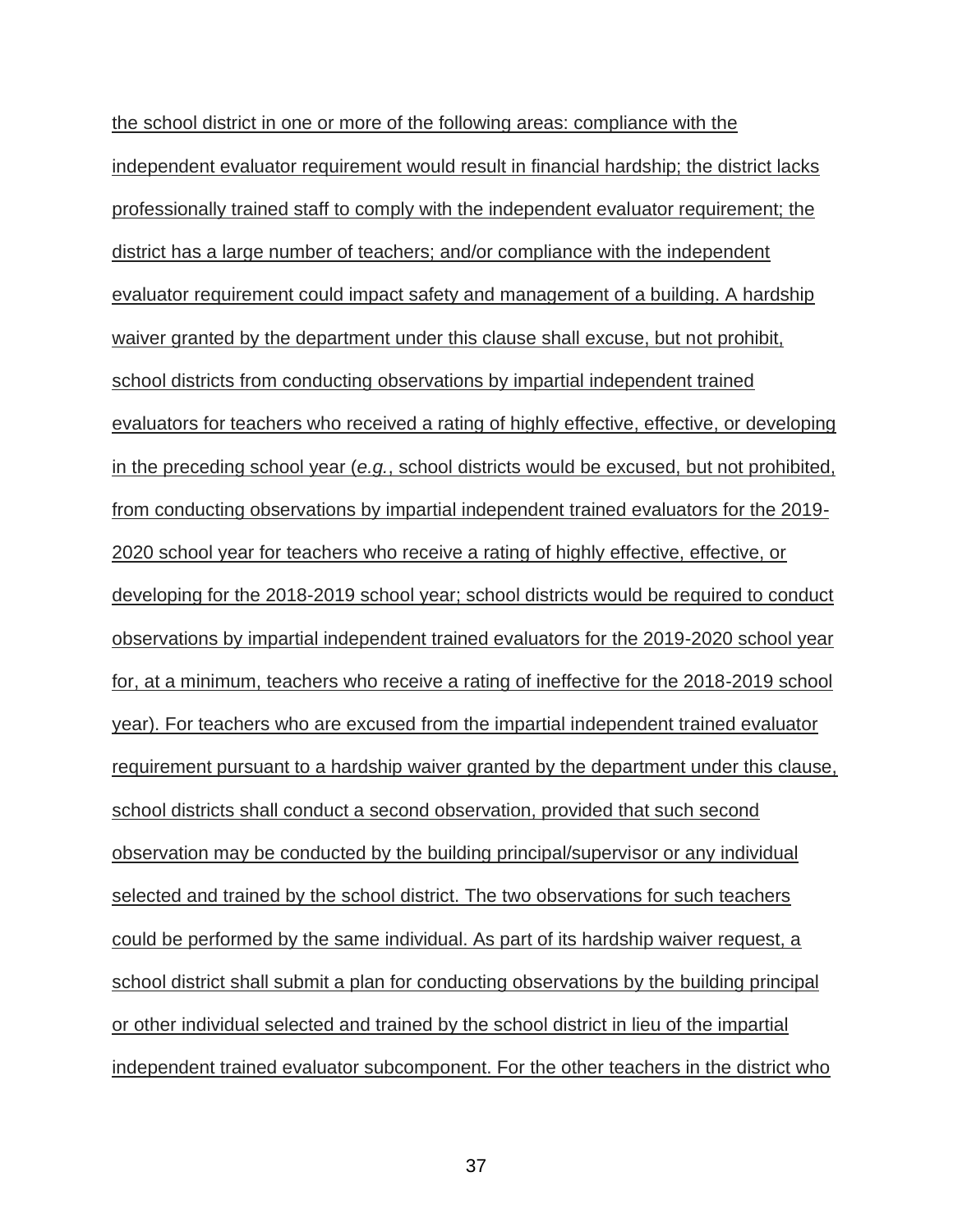the school district in one or more of the following areas: compliance with the independent evaluator requirement would result in financial hardship; the district lacks professionally trained staff to comply with the independent evaluator requirement; the district has a large number of teachers; and/or compliance with the independent evaluator requirement could impact safety and management of a building. A hardship waiver granted by the department under this clause shall excuse, but not prohibit, school districts from conducting observations by impartial independent trained evaluators for teachers who received a rating of highly effective, effective, or developing in the preceding school year (*e.g.*, school districts would be excused, but not prohibited, from conducting observations by impartial independent trained evaluators for the 2019-2020 school year for teachers who receive a rating of highly effective, effective, or developing for the 2018-2019 school year; school districts would be required to conduct observations by impartial independent trained evaluators for the 2019-2020 school year for, at a minimum, teachers who receive a rating of ineffective for the 2018-2019 school year). For teachers who are excused from the impartial independent trained evaluator requirement pursuant to a hardship waiver granted by the department under this clause, school districts shall conduct a second observation, provided that such second observation may be conducted by the building principal/supervisor or any individual selected and trained by the school district. The two observations for such teachers could be performed by the same individual. As part of its hardship waiver request, a school district shall submit a plan for conducting observations by the building principal or other individual selected and trained by the school district in lieu of the impartial independent trained evaluator subcomponent. For the other teachers in the district who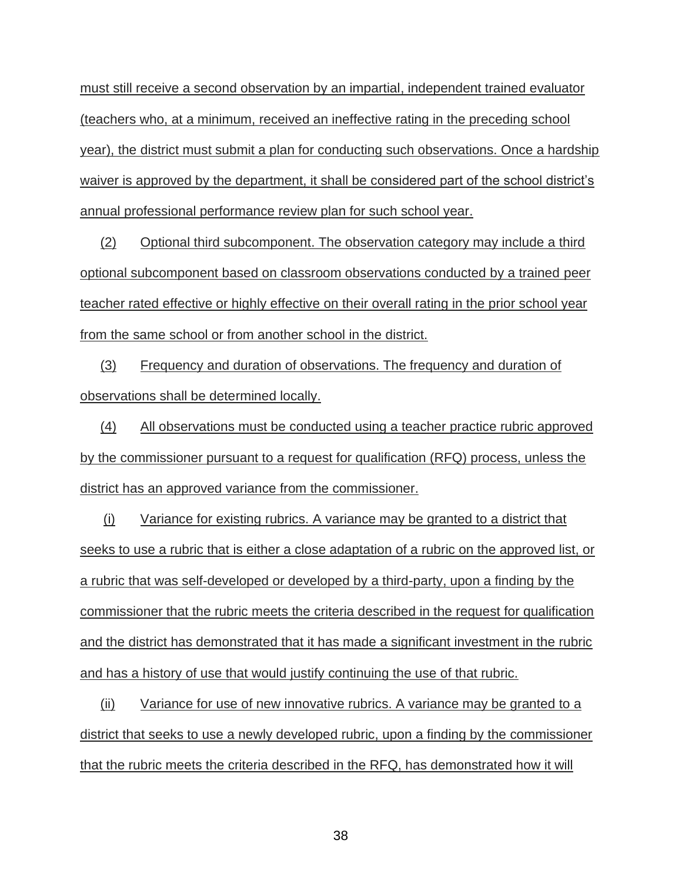must still receive a second observation by an impartial, independent trained evaluator (teachers who, at a minimum, received an ineffective rating in the preceding school year), the district must submit a plan for conducting such observations. Once a hardship waiver is approved by the department, it shall be considered part of the school district's annual professional performance review plan for such school year.

(2) Optional third subcomponent. The observation category may include a third optional subcomponent based on classroom observations conducted by a trained peer teacher rated effective or highly effective on their overall rating in the prior school year from the same school or from another school in the district.

(3) Frequency and duration of observations. The frequency and duration of observations shall be determined locally.

(4) All observations must be conducted using a teacher practice rubric approved by the commissioner pursuant to a request for qualification (RFQ) process, unless the district has an approved variance from the commissioner.

(i) Variance for existing rubrics. A variance may be granted to a district that seeks to use a rubric that is either a close adaptation of a rubric on the approved list, or a rubric that was self-developed or developed by a third-party, upon a finding by the commissioner that the rubric meets the criteria described in the request for qualification and the district has demonstrated that it has made a significant investment in the rubric and has a history of use that would justify continuing the use of that rubric.

(ii) Variance for use of new innovative rubrics. A variance may be granted to a district that seeks to use a newly developed rubric, upon a finding by the commissioner that the rubric meets the criteria described in the RFQ, has demonstrated how it will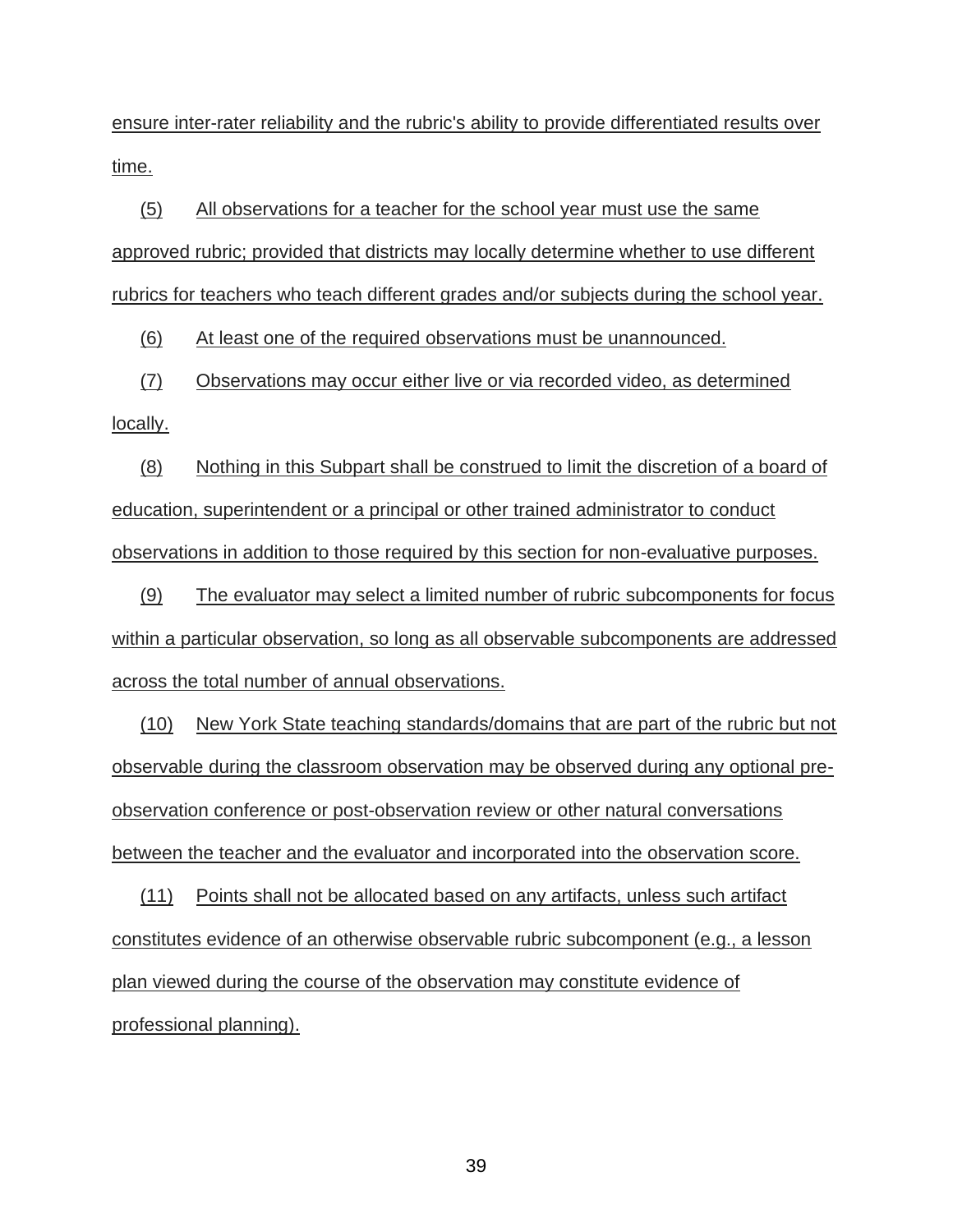ensure inter-rater reliability and the rubric's ability to provide differentiated results over time.

(5) All observations for a teacher for the school year must use the same approved rubric; provided that districts may locally determine whether to use different rubrics for teachers who teach different grades and/or subjects during the school year.

(6) At least one of the required observations must be unannounced.

(7) Observations may occur either live or via recorded video, as determined locally.

(8) Nothing in this Subpart shall be construed to limit the discretion of a board of education, superintendent or a principal or other trained administrator to conduct observations in addition to those required by this section for non-evaluative purposes.

(9) The evaluator may select a limited number of rubric subcomponents for focus within a particular observation, so long as all observable subcomponents are addressed across the total number of annual observations.

(10) New York State teaching standards/domains that are part of the rubric but not observable during the classroom observation may be observed during any optional pre-observation conference or post-observation review or other natural conversations between the teacher and the evaluator and incorporated into the observation score.

(11) Points shall not be allocated based on any artifacts, unless such artifact constitutes evidence of an otherwise observable rubric subcomponent (e.g., a lesson plan viewed during the course of the observation may constitute evidence of professional planning).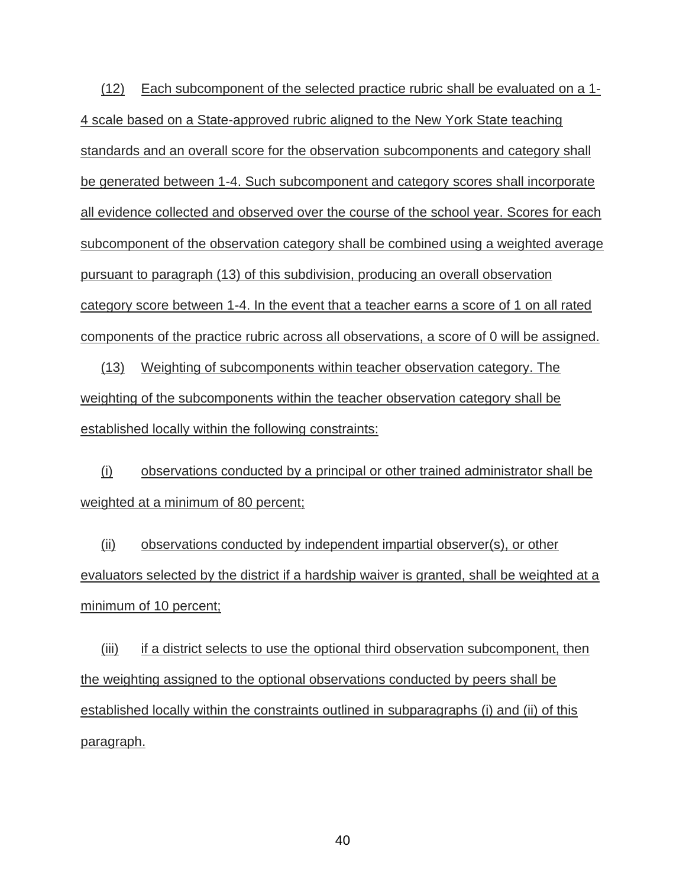(12) Each subcomponent of the selected practice rubric shall be evaluated on a 1-4 scale based on a State-approved rubric aligned to the New York State teaching standards and an overall score for the observation subcomponents and category shall be generated between 1-4. Such subcomponent and category scores shall incorporate all evidence collected and observed over the course of the school year. Scores for each subcomponent of the observation category shall be combined using a weighted average pursuant to paragraph (13) of this subdivision, producing an overall observation category score between 1-4. In the event that a teacher earns a score of 1 on all rated components of the practice rubric across all observations, a score of 0 will be assigned.

(13) Weighting of subcomponents within teacher observation category. The weighting of the subcomponents within the teacher observation category shall be established locally within the following constraints:

(i) observations conducted by a principal or other trained administrator shall be weighted at a minimum of 80 percent;

(ii) observations conducted by independent impartial observer(s), or other evaluators selected by the district if a hardship waiver is granted, shall be weighted at a minimum of 10 percent;

(iii) if a district selects to use the optional third observation subcomponent, then the weighting assigned to the optional observations conducted by peers shall be established locally within the constraints outlined in subparagraphs (i) and (ii) of this paragraph.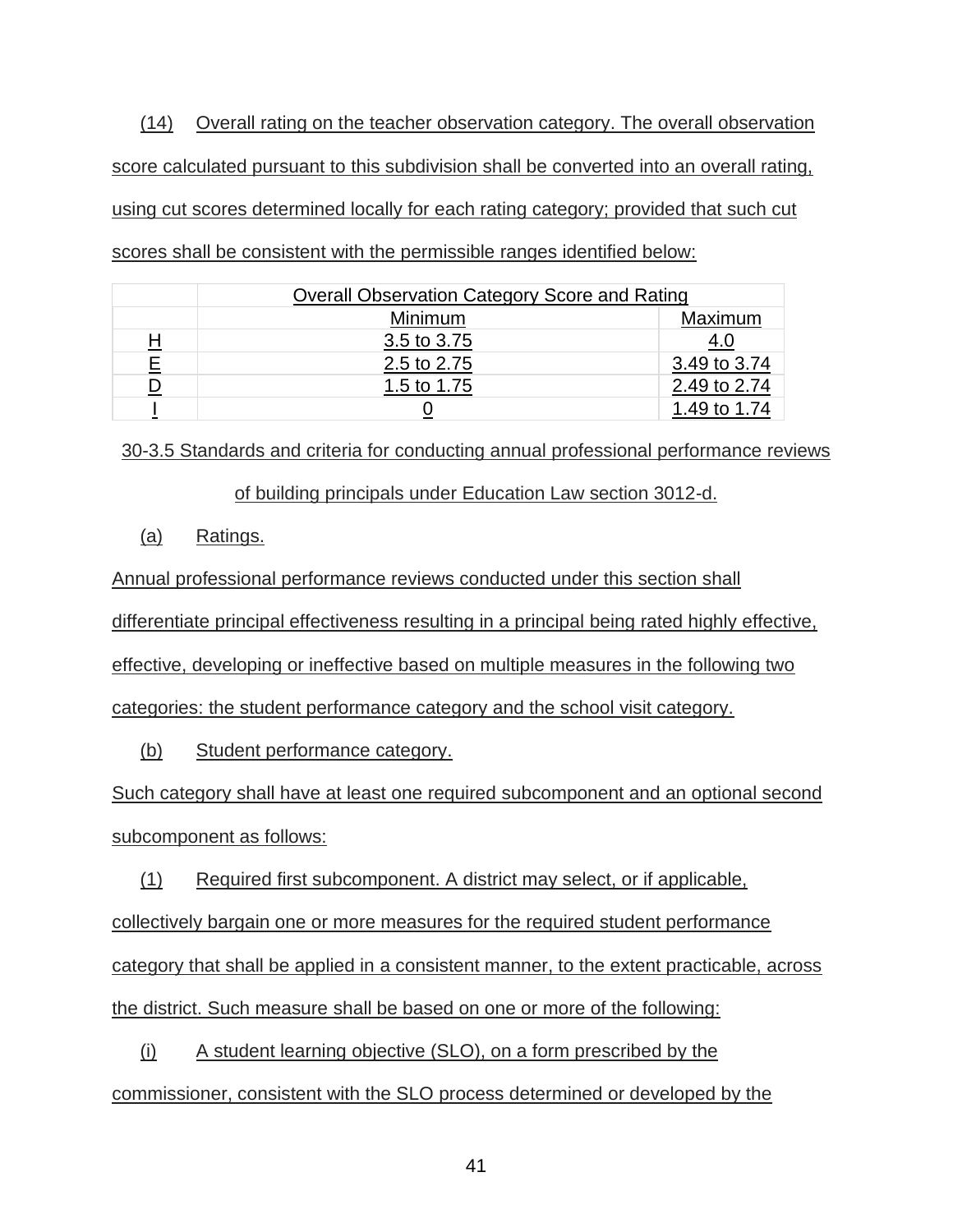(14) Overall rating on the teacher observation category. The overall observation score calculated pursuant to this subdivision shall be converted into an overall rating, using cut scores determined locally for each rating category; provided that such cut scores shall be consistent with the permissible ranges identified below:

| | Overall Observation Category Score and Rating | |
|---|---|---|
| | Minimum | Maximum |
| H | 3.5 to 3.75 | 4.0 |
| E | 2.5 to 2.75 | 3.49 to 3.74 |
| D | 1.5 to 1.75 | 2.49 to 2.74 |
| I | 0 | 1.49 to 1.74 |

## 30-3.5 Standards and criteria for conducting annual professional performance reviews of building principals under Education Law section 3012-d.

(a) Ratings.

Annual professional performance reviews conducted under this section shall differentiate principal effectiveness resulting in a principal being rated highly effective, effective, developing or ineffective based on multiple measures in the following two categories: the student performance category and the school visit category.

(b) Student performance category.

Such category shall have at least one required subcomponent and an optional second subcomponent as follows:

(1) Required first subcomponent. A district may select, or if applicable, collectively bargain one or more measures for the required student performance category that shall be applied in a consistent manner, to the extent practicable, across the district. Such measure shall be based on one or more of the following:

(i) A student learning objective (SLO), on a form prescribed by the commissioner, consistent with the SLO process determined or developed by the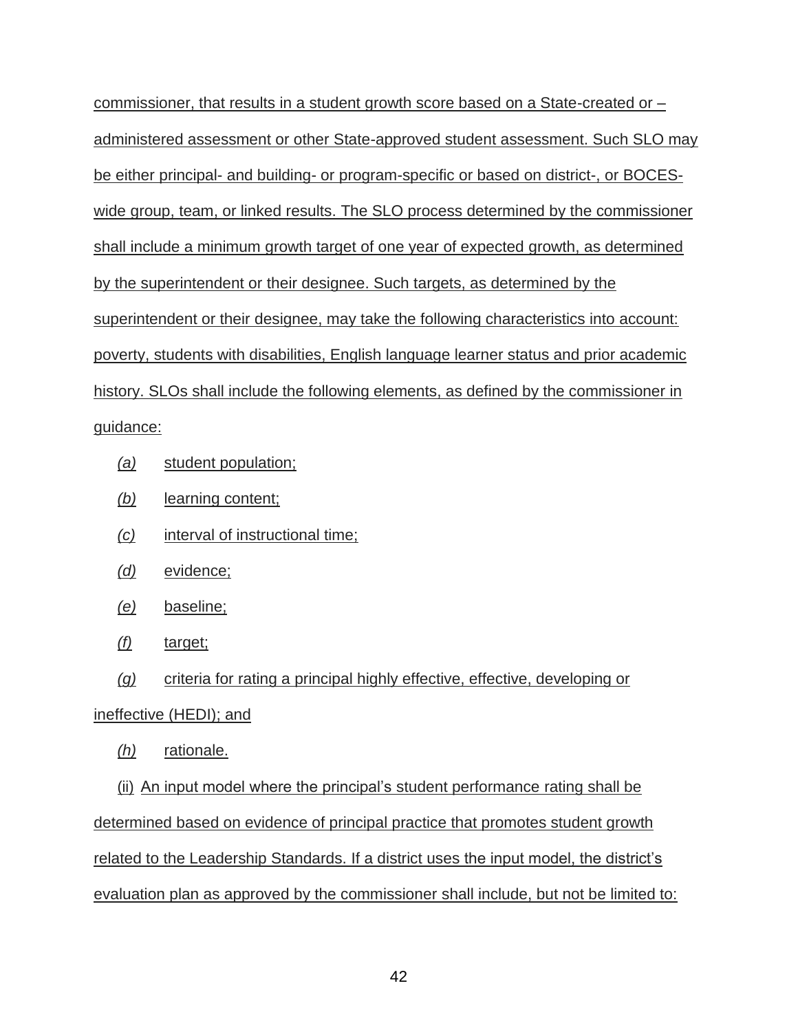commissioner, that results in a student growth score based on a State-created or –administered assessment or other State-approved student assessment. Such SLO may be either principal- and building- or program-specific or based on district-, or BOCES-wide group, team, or linked results. The SLO process determined by the commissioner shall include a minimum growth target of one year of expected growth, as determined by the superintendent or their designee. Such targets, as determined by the superintendent or their designee, may take the following characteristics into account: poverty, students with disabilities, English language learner status and prior academic history. SLOs shall include the following elements, as defined by the commissioner in guidance:

*(a)* student population;

*(b)* learning content;

*(c)* interval of instructional time;

*(d)* evidence;

*(e)* baseline;

*(f)* target;

*(g)* criteria for rating a principal highly effective, effective, developing or ineffective (HEDI); and

*(h)* rationale.

(ii) An input model where the principal's student performance rating shall be determined based on evidence of principal practice that promotes student growth related to the Leadership Standards. If a district uses the input model, the district's evaluation plan as approved by the commissioner shall include, but not be limited to: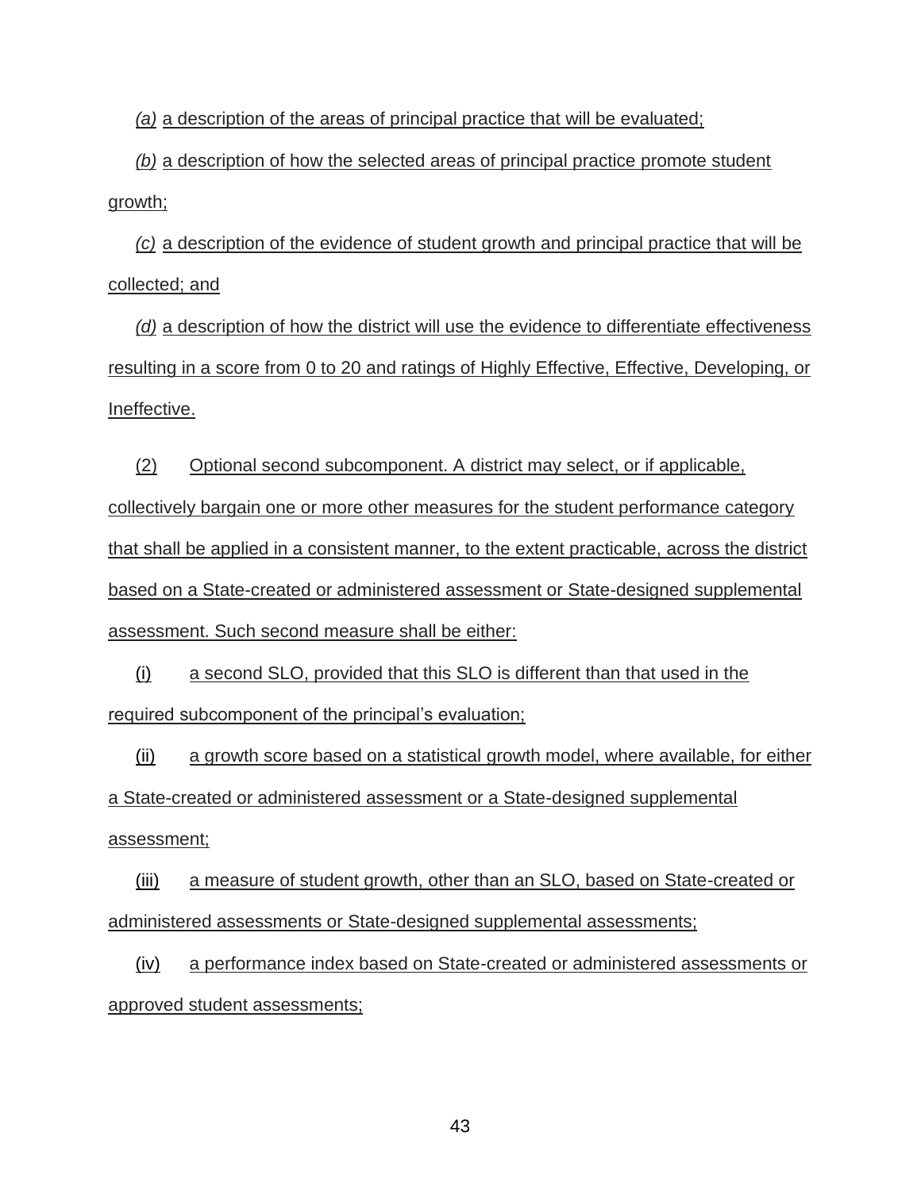*(a)* a description of the areas of principal practice that will be evaluated;

*(b)* a description of how the selected areas of principal practice promote student growth;

*(c)* a description of the evidence of student growth and principal practice that will be collected; and

*(d)* a description of how the district will use the evidence to differentiate effectiveness resulting in a score from 0 to 20 and ratings of Highly Effective, Effective, Developing, or Ineffective.

(2) Optional second subcomponent. A district may select, or if applicable, collectively bargain one or more other measures for the student performance category that shall be applied in a consistent manner, to the extent practicable, across the district based on a State-created or administered assessment or State-designed supplemental assessment. Such second measure shall be either:

(i) a second SLO, provided that this SLO is different than that used in the required subcomponent of the principal's evaluation;

(ii) a growth score based on a statistical growth model, where available, for either a State-created or administered assessment or a State-designed supplemental assessment;

(iii) a measure of student growth, other than an SLO, based on State-created or administered assessments or State-designed supplemental assessments;

(iv) a performance index based on State-created or administered assessments or approved student assessments;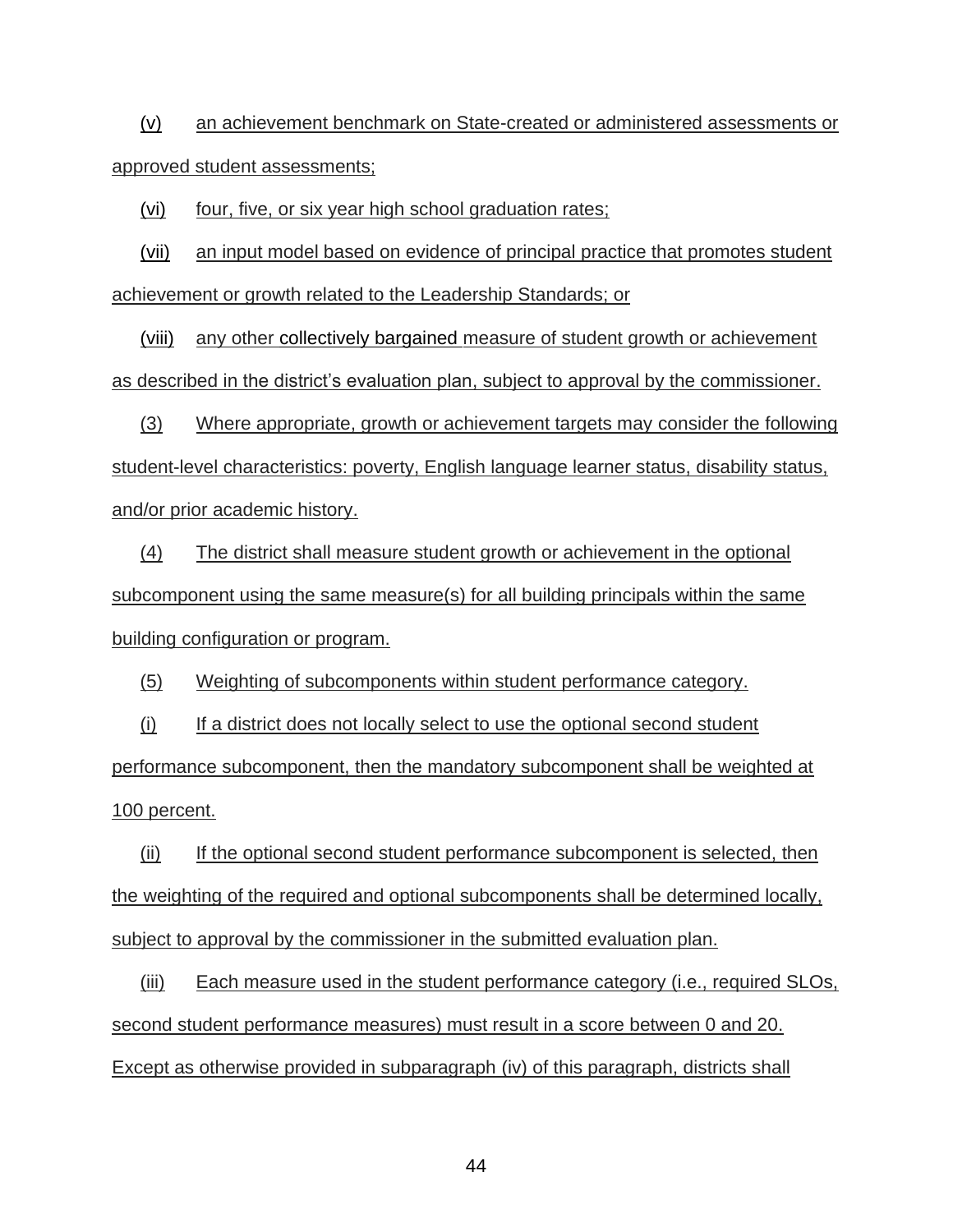(v) an achievement benchmark on State-created or administered assessments or approved student assessments;

(vi) four, five, or six year high school graduation rates;

(vii) an input model based on evidence of principal practice that promotes student achievement or growth related to the Leadership Standards; or

(viii) any other collectively bargained measure of student growth or achievement as described in the district's evaluation plan, subject to approval by the commissioner.

(3) Where appropriate, growth or achievement targets may consider the following student-level characteristics: poverty, English language learner status, disability status, and/or prior academic history.

(4) The district shall measure student growth or achievement in the optional subcomponent using the same measure(s) for all building principals within the same building configuration or program.

(5) Weighting of subcomponents within student performance category.

(i) If a district does not locally select to use the optional second student performance subcomponent, then the mandatory subcomponent shall be weighted at 100 percent.

(ii) If the optional second student performance subcomponent is selected, then the weighting of the required and optional subcomponents shall be determined locally, subject to approval by the commissioner in the submitted evaluation plan.

(iii) Each measure used in the student performance category (i.e., required SLOs, second student performance measures) must result in a score between 0 and 20. Except as otherwise provided in subparagraph (iv) of this paragraph, districts shall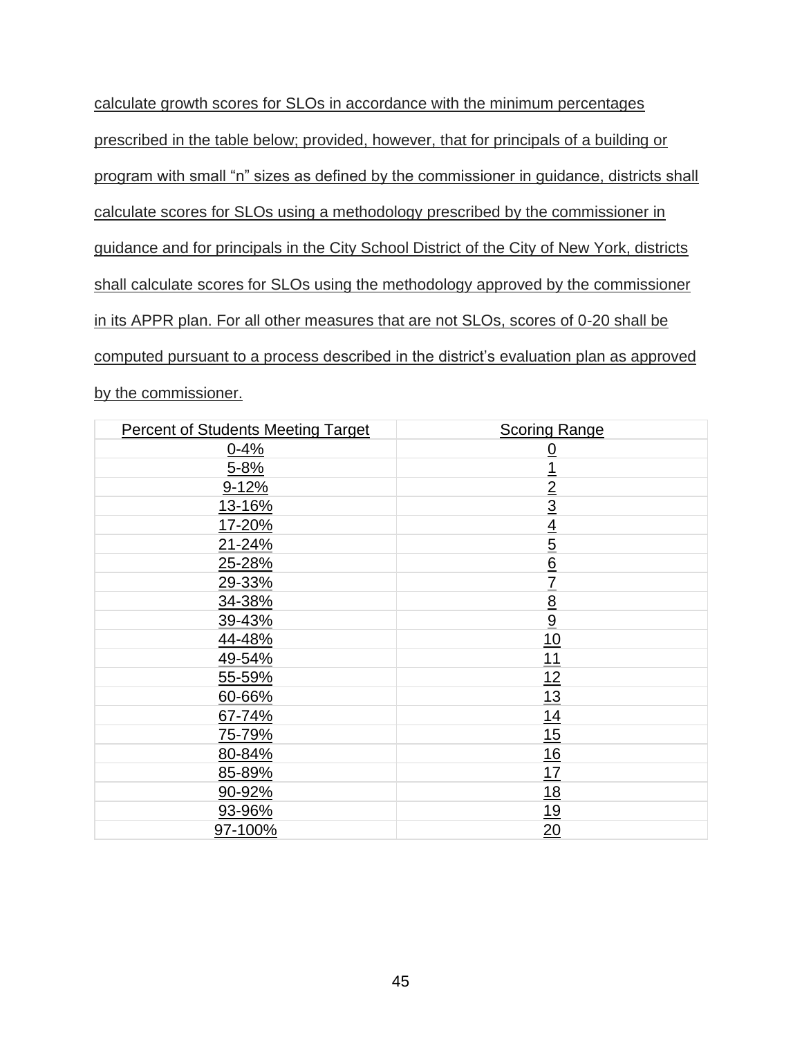calculate growth scores for SLOs in accordance with the minimum percentages prescribed in the table below; provided, however, that for principals of a building or program with small "n" sizes as defined by the commissioner in guidance, districts shall calculate scores for SLOs using a methodology prescribed by the commissioner in guidance and for principals in the City School District of the City of New York, districts shall calculate scores for SLOs using the methodology approved by the commissioner in its APPR plan. For all other measures that are not SLOs, scores of 0-20 shall be computed pursuant to a process described in the district's evaluation plan as approved by the commissioner.

| Percent of Students Meeting Target | Scoring Range |
|---|---|
| 0-4% | 0 |
| 5-8% | 1 |
| 9-12% | 2 |
| 13-16% | 3 |
| 17-20% | 4 |
| 21-24% | 5 |
| 25-28% | 6 |
| 29-33% | 7 |
| 34-38% | 8 |
| 39-43% | 9 |
| 44-48% | 10 |
| 49-54% | 11 |
| 55-59% | 12 |
| 60-66% | 13 |
| 67-74% | 14 |
| 75-79% | 15 |
| 80-84% | 16 |
| 85-89% | 17 |
| 90-92% | 18 |
| 93-96% | 19 |
| 97-100% | 20 |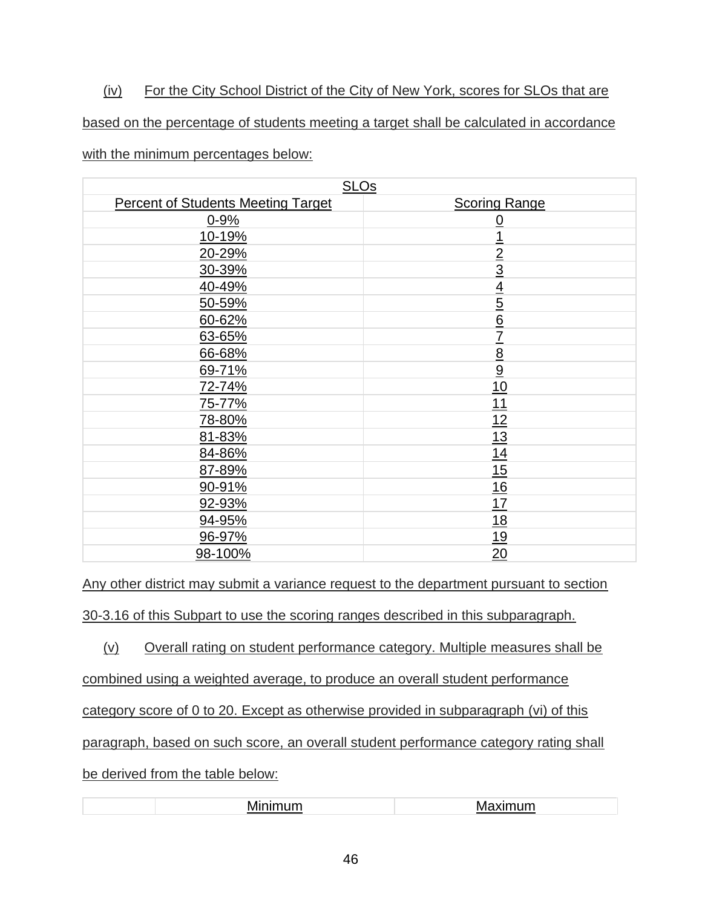(iv) For the City School District of the City of New York, scores for SLOs that are based on the percentage of students meeting a target shall be calculated in accordance with the minimum percentages below:

| SLOs | |
|---|---|
| Percent of Students Meeting Target | Scoring Range |
| 0-9% | 0 |
| 10-19% | 1 |
| 20-29% | 2 |
| 30-39% | 3 |
| 40-49% | 4 |
| 50-59% | 5 |
| 60-62% | 6 |
| 63-65% | 7 |
| 66-68% | 8 |
| 69-71% | 9 |
| 72-74% | 10 |
| 75-77% | 11 |
| 78-80% | 12 |
| 81-83% | 13 |
| 84-86% | 14 |
| 87-89% | 15 |
| 90-91% | 16 |
| 92-93% | 17 |
| 94-95% | 18 |
| 96-97% | 19 |
| 98-100% | 20 |

Any other district may submit a variance request to the department pursuant to section 30-3.16 of this Subpart to use the scoring ranges described in this subparagraph.

(v) Overall rating on student performance category. Multiple measures shall be combined using a weighted average, to produce an overall student performance category score of 0 to 20. Except as otherwise provided in subparagraph (vi) of this paragraph, based on such score, an overall student performance category rating shall be derived from the table below:

| | Minimum | Maximum |
|---|---|---|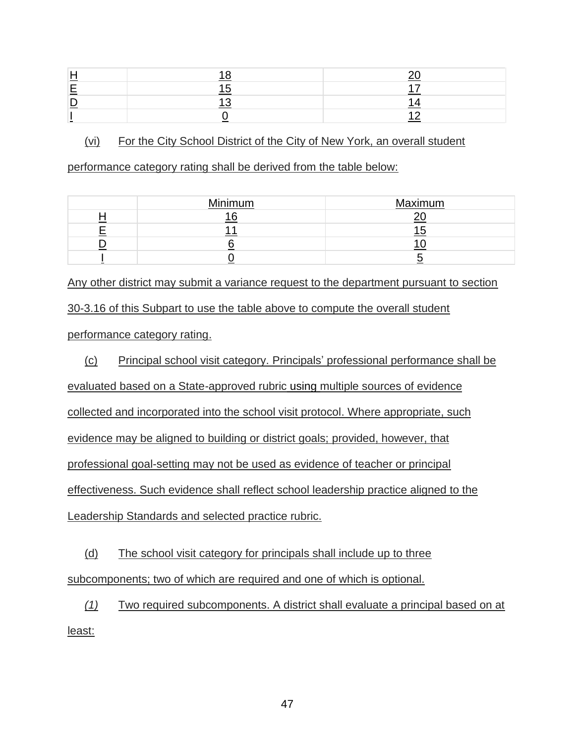| | | |
|---|---|---|
| H | 18 | 20 |
| E | 15 | 17 |
| D | 13 | 14 |
| I | 0 | 12 |

(vi) For the City School District of the City of New York, an overall student performance category rating shall be derived from the table below:

| | Minimum | Maximum |
|---|---|---|
| H | 16 | 20 |
| E | 11 | 15 |
| D | 6 | 10 |
| I | 0 | 5 |

Any other district may submit a variance request to the department pursuant to section 30-3.16 of this Subpart to use the table above to compute the overall student performance category rating.

(c) Principal school visit category. Principals' professional performance shall be evaluated based on a State-approved rubric using multiple sources of evidence collected and incorporated into the school visit protocol. Where appropriate, such evidence may be aligned to building or district goals; provided, however, that professional goal-setting may not be used as evidence of teacher or principal effectiveness. Such evidence shall reflect school leadership practice aligned to the Leadership Standards and selected practice rubric.

(d) The school visit category for principals shall include up to three subcomponents; two of which are required and one of which is optional.

*(1)* Two required subcomponents. A district shall evaluate a principal based on at least: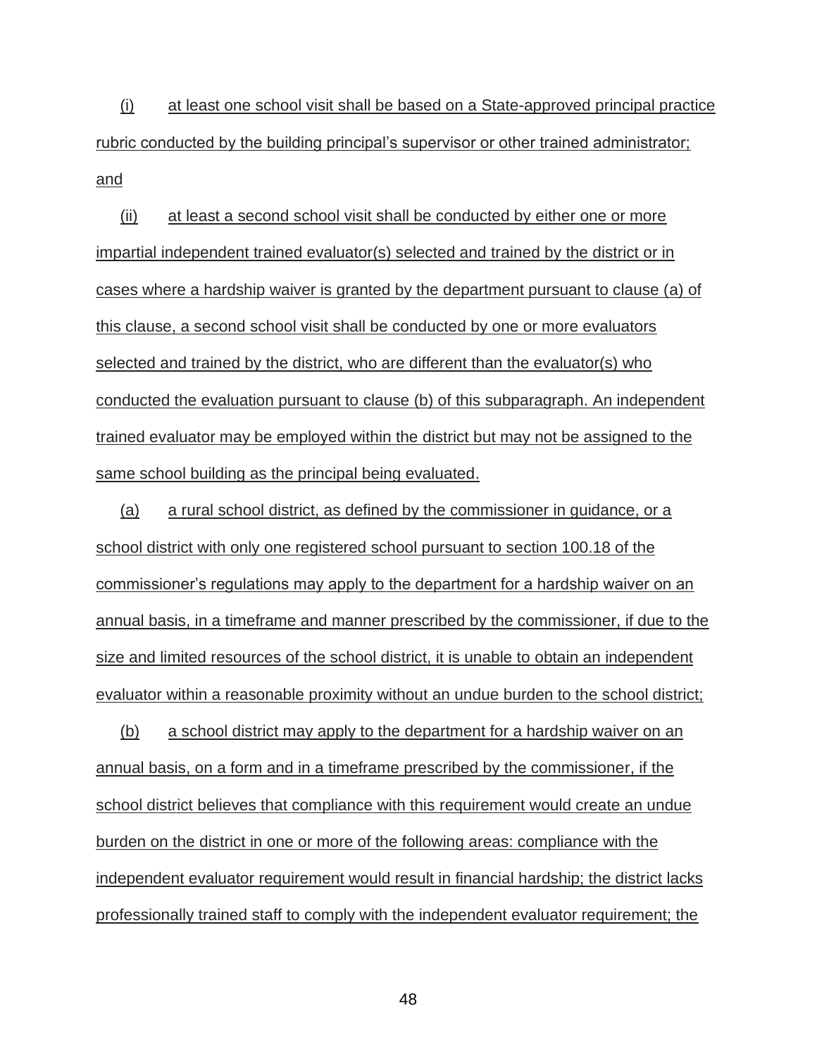(i) at least one school visit shall be based on a State-approved principal practice rubric conducted by the building principal's supervisor or other trained administrator; and

(ii) at least a second school visit shall be conducted by either one or more impartial independent trained evaluator(s) selected and trained by the district or in cases where a hardship waiver is granted by the department pursuant to clause (a) of this clause, a second school visit shall be conducted by one or more evaluators selected and trained by the district, who are different than the evaluator(s) who conducted the evaluation pursuant to clause (b) of this subparagraph. An independent trained evaluator may be employed within the district but may not be assigned to the same school building as the principal being evaluated.

(a) a rural school district, as defined by the commissioner in guidance, or a school district with only one registered school pursuant to section 100.18 of the commissioner's regulations may apply to the department for a hardship waiver on an annual basis, in a timeframe and manner prescribed by the commissioner, if due to the size and limited resources of the school district, it is unable to obtain an independent evaluator within a reasonable proximity without an undue burden to the school district;

(b) a school district may apply to the department for a hardship waiver on an annual basis, on a form and in a timeframe prescribed by the commissioner, if the school district believes that compliance with this requirement would create an undue burden on the district in one or more of the following areas: compliance with the independent evaluator requirement would result in financial hardship; the district lacks professionally trained staff to comply with the independent evaluator requirement; the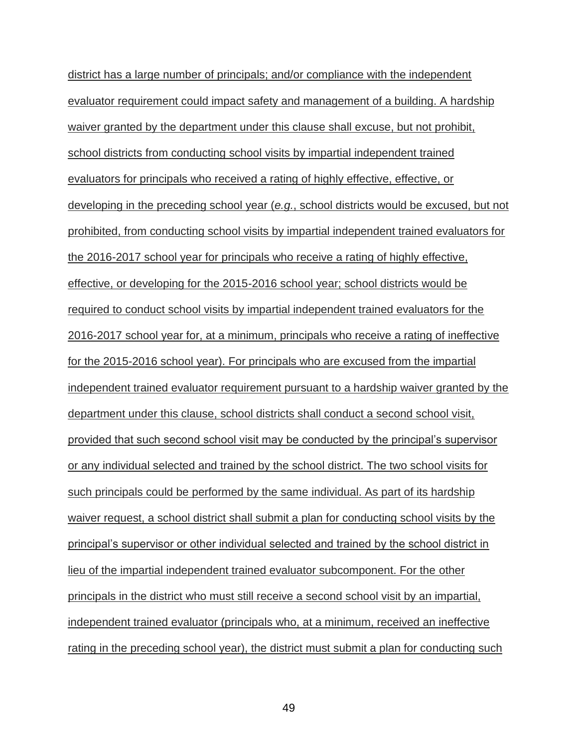district has a large number of principals; and/or compliance with the independent evaluator requirement could impact safety and management of a building. A hardship waiver granted by the department under this clause shall excuse, but not prohibit, school districts from conducting school visits by impartial independent trained evaluators for principals who received a rating of highly effective, effective, or developing in the preceding school year (*e.g.*, school districts would be excused, but not prohibited, from conducting school visits by impartial independent trained evaluators for the 2016-2017 school year for principals who receive a rating of highly effective, effective, or developing for the 2015-2016 school year; school districts would be required to conduct school visits by impartial independent trained evaluators for the 2016-2017 school year for, at a minimum, principals who receive a rating of ineffective for the 2015-2016 school year). For principals who are excused from the impartial independent trained evaluator requirement pursuant to a hardship waiver granted by the department under this clause, school districts shall conduct a second school visit, provided that such second school visit may be conducted by the principal's supervisor or any individual selected and trained by the school district. The two school visits for such principals could be performed by the same individual. As part of its hardship waiver request, a school district shall submit a plan for conducting school visits by the principal's supervisor or other individual selected and trained by the school district in lieu of the impartial independent trained evaluator subcomponent. For the other principals in the district who must still receive a second school visit by an impartial, independent trained evaluator (principals who, at a minimum, received an ineffective rating in the preceding school year), the district must submit a plan for conducting such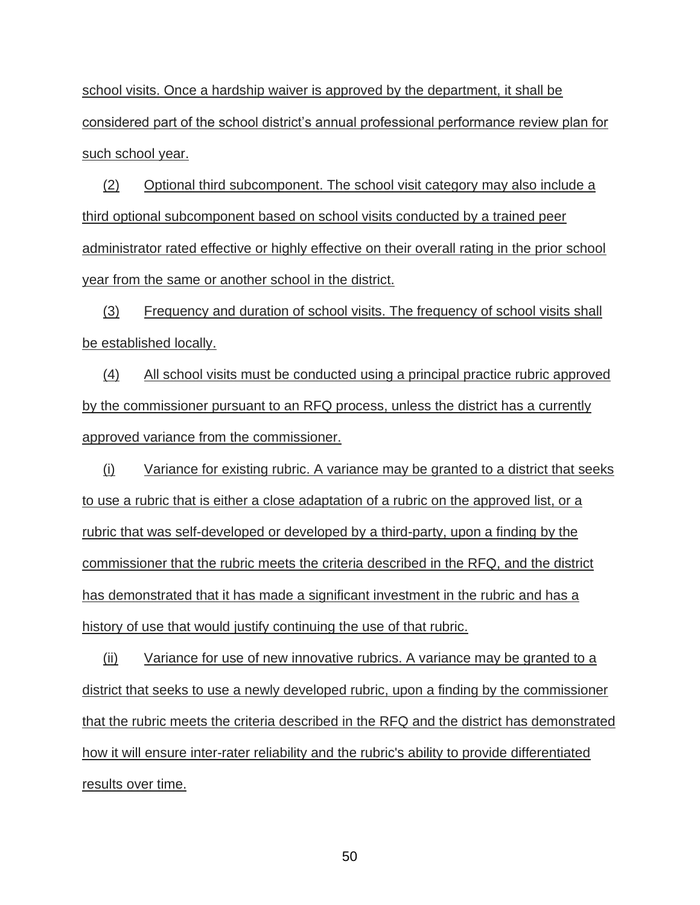school visits. Once a hardship waiver is approved by the department, it shall be considered part of the school district's annual professional performance review plan for such school year.

(2) Optional third subcomponent. The school visit category may also include a third optional subcomponent based on school visits conducted by a trained peer administrator rated effective or highly effective on their overall rating in the prior school year from the same or another school in the district.

(3) Frequency and duration of school visits. The frequency of school visits shall be established locally.

(4) All school visits must be conducted using a principal practice rubric approved by the commissioner pursuant to an RFQ process, unless the district has a currently approved variance from the commissioner.

(i) Variance for existing rubric. A variance may be granted to a district that seeks to use a rubric that is either a close adaptation of a rubric on the approved list, or a rubric that was self-developed or developed by a third-party, upon a finding by the commissioner that the rubric meets the criteria described in the RFQ, and the district has demonstrated that it has made a significant investment in the rubric and has a history of use that would justify continuing the use of that rubric.

(ii) Variance for use of new innovative rubrics. A variance may be granted to a district that seeks to use a newly developed rubric, upon a finding by the commissioner that the rubric meets the criteria described in the RFQ and the district has demonstrated how it will ensure inter-rater reliability and the rubric's ability to provide differentiated results over time.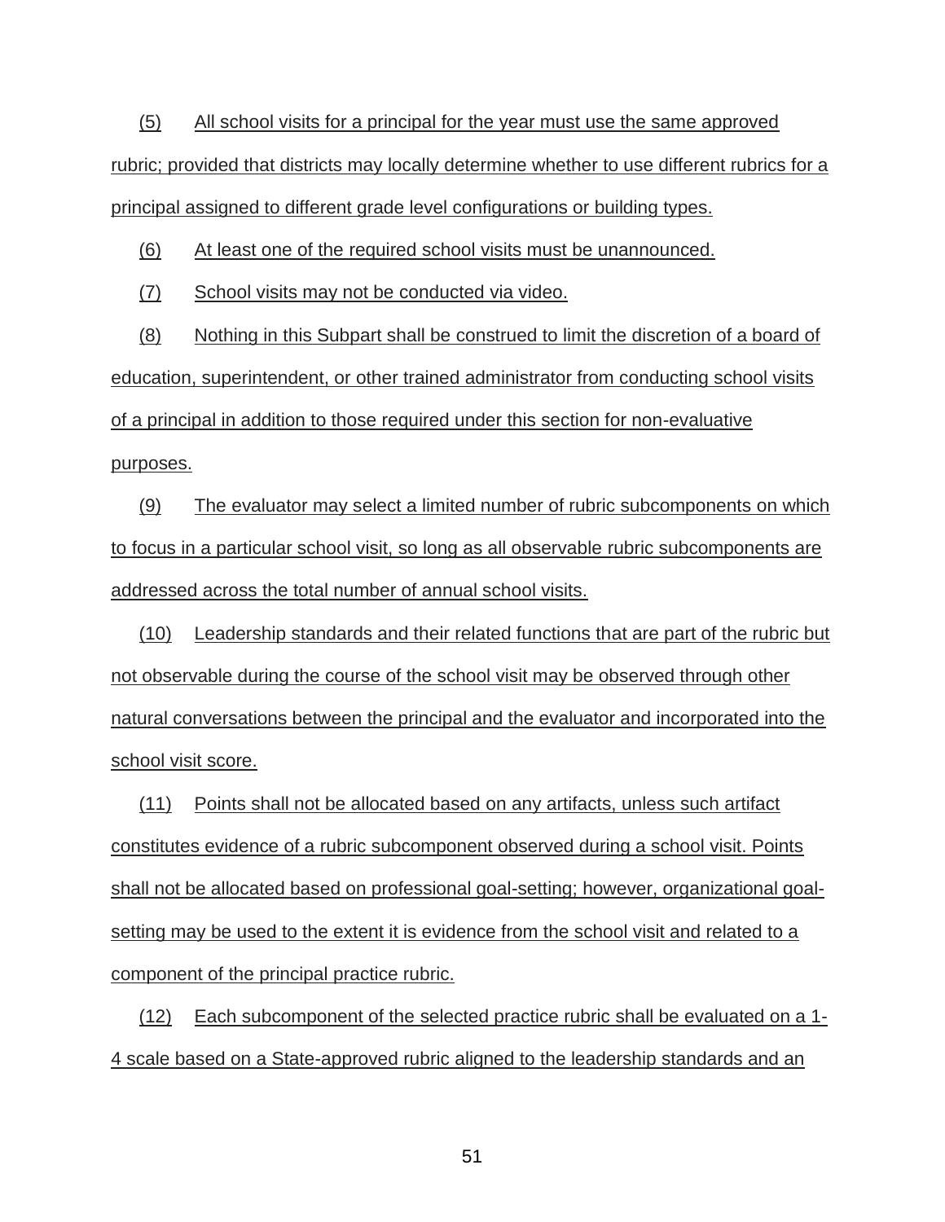(5) All school visits for a principal for the year must use the same approved rubric; provided that districts may locally determine whether to use different rubrics for a principal assigned to different grade level configurations or building types.

(6) At least one of the required school visits must be unannounced.

(7) School visits may not be conducted via video.

(8) Nothing in this Subpart shall be construed to limit the discretion of a board of education, superintendent, or other trained administrator from conducting school visits of a principal in addition to those required under this section for non-evaluative purposes.

(9) The evaluator may select a limited number of rubric subcomponents on which to focus in a particular school visit, so long as all observable rubric subcomponents are addressed across the total number of annual school visits.

(10) Leadership standards and their related functions that are part of the rubric but not observable during the course of the school visit may be observed through other natural conversations between the principal and the evaluator and incorporated into the school visit score.

(11) Points shall not be allocated based on any artifacts, unless such artifact constitutes evidence of a rubric subcomponent observed during a school visit. Points shall not be allocated based on professional goal-setting; however, organizational goal-setting may be used to the extent it is evidence from the school visit and related to a component of the principal practice rubric.

(12) Each subcomponent of the selected practice rubric shall be evaluated on a 1-4 scale based on a State-approved rubric aligned to the leadership standards and an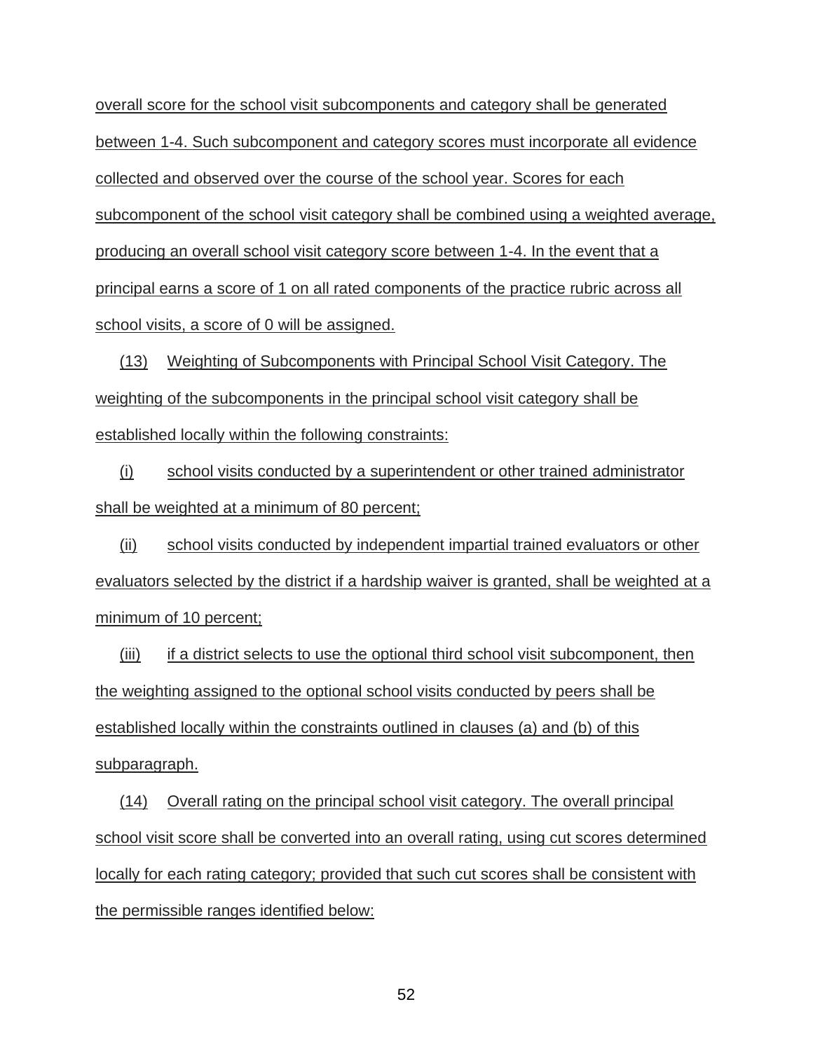overall score for the school visit subcomponents and category shall be generated between 1-4. Such subcomponent and category scores must incorporate all evidence collected and observed over the course of the school year. Scores for each subcomponent of the school visit category shall be combined using a weighted average, producing an overall school visit category score between 1-4. In the event that a principal earns a score of 1 on all rated components of the practice rubric across all school visits, a score of 0 will be assigned.

(13) Weighting of Subcomponents with Principal School Visit Category. The weighting of the subcomponents in the principal school visit category shall be established locally within the following constraints:

(i) school visits conducted by a superintendent or other trained administrator shall be weighted at a minimum of 80 percent;

(ii) school visits conducted by independent impartial trained evaluators or other evaluators selected by the district if a hardship waiver is granted, shall be weighted at a minimum of 10 percent;

(iii) if a district selects to use the optional third school visit subcomponent, then the weighting assigned to the optional school visits conducted by peers shall be established locally within the constraints outlined in clauses (a) and (b) of this subparagraph.

(14) Overall rating on the principal school visit category. The overall principal school visit score shall be converted into an overall rating, using cut scores determined locally for each rating category; provided that such cut scores shall be consistent with the permissible ranges identified below: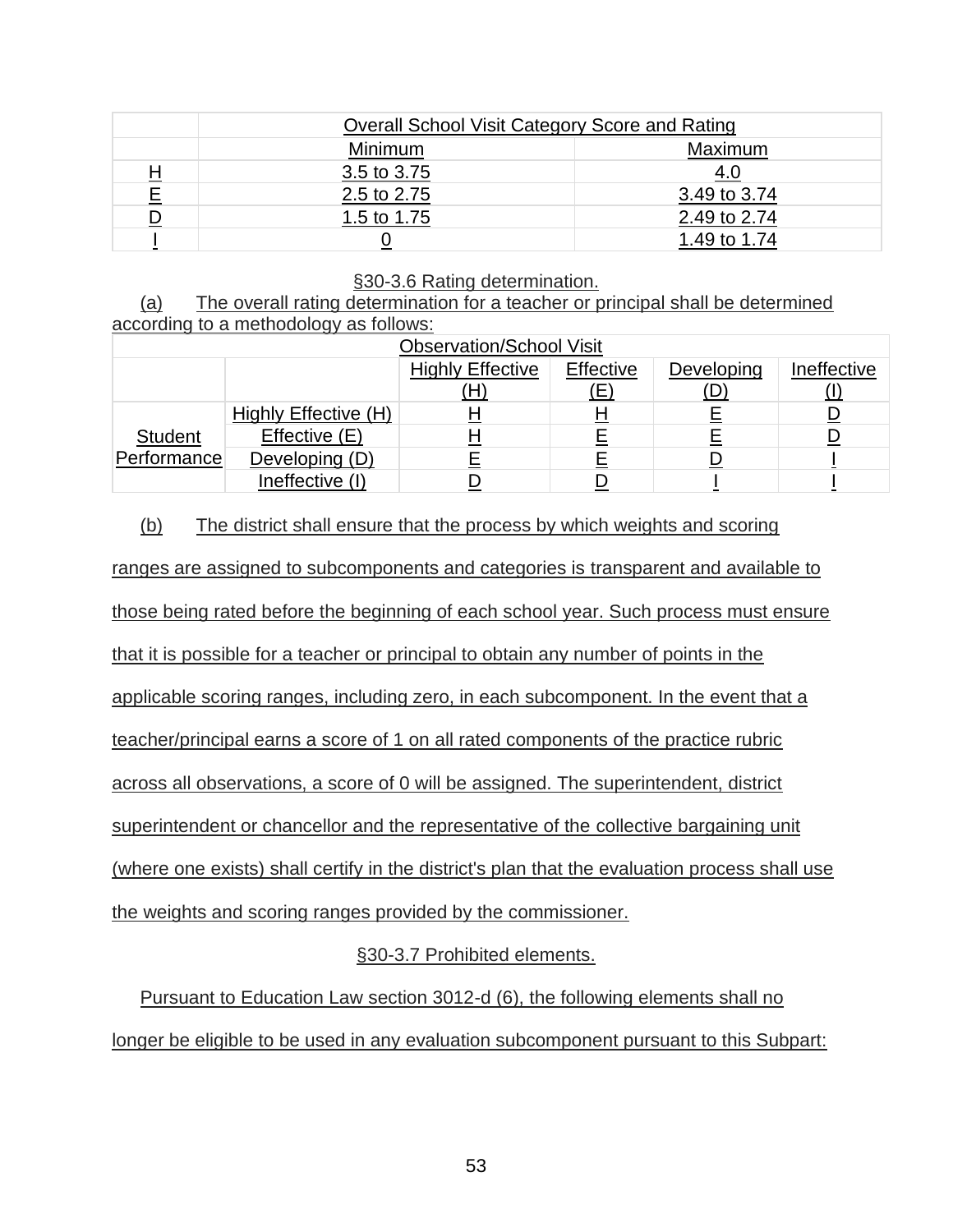| | Overall School Visit Category Score and Rating | |
|---|---|---|
| | Minimum | Maximum |
| H | 3.5 to 3.75 | 4.0 |
| E | 2.5 to 2.75 | 3.49 to 3.74 |
| D | 1.5 to 1.75 | 2.49 to 2.74 |
| I | 0 | 1.49 to 1.74 |

§30-3.6 Rating determination.

(a) The overall rating determination for a teacher or principal shall be determined according to a methodology as follows:

| | | Observation/School Visit | | | |
|---|---|---|---|---|---|
| | | Highly Effective (H) | Effective (E) | Developing (D) | Ineffective (I) |
| Student Performance | Highly Effective (H) | H | H | E | D |
| | Effective (E) | H | E | E | D |
| | Developing (D) | E | E | D | I |
| | Ineffective (I) | D | D | I | I |

(b) The district shall ensure that the process by which weights and scoring ranges are assigned to subcomponents and categories is transparent and available to those being rated before the beginning of each school year. Such process must ensure that it is possible for a teacher or principal to obtain any number of points in the applicable scoring ranges, including zero, in each subcomponent. In the event that a teacher/principal earns a score of 1 on all rated components of the practice rubric across all observations, a score of 0 will be assigned. The superintendent, district superintendent or chancellor and the representative of the collective bargaining unit (where one exists) shall certify in the district's plan that the evaluation process shall use the weights and scoring ranges provided by the commissioner.

§30-3.7 Prohibited elements.

Pursuant to Education Law section 3012-d (6), the following elements shall no longer be eligible to be used in any evaluation subcomponent pursuant to this Subpart: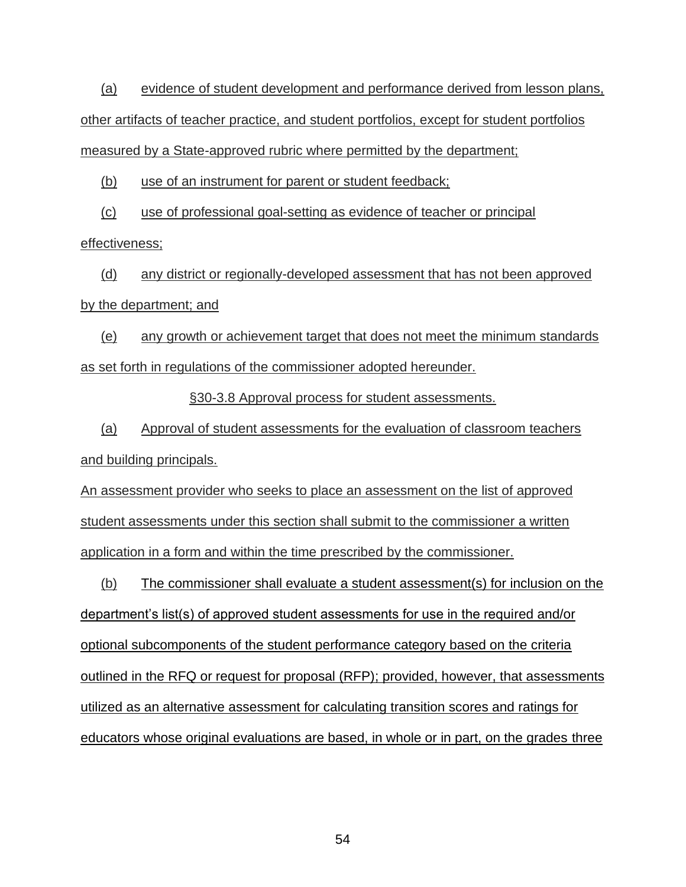(a) evidence of student development and performance derived from lesson plans, other artifacts of teacher practice, and student portfolios, except for student portfolios measured by a State-approved rubric where permitted by the department;

(b) use of an instrument for parent or student feedback;

(c) use of professional goal-setting as evidence of teacher or principal effectiveness;

(d) any district or regionally-developed assessment that has not been approved by the department; and

(e) any growth or achievement target that does not meet the minimum standards as set forth in regulations of the commissioner adopted hereunder.

§30-3.8 Approval process for student assessments.

(a) Approval of student assessments for the evaluation of classroom teachers and building principals.

An assessment provider who seeks to place an assessment on the list of approved student assessments under this section shall submit to the commissioner a written application in a form and within the time prescribed by the commissioner.

(b) The commissioner shall evaluate a student assessment(s) for inclusion on the department's list(s) of approved student assessments for use in the required and/or optional subcomponents of the student performance category based on the criteria outlined in the RFQ or request for proposal (RFP); provided, however, that assessments utilized as an alternative assessment for calculating transition scores and ratings for educators whose original evaluations are based, in whole or in part, on the grades three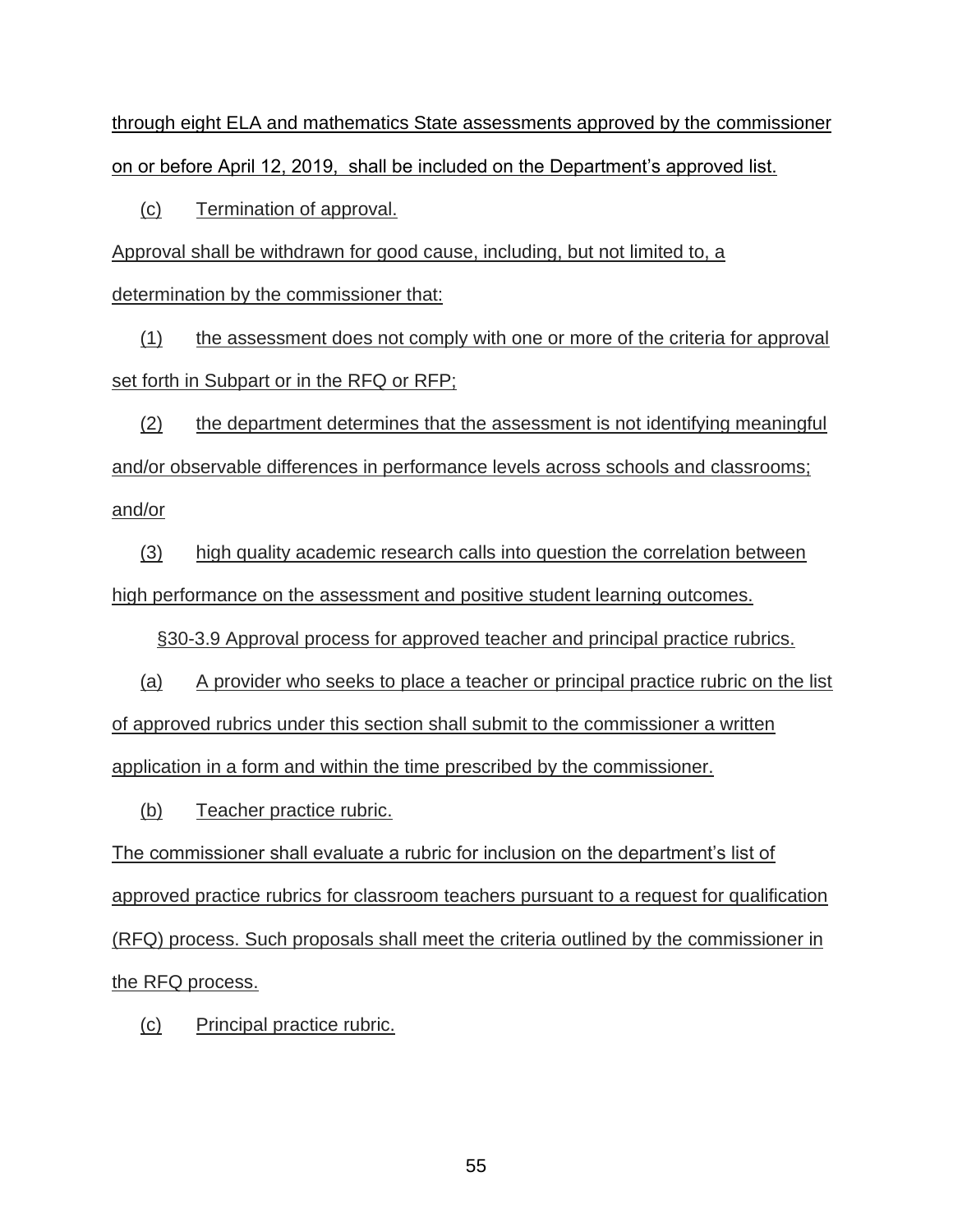through eight ELA and mathematics State assessments approved by the commissioner on or before April 12, 2019, shall be included on the Department's approved list.

(c) Termination of approval.

Approval shall be withdrawn for good cause, including, but not limited to, a determination by the commissioner that:

(1) the assessment does not comply with one or more of the criteria for approval set forth in Subpart or in the RFQ or RFP;

(2) the department determines that the assessment is not identifying meaningful and/or observable differences in performance levels across schools and classrooms; and/or

(3) high quality academic research calls into question the correlation between high performance on the assessment and positive student learning outcomes.

§30-3.9 Approval process for approved teacher and principal practice rubrics.

(a) A provider who seeks to place a teacher or principal practice rubric on the list of approved rubrics under this section shall submit to the commissioner a written application in a form and within the time prescribed by the commissioner.

(b) Teacher practice rubric.

The commissioner shall evaluate a rubric for inclusion on the department's list of approved practice rubrics for classroom teachers pursuant to a request for qualification (RFQ) process. Such proposals shall meet the criteria outlined by the commissioner in the RFQ process.

(c) Principal practice rubric.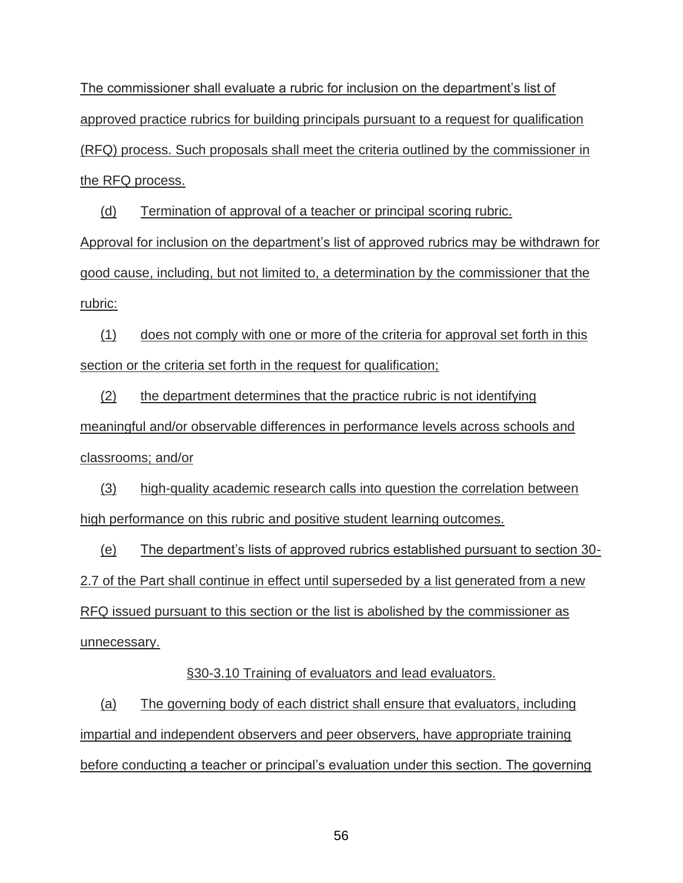The commissioner shall evaluate a rubric for inclusion on the department's list of approved practice rubrics for building principals pursuant to a request for qualification (RFQ) process. Such proposals shall meet the criteria outlined by the commissioner in the RFQ process.

(d) Termination of approval of a teacher or principal scoring rubric. Approval for inclusion on the department's list of approved rubrics may be withdrawn for good cause, including, but not limited to, a determination by the commissioner that the rubric:

(1) does not comply with one or more of the criteria for approval set forth in this section or the criteria set forth in the request for qualification;

(2) the department determines that the practice rubric is not identifying meaningful and/or observable differences in performance levels across schools and classrooms; and/or

(3) high-quality academic research calls into question the correlation between high performance on this rubric and positive student learning outcomes.

(e) The department's lists of approved rubrics established pursuant to section 30-2.7 of the Part shall continue in effect until superseded by a list generated from a new RFQ issued pursuant to this section or the list is abolished by the commissioner as unnecessary.

§30-3.10 Training of evaluators and lead evaluators.

(a) The governing body of each district shall ensure that evaluators, including impartial and independent observers and peer observers, have appropriate training before conducting a teacher or principal's evaluation under this section. The governing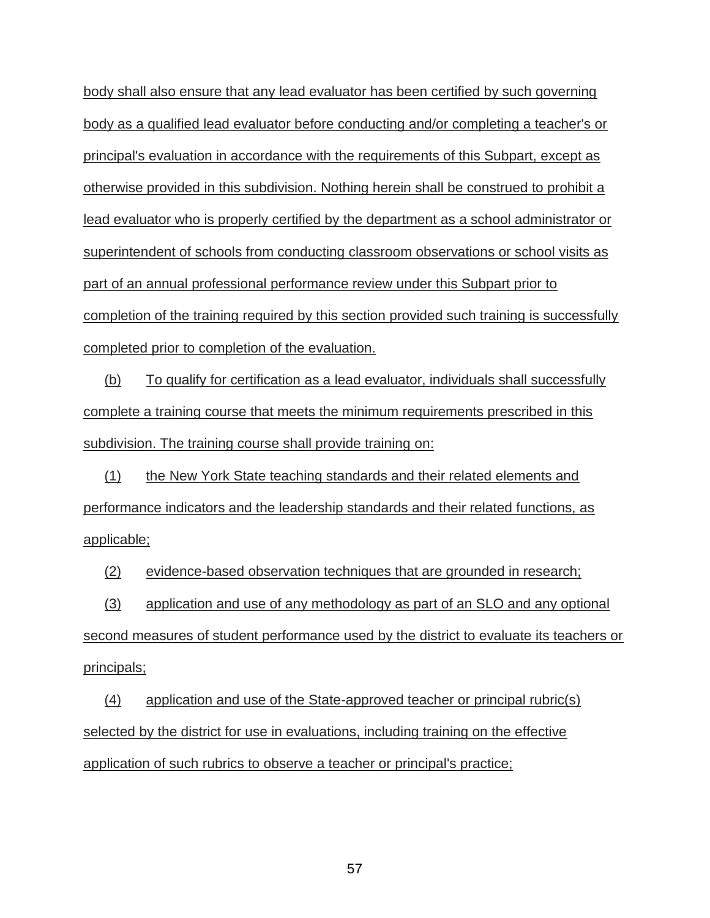body shall also ensure that any lead evaluator has been certified by such governing body as a qualified lead evaluator before conducting and/or completing a teacher's or principal's evaluation in accordance with the requirements of this Subpart, except as otherwise provided in this subdivision. Nothing herein shall be construed to prohibit a lead evaluator who is properly certified by the department as a school administrator or superintendent of schools from conducting classroom observations or school visits as part of an annual professional performance review under this Subpart prior to completion of the training required by this section provided such training is successfully completed prior to completion of the evaluation.

(b) To qualify for certification as a lead evaluator, individuals shall successfully complete a training course that meets the minimum requirements prescribed in this subdivision. The training course shall provide training on:

(1) the New York State teaching standards and their related elements and performance indicators and the leadership standards and their related functions, as applicable;

(2) evidence-based observation techniques that are grounded in research;

(3) application and use of any methodology as part of an SLO and any optional second measures of student performance used by the district to evaluate its teachers or principals;

(4) application and use of the State-approved teacher or principal rubric(s) selected by the district for use in evaluations, including training on the effective application of such rubrics to observe a teacher or principal's practice;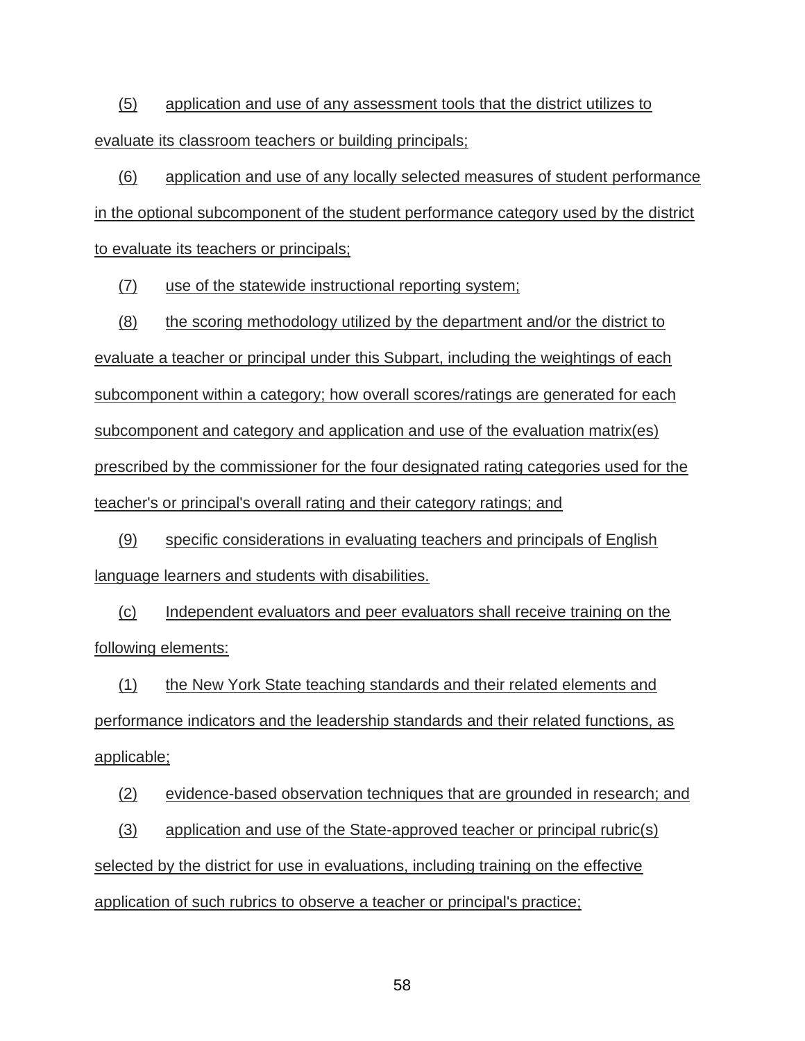(5) application and use of any assessment tools that the district utilizes to evaluate its classroom teachers or building principals;

(6) application and use of any locally selected measures of student performance in the optional subcomponent of the student performance category used by the district to evaluate its teachers or principals;

(7) use of the statewide instructional reporting system;

(8) the scoring methodology utilized by the department and/or the district to evaluate a teacher or principal under this Subpart, including the weightings of each subcomponent within a category; how overall scores/ratings are generated for each subcomponent and category and application and use of the evaluation matrix(es) prescribed by the commissioner for the four designated rating categories used for the teacher's or principal's overall rating and their category ratings; and

(9) specific considerations in evaluating teachers and principals of English language learners and students with disabilities.

(c) Independent evaluators and peer evaluators shall receive training on the following elements:

(1) the New York State teaching standards and their related elements and performance indicators and the leadership standards and their related functions, as applicable;

(2) evidence-based observation techniques that are grounded in research; and

(3) application and use of the State-approved teacher or principal rubric(s) selected by the district for use in evaluations, including training on the effective application of such rubrics to observe a teacher or principal's practice;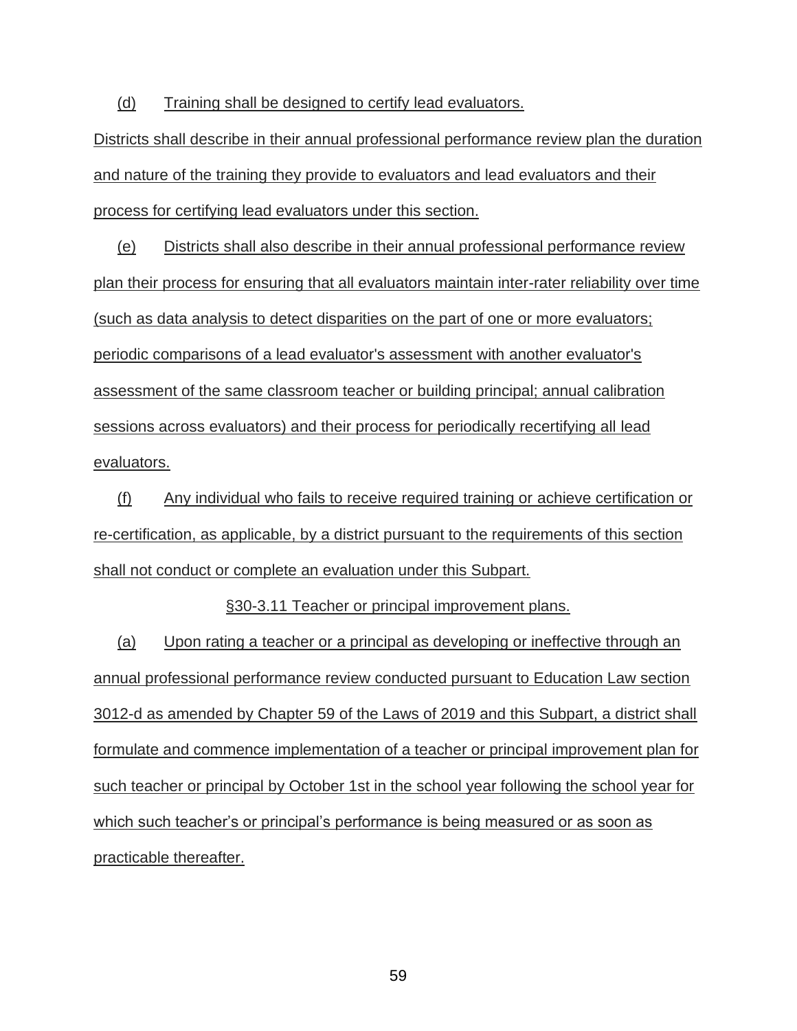(d) Training shall be designed to certify lead evaluators.

Districts shall describe in their annual professional performance review plan the duration and nature of the training they provide to evaluators and lead evaluators and their process for certifying lead evaluators under this section.

(e) Districts shall also describe in their annual professional performance review plan their process for ensuring that all evaluators maintain inter-rater reliability over time (such as data analysis to detect disparities on the part of one or more evaluators; periodic comparisons of a lead evaluator's assessment with another evaluator's assessment of the same classroom teacher or building principal; annual calibration sessions across evaluators) and their process for periodically recertifying all lead evaluators.

(f) Any individual who fails to receive required training or achieve certification or re-certification, as applicable, by a district pursuant to the requirements of this section shall not conduct or complete an evaluation under this Subpart.

§30-3.11 Teacher or principal improvement plans.

(a) Upon rating a teacher or a principal as developing or ineffective through an annual professional performance review conducted pursuant to Education Law section 3012-d as amended by Chapter 59 of the Laws of 2019 and this Subpart, a district shall formulate and commence implementation of a teacher or principal improvement plan for such teacher or principal by October 1st in the school year following the school year for which such teacher's or principal's performance is being measured or as soon as practicable thereafter.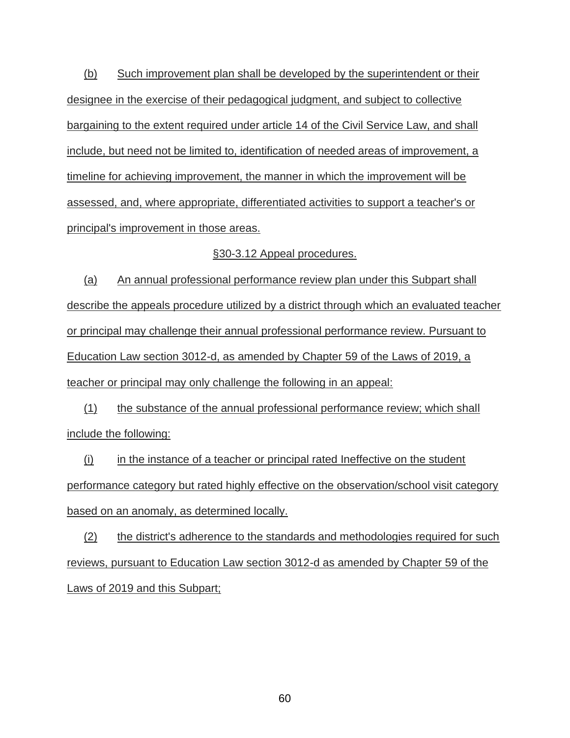(b) Such improvement plan shall be developed by the superintendent or their designee in the exercise of their pedagogical judgment, and subject to collective bargaining to the extent required under article 14 of the Civil Service Law, and shall include, but need not be limited to, identification of needed areas of improvement, a timeline for achieving improvement, the manner in which the improvement will be assessed, and, where appropriate, differentiated activities to support a teacher's or principal's improvement in those areas.

§30-3.12 Appeal procedures.

(a) An annual professional performance review plan under this Subpart shall describe the appeals procedure utilized by a district through which an evaluated teacher or principal may challenge their annual professional performance review. Pursuant to Education Law section 3012-d, as amended by Chapter 59 of the Laws of 2019, a teacher or principal may only challenge the following in an appeal:

(1) the substance of the annual professional performance review; which shall include the following:

(i) in the instance of a teacher or principal rated Ineffective on the student performance category but rated highly effective on the observation/school visit category based on an anomaly, as determined locally.

(2) the district's adherence to the standards and methodologies required for such reviews, pursuant to Education Law section 3012-d as amended by Chapter 59 of the Laws of 2019 and this Subpart;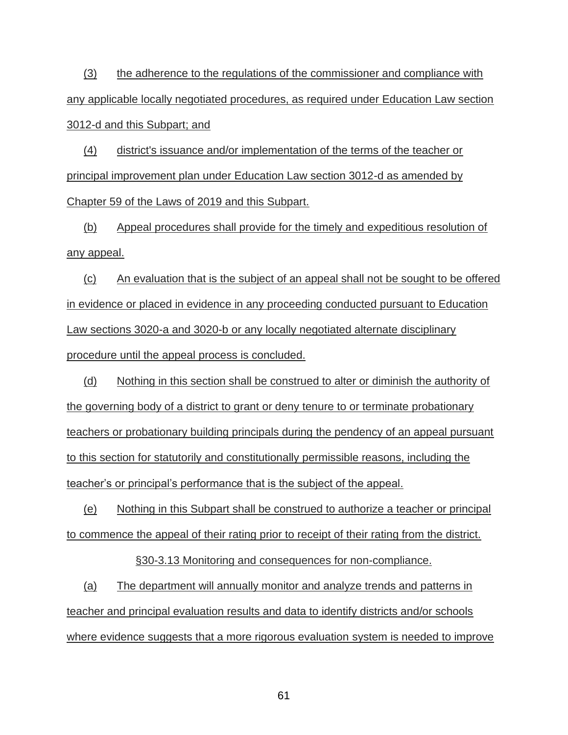(3) the adherence to the regulations of the commissioner and compliance with any applicable locally negotiated procedures, as required under Education Law section 3012-d and this Subpart; and

(4) district's issuance and/or implementation of the terms of the teacher or principal improvement plan under Education Law section 3012-d as amended by Chapter 59 of the Laws of 2019 and this Subpart.

(b) Appeal procedures shall provide for the timely and expeditious resolution of any appeal.

(c) An evaluation that is the subject of an appeal shall not be sought to be offered in evidence or placed in evidence in any proceeding conducted pursuant to Education Law sections 3020-a and 3020-b or any locally negotiated alternate disciplinary procedure until the appeal process is concluded.

(d) Nothing in this section shall be construed to alter or diminish the authority of the governing body of a district to grant or deny tenure to or terminate probationary teachers or probationary building principals during the pendency of an appeal pursuant to this section for statutorily and constitutionally permissible reasons, including the teacher's or principal's performance that is the subject of the appeal.

(e) Nothing in this Subpart shall be construed to authorize a teacher or principal to commence the appeal of their rating prior to receipt of their rating from the district.

§30-3.13 Monitoring and consequences for non-compliance.

(a) The department will annually monitor and analyze trends and patterns in teacher and principal evaluation results and data to identify districts and/or schools where evidence suggests that a more rigorous evaluation system is needed to improve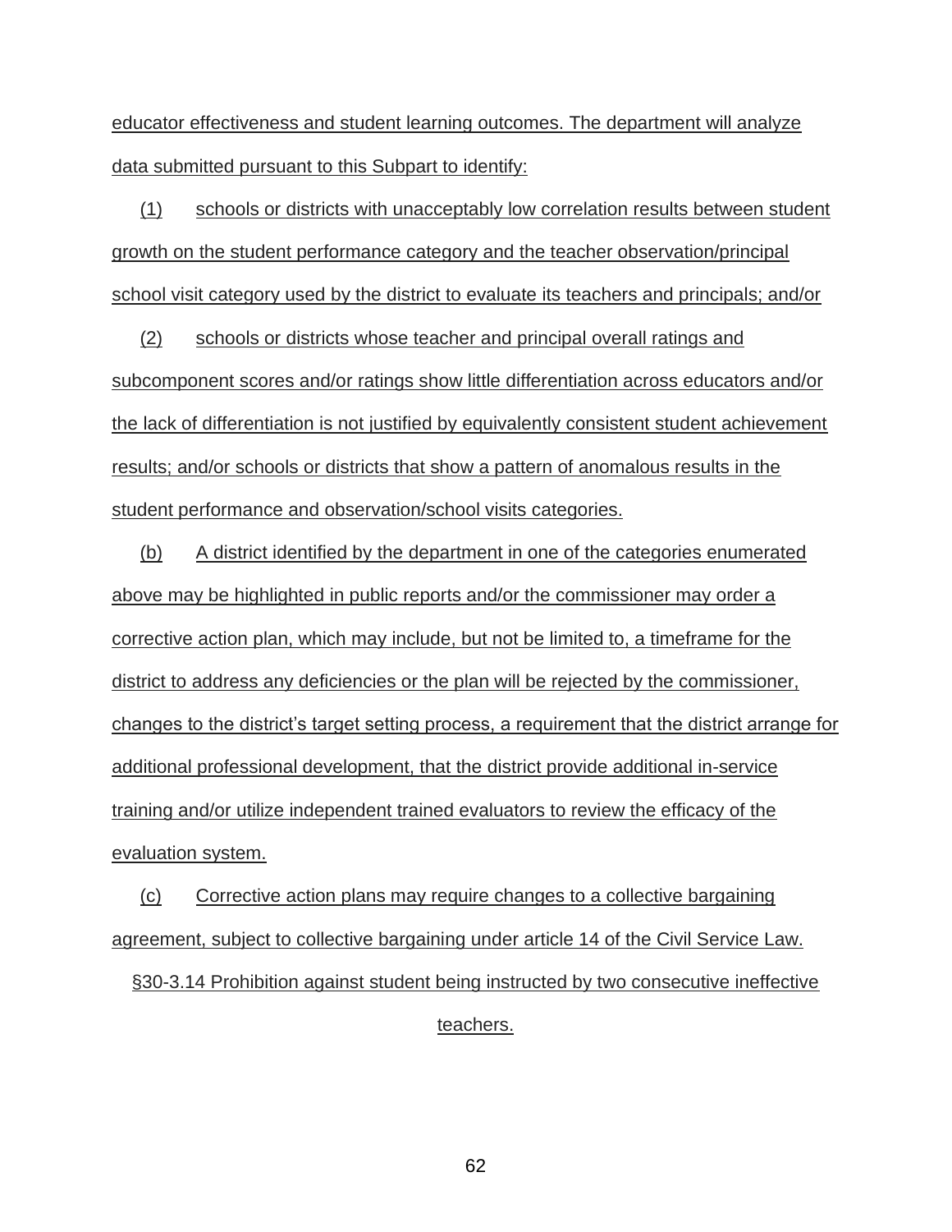educator effectiveness and student learning outcomes. The department will analyze data submitted pursuant to this Subpart to identify:

(1) schools or districts with unacceptably low correlation results between student growth on the student performance category and the teacher observation/principal school visit category used by the district to evaluate its teachers and principals; and/or

(2) schools or districts whose teacher and principal overall ratings and subcomponent scores and/or ratings show little differentiation across educators and/or the lack of differentiation is not justified by equivalently consistent student achievement results; and/or schools or districts that show a pattern of anomalous results in the student performance and observation/school visits categories.

(b) A district identified by the department in one of the categories enumerated above may be highlighted in public reports and/or the commissioner may order a corrective action plan, which may include, but not be limited to, a timeframe for the district to address any deficiencies or the plan will be rejected by the commissioner, changes to the district's target setting process, a requirement that the district arrange for additional professional development, that the district provide additional in-service training and/or utilize independent trained evaluators to review the efficacy of the evaluation system.

(c) Corrective action plans may require changes to a collective bargaining agreement, subject to collective bargaining under article 14 of the Civil Service Law.

§30-3.14 Prohibition against student being instructed by two consecutive ineffective teachers.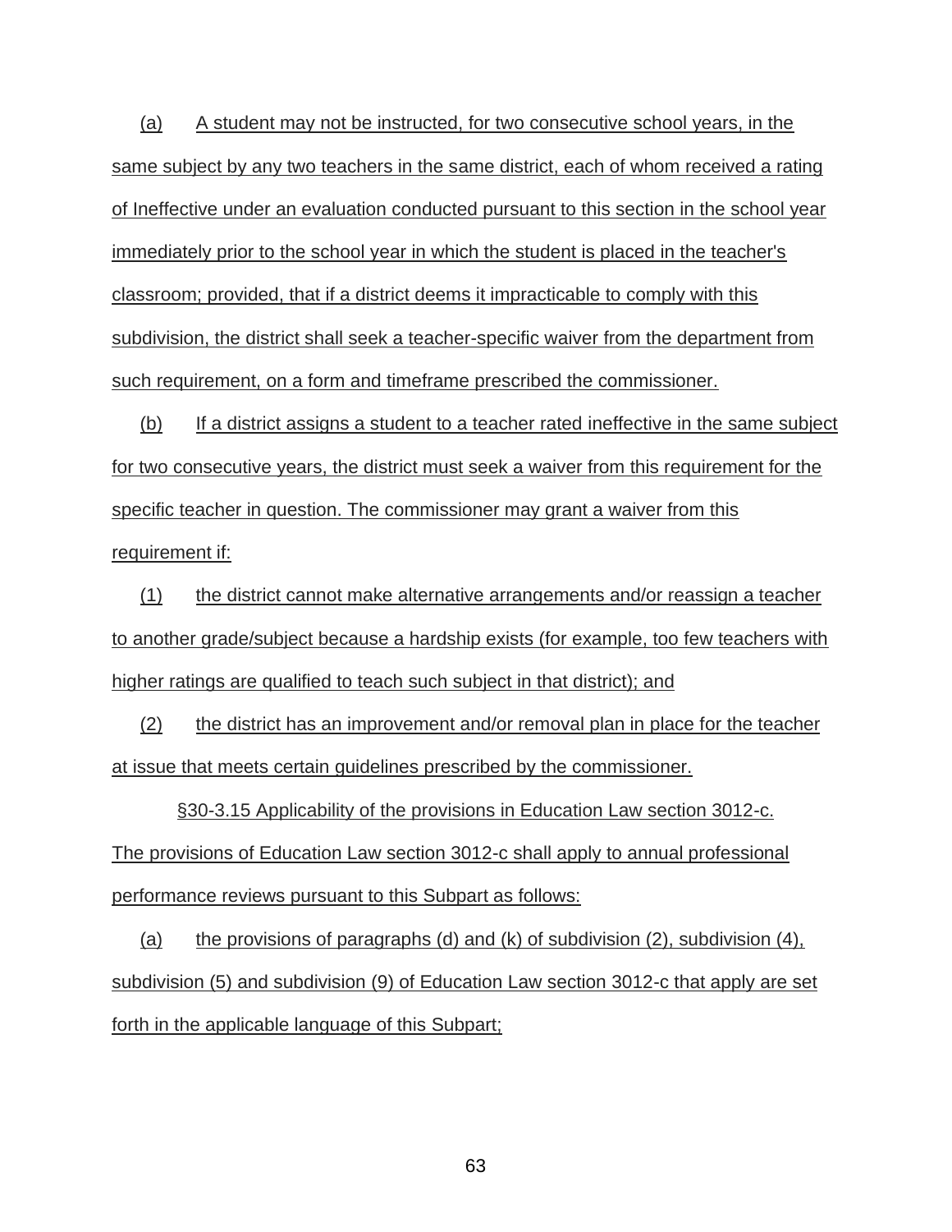(a) A student may not be instructed, for two consecutive school years, in the same subject by any two teachers in the same district, each of whom received a rating of Ineffective under an evaluation conducted pursuant to this section in the school year immediately prior to the school year in which the student is placed in the teacher's classroom; provided, that if a district deems it impracticable to comply with this subdivision, the district shall seek a teacher-specific waiver from the department from such requirement, on a form and timeframe prescribed the commissioner.

(b) If a district assigns a student to a teacher rated ineffective in the same subject for two consecutive years, the district must seek a waiver from this requirement for the specific teacher in question. The commissioner may grant a waiver from this requirement if:

(1) the district cannot make alternative arrangements and/or reassign a teacher to another grade/subject because a hardship exists (for example, too few teachers with higher ratings are qualified to teach such subject in that district); and

(2) the district has an improvement and/or removal plan in place for the teacher at issue that meets certain guidelines prescribed by the commissioner.

§30-3.15 Applicability of the provisions in Education Law section 3012-c. The provisions of Education Law section 3012-c shall apply to annual professional performance reviews pursuant to this Subpart as follows:

(a) the provisions of paragraphs (d) and (k) of subdivision (2), subdivision (4), subdivision (5) and subdivision (9) of Education Law section 3012-c that apply are set forth in the applicable language of this Subpart;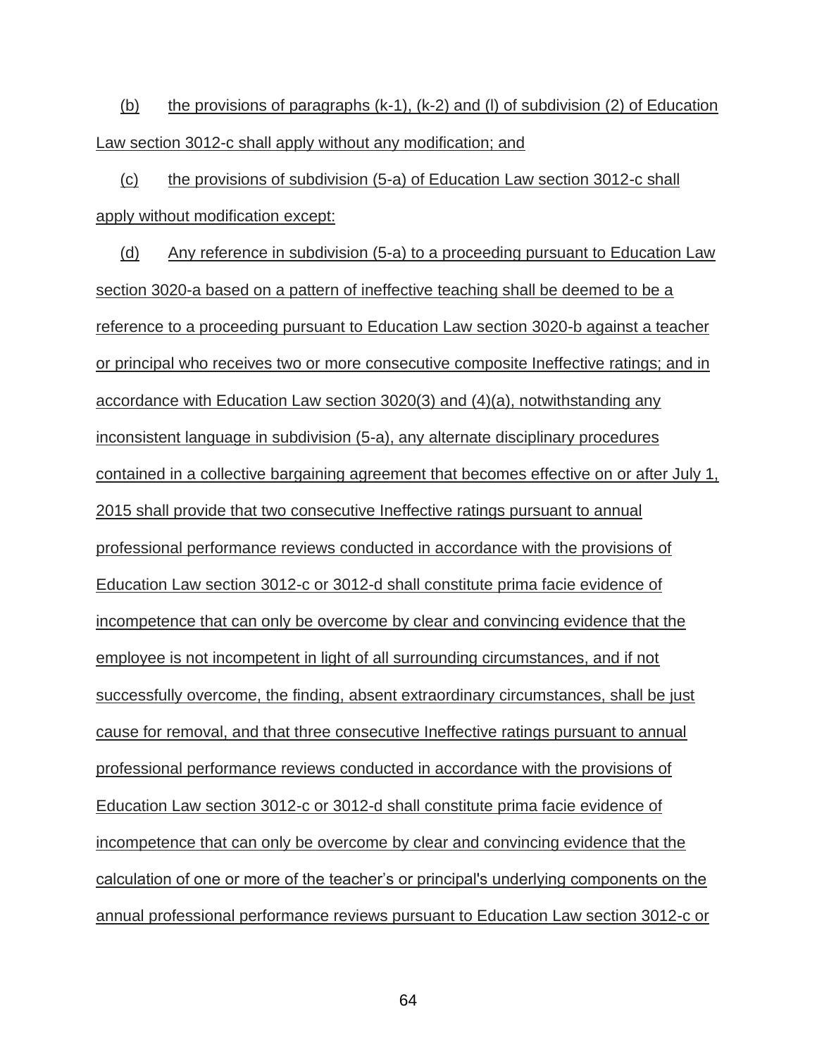(b) the provisions of paragraphs (k-1), (k-2) and (l) of subdivision (2) of Education Law section 3012-c shall apply without any modification; and

(c) the provisions of subdivision (5-a) of Education Law section 3012-c shall apply without modification except:

(d) Any reference in subdivision (5-a) to a proceeding pursuant to Education Law section 3020-a based on a pattern of ineffective teaching shall be deemed to be a reference to a proceeding pursuant to Education Law section 3020-b against a teacher or principal who receives two or more consecutive composite Ineffective ratings; and in accordance with Education Law section 3020(3) and (4)(a), notwithstanding any inconsistent language in subdivision (5-a), any alternate disciplinary procedures contained in a collective bargaining agreement that becomes effective on or after July 1, 2015 shall provide that two consecutive Ineffective ratings pursuant to annual professional performance reviews conducted in accordance with the provisions of Education Law section 3012-c or 3012-d shall constitute prima facie evidence of incompetence that can only be overcome by clear and convincing evidence that the employee is not incompetent in light of all surrounding circumstances, and if not successfully overcome, the finding, absent extraordinary circumstances, shall be just cause for removal, and that three consecutive Ineffective ratings pursuant to annual professional performance reviews conducted in accordance with the provisions of Education Law section 3012-c or 3012-d shall constitute prima facie evidence of incompetence that can only be overcome by clear and convincing evidence that the calculation of one or more of the teacher's or principal's underlying components on the annual professional performance reviews pursuant to Education Law section 3012-c or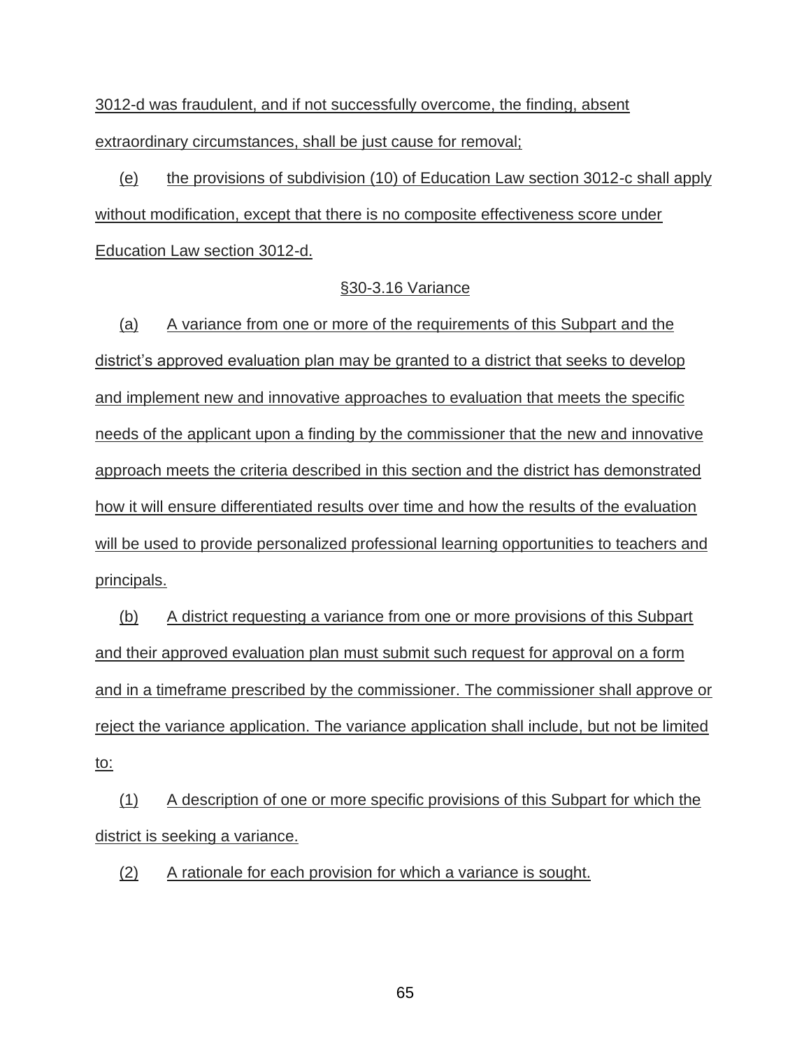3012-d was fraudulent, and if not successfully overcome, the finding, absent extraordinary circumstances, shall be just cause for removal;

(e) the provisions of subdivision (10) of Education Law section 3012-c shall apply without modification, except that there is no composite effectiveness score under Education Law section 3012-d.

§30-3.16 Variance

(a) A variance from one or more of the requirements of this Subpart and the district's approved evaluation plan may be granted to a district that seeks to develop and implement new and innovative approaches to evaluation that meets the specific needs of the applicant upon a finding by the commissioner that the new and innovative approach meets the criteria described in this section and the district has demonstrated how it will ensure differentiated results over time and how the results of the evaluation will be used to provide personalized professional learning opportunities to teachers and principals.

(b) A district requesting a variance from one or more provisions of this Subpart and their approved evaluation plan must submit such request for approval on a form and in a timeframe prescribed by the commissioner. The commissioner shall approve or reject the variance application. The variance application shall include, but not be limited to:

(1) A description of one or more specific provisions of this Subpart for which the district is seeking a variance.

(2) A rationale for each provision for which a variance is sought.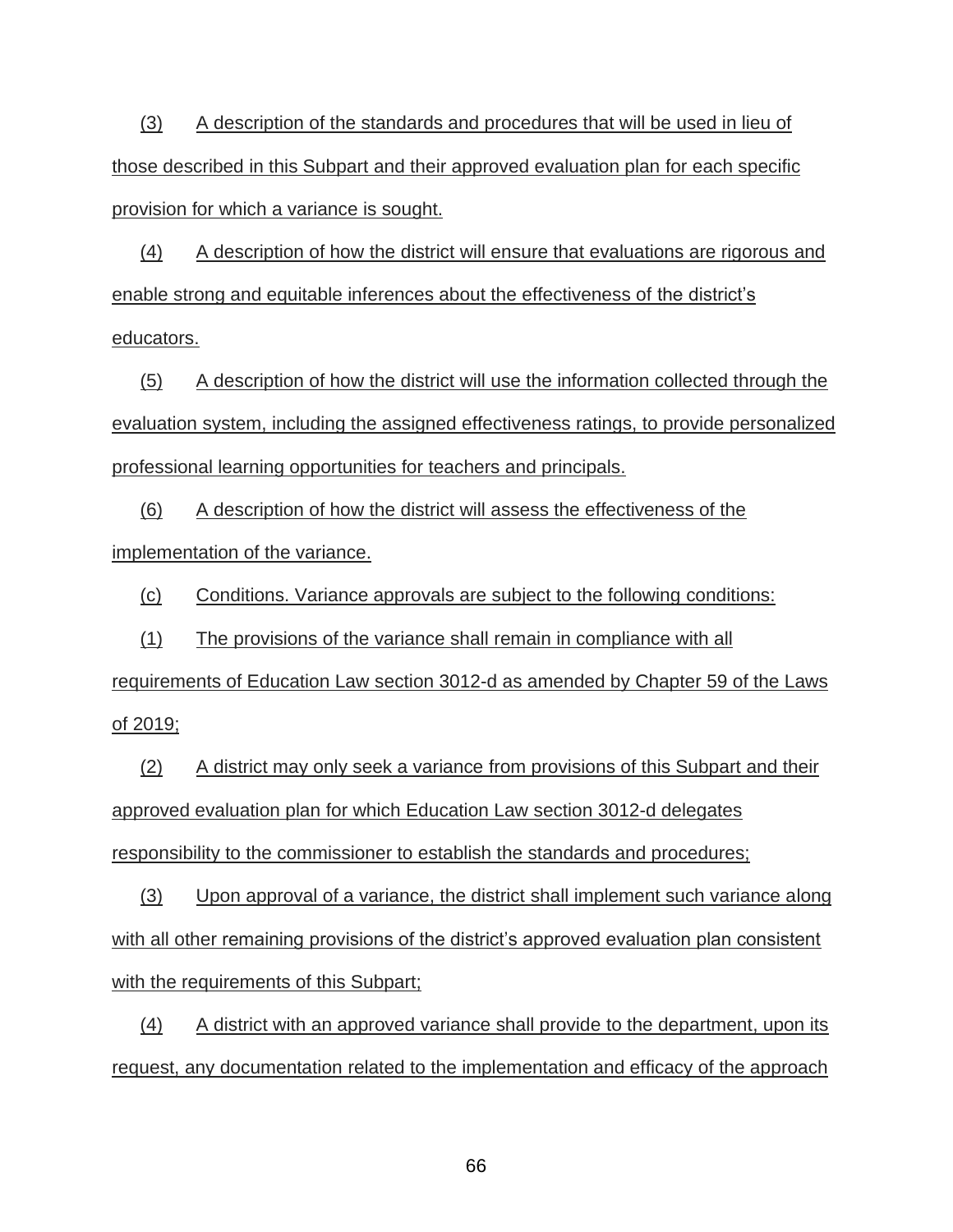(3) A description of the standards and procedures that will be used in lieu of those described in this Subpart and their approved evaluation plan for each specific provision for which a variance is sought.

(4) A description of how the district will ensure that evaluations are rigorous and enable strong and equitable inferences about the effectiveness of the district's educators.

(5) A description of how the district will use the information collected through the evaluation system, including the assigned effectiveness ratings, to provide personalized professional learning opportunities for teachers and principals.

(6) A description of how the district will assess the effectiveness of the implementation of the variance.

(c) Conditions. Variance approvals are subject to the following conditions:

(1) The provisions of the variance shall remain in compliance with all requirements of Education Law section 3012-d as amended by Chapter 59 of the Laws of 2019;

(2) A district may only seek a variance from provisions of this Subpart and their approved evaluation plan for which Education Law section 3012-d delegates responsibility to the commissioner to establish the standards and procedures;

(3) Upon approval of a variance, the district shall implement such variance along with all other remaining provisions of the district's approved evaluation plan consistent with the requirements of this Subpart;

(4) A district with an approved variance shall provide to the department, upon its request, any documentation related to the implementation and efficacy of the approach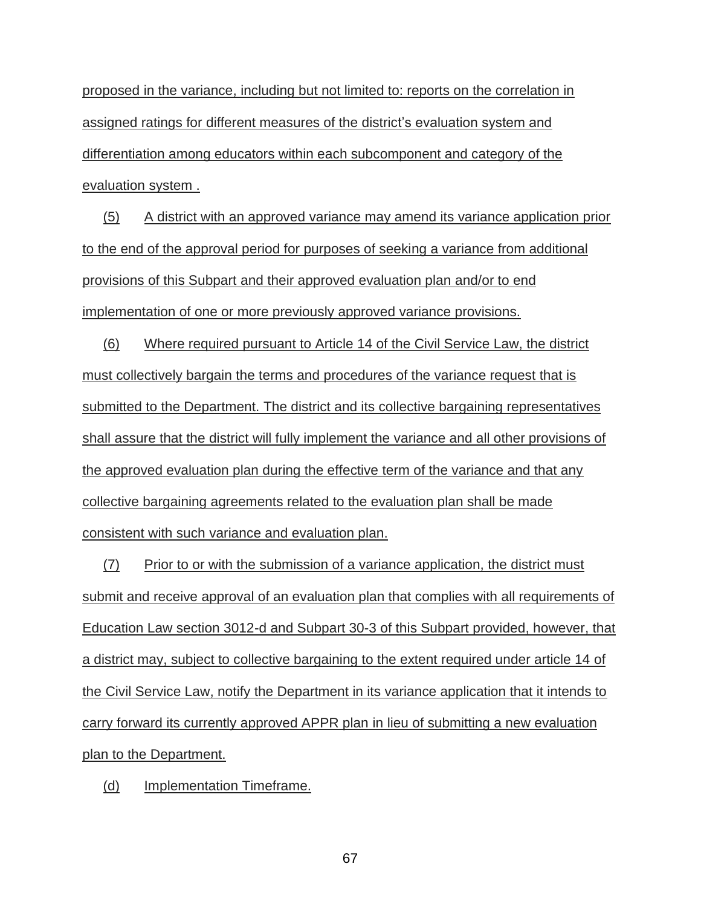proposed in the variance, including but not limited to: reports on the correlation in assigned ratings for different measures of the district's evaluation system and differentiation among educators within each subcomponent and category of the evaluation system .

(5) A district with an approved variance may amend its variance application prior to the end of the approval period for purposes of seeking a variance from additional provisions of this Subpart and their approved evaluation plan and/or to end implementation of one or more previously approved variance provisions.

(6) Where required pursuant to Article 14 of the Civil Service Law, the district must collectively bargain the terms and procedures of the variance request that is submitted to the Department. The district and its collective bargaining representatives shall assure that the district will fully implement the variance and all other provisions of the approved evaluation plan during the effective term of the variance and that any collective bargaining agreements related to the evaluation plan shall be made consistent with such variance and evaluation plan.

(7) Prior to or with the submission of a variance application, the district must submit and receive approval of an evaluation plan that complies with all requirements of Education Law section 3012-d and Subpart 30-3 of this Subpart provided, however, that a district may, subject to collective bargaining to the extent required under article 14 of the Civil Service Law, notify the Department in its variance application that it intends to carry forward its currently approved APPR plan in lieu of submitting a new evaluation plan to the Department.

(d) Implementation Timeframe.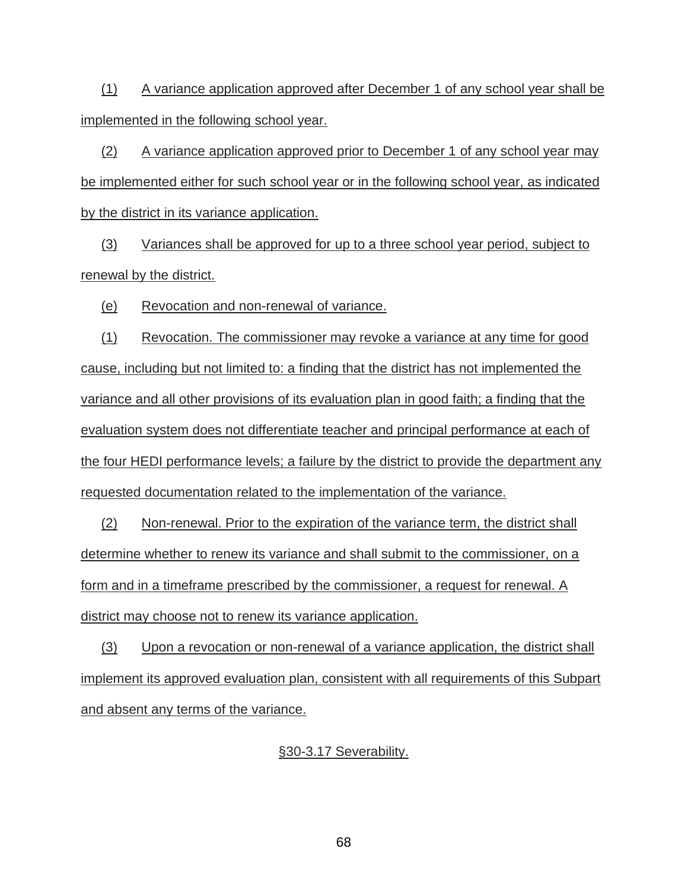(1) A variance application approved after December 1 of any school year shall be implemented in the following school year.

(2) A variance application approved prior to December 1 of any school year may be implemented either for such school year or in the following school year, as indicated by the district in its variance application.

(3) Variances shall be approved for up to a three school year period, subject to renewal by the district.

(e) Revocation and non-renewal of variance.

(1) Revocation. The commissioner may revoke a variance at any time for good cause, including but not limited to: a finding that the district has not implemented the variance and all other provisions of its evaluation plan in good faith; a finding that the evaluation system does not differentiate teacher and principal performance at each of the four HEDI performance levels; a failure by the district to provide the department any requested documentation related to the implementation of the variance.

(2) Non-renewal. Prior to the expiration of the variance term, the district shall determine whether to renew its variance and shall submit to the commissioner, on a form and in a timeframe prescribed by the commissioner, a request for renewal. A district may choose not to renew its variance application.

(3) Upon a revocation or non-renewal of a variance application, the district shall implement its approved evaluation plan, consistent with all requirements of this Subpart and absent any terms of the variance.

§30-3.17 Severability.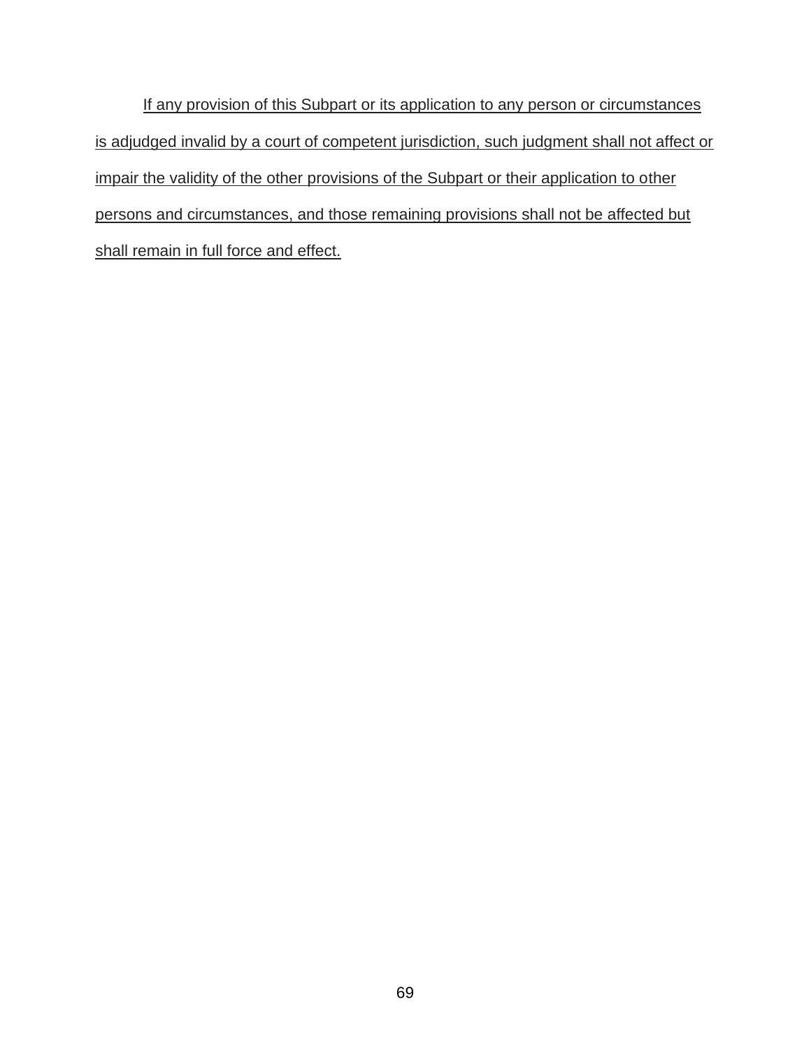<u>If any provision of this Subpart or its application to any person or circumstances is adjudged invalid by a court of competent jurisdiction, such judgment shall not affect or impair the validity of the other provisions of the Subpart or their application to other persons and circumstances, and those remaining provisions shall not be affected but shall remain in full force and effect.</u>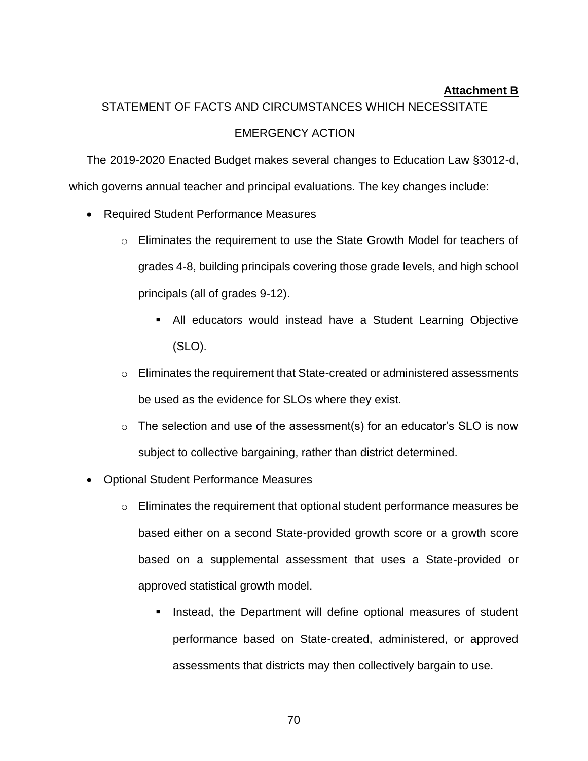**Attachment B**

STATEMENT OF FACTS AND CIRCUMSTANCES WHICH NECESSITATE EMERGENCY ACTION

The 2019-2020 Enacted Budget makes several changes to Education Law §3012-d, which governs annual teacher and principal evaluations. The key changes include:

- Required Student Performance Measures
  - Eliminates the requirement to use the State Growth Model for teachers of grades 4-8, building principals covering those grade levels, and high school principals (all of grades 9-12).
    - All educators would instead have a Student Learning Objective (SLO).
  - Eliminates the requirement that State-created or administered assessments be used as the evidence for SLOs where they exist.
  - The selection and use of the assessment(s) for an educator's SLO is now subject to collective bargaining, rather than district determined.
- Optional Student Performance Measures
  - Eliminates the requirement that optional student performance measures be based either on a second State-provided growth score or a growth score based on a supplemental assessment that uses a State-provided or approved statistical growth model.
    - Instead, the Department will define optional measures of student performance based on State-created, administered, or approved assessments that districts may then collectively bargain to use.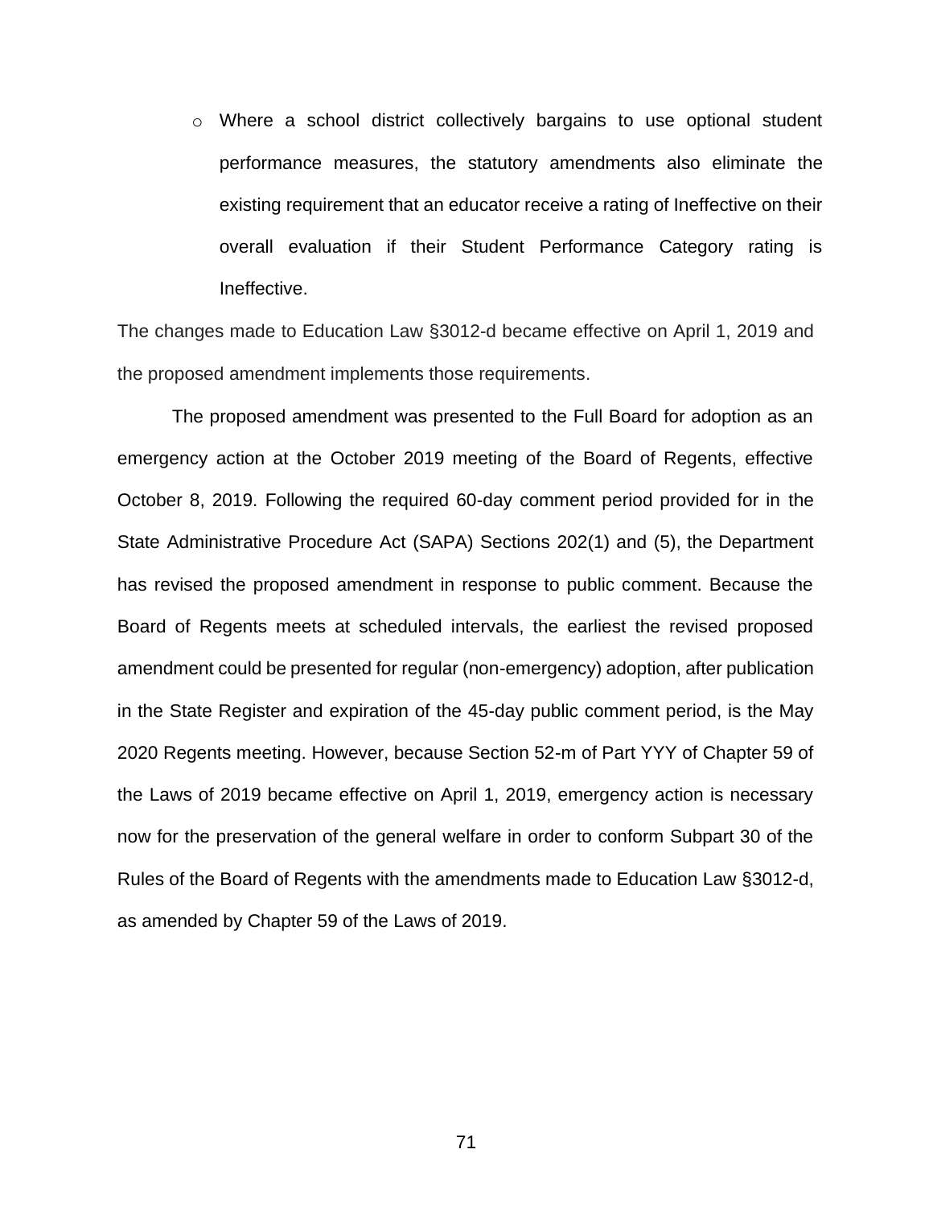- Where a school district collectively bargains to use optional student performance measures, the statutory amendments also eliminate the existing requirement that an educator receive a rating of Ineffective on their overall evaluation if their Student Performance Category rating is Ineffective.

The changes made to Education Law §3012-d became effective on April 1, 2019 and the proposed amendment implements those requirements.

The proposed amendment was presented to the Full Board for adoption as an emergency action at the October 2019 meeting of the Board of Regents, effective October 8, 2019. Following the required 60-day comment period provided for in the State Administrative Procedure Act (SAPA) Sections 202(1) and (5), the Department has revised the proposed amendment in response to public comment. Because the Board of Regents meets at scheduled intervals, the earliest the revised proposed amendment could be presented for regular (non-emergency) adoption, after publication in the State Register and expiration of the 45-day public comment period, is the May 2020 Regents meeting. However, because Section 52-m of Part YYY of Chapter 59 of the Laws of 2019 became effective on April 1, 2019, emergency action is necessary now for the preservation of the general welfare in order to conform Subpart 30 of the Rules of the Board of Regents with the amendments made to Education Law §3012-d, as amended by Chapter 59 of the Laws of 2019.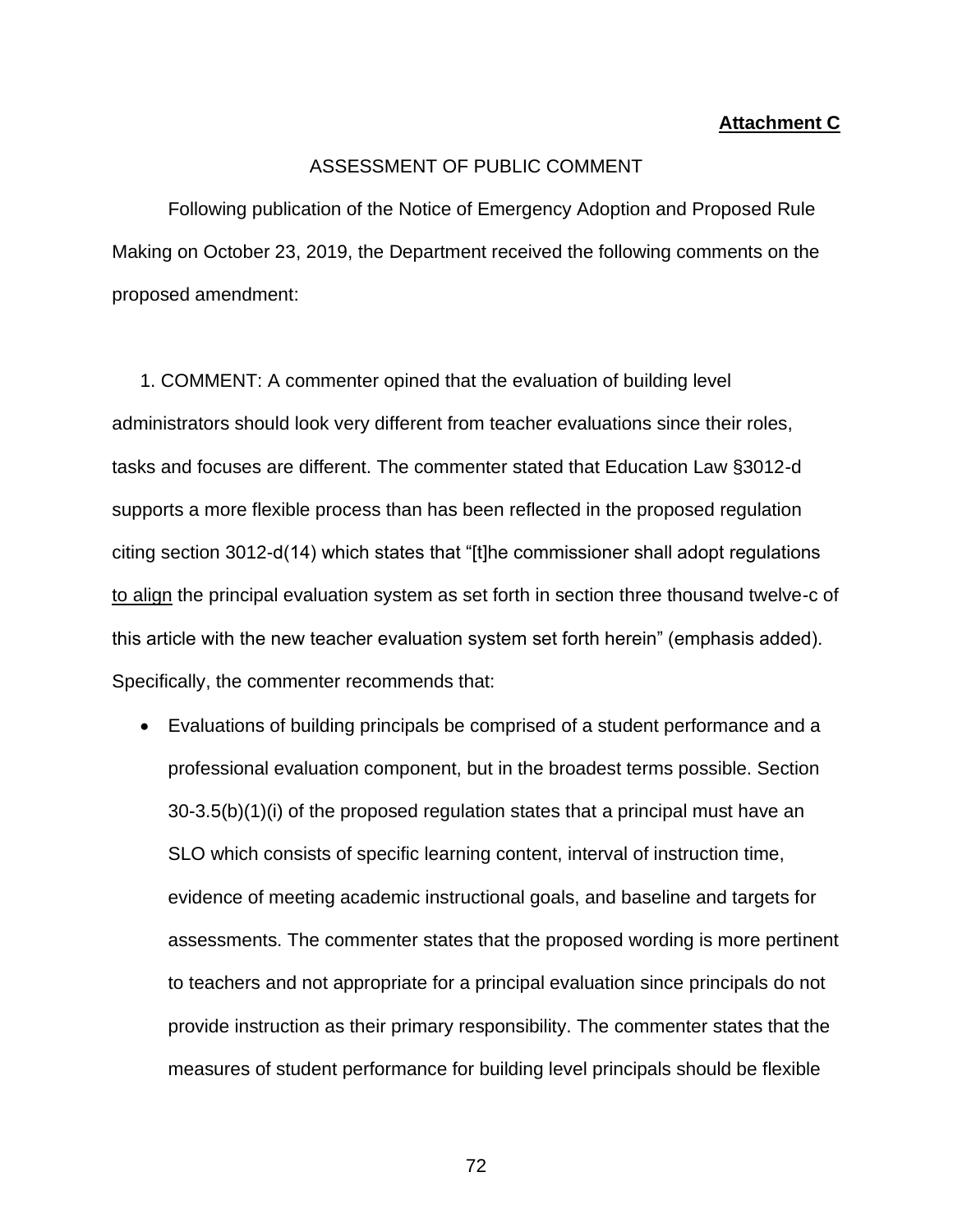**Attachment C**

ASSESSMENT OF PUBLIC COMMENT

Following publication of the Notice of Emergency Adoption and Proposed Rule Making on October 23, 2019, the Department received the following comments on the proposed amendment:

1. COMMENT: A commenter opined that the evaluation of building level administrators should look very different from teacher evaluations since their roles, tasks and focuses are different. The commenter stated that Education Law §3012-d supports a more flexible process than has been reflected in the proposed regulation citing section 3012-d(14) which states that "[t]he commissioner shall adopt regulations <u>to align</u> the principal evaluation system as set forth in section three thousand twelve-c of this article with the new teacher evaluation system set forth herein" (emphasis added). Specifically, the commenter recommends that:

- Evaluations of building principals be comprised of a student performance and a professional evaluation component, but in the broadest terms possible. Section 30-3.5(b)(1)(i) of the proposed regulation states that a principal must have an SLO which consists of specific learning content, interval of instruction time, evidence of meeting academic instructional goals, and baseline and targets for assessments. The commenter states that the proposed wording is more pertinent to teachers and not appropriate for a principal evaluation since principals do not provide instruction as their primary responsibility. The commenter states that the measures of student performance for building level principals should be flexible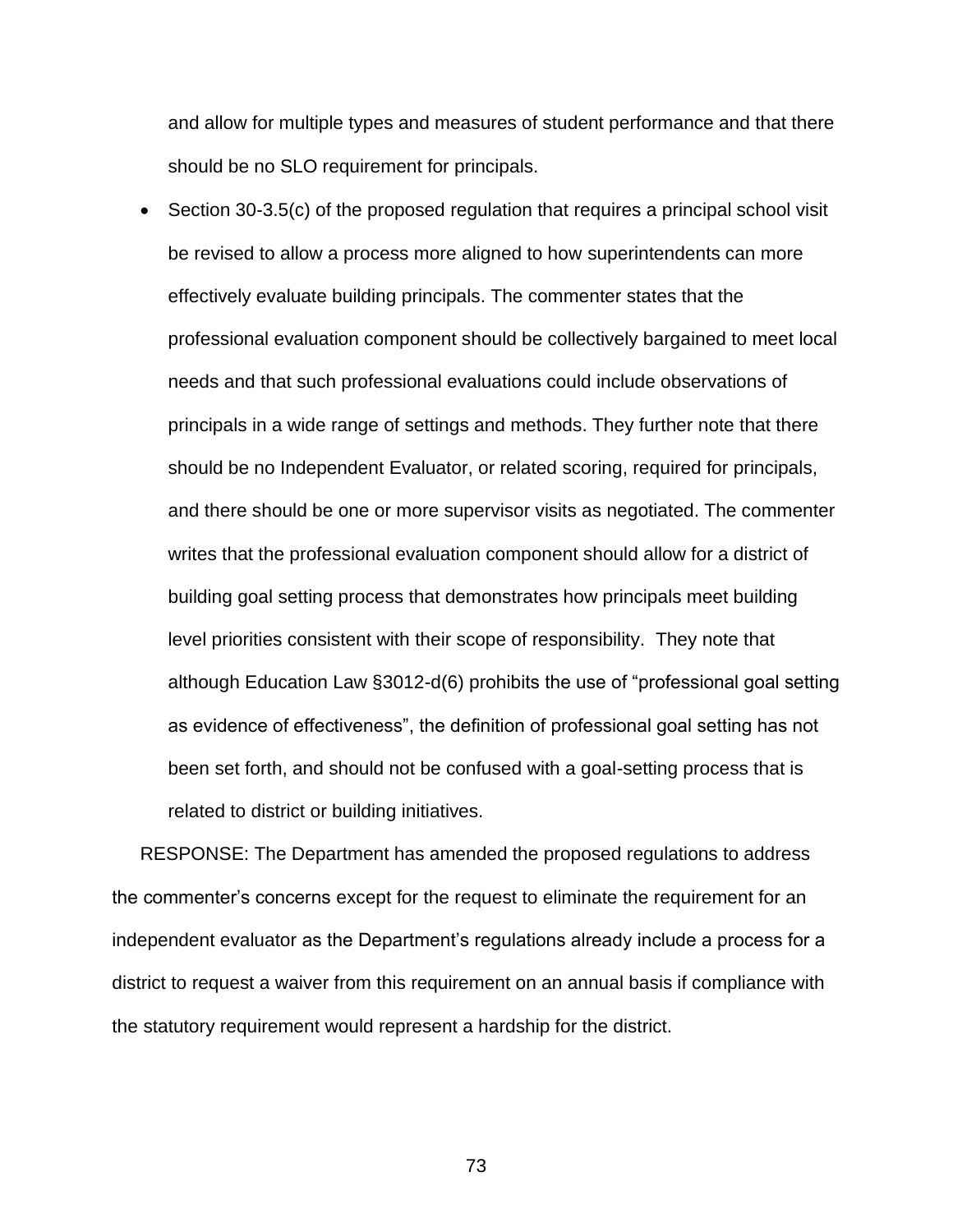and allow for multiple types and measures of student performance and that there should be no SLO requirement for principals.

- Section 30-3.5(c) of the proposed regulation that requires a principal school visit be revised to allow a process more aligned to how superintendents can more effectively evaluate building principals. The commenter states that the professional evaluation component should be collectively bargained to meet local needs and that such professional evaluations could include observations of principals in a wide range of settings and methods. They further note that there should be no Independent Evaluator, or related scoring, required for principals, and there should be one or more supervisor visits as negotiated. The commenter writes that the professional evaluation component should allow for a district of building goal setting process that demonstrates how principals meet building level priorities consistent with their scope of responsibility. They note that although Education Law §3012-d(6) prohibits the use of "professional goal setting as evidence of effectiveness", the definition of professional goal setting has not been set forth, and should not be confused with a goal-setting process that is related to district or building initiatives.

RESPONSE: The Department has amended the proposed regulations to address the commenter's concerns except for the request to eliminate the requirement for an independent evaluator as the Department's regulations already include a process for a district to request a waiver from this requirement on an annual basis if compliance with the statutory requirement would represent a hardship for the district.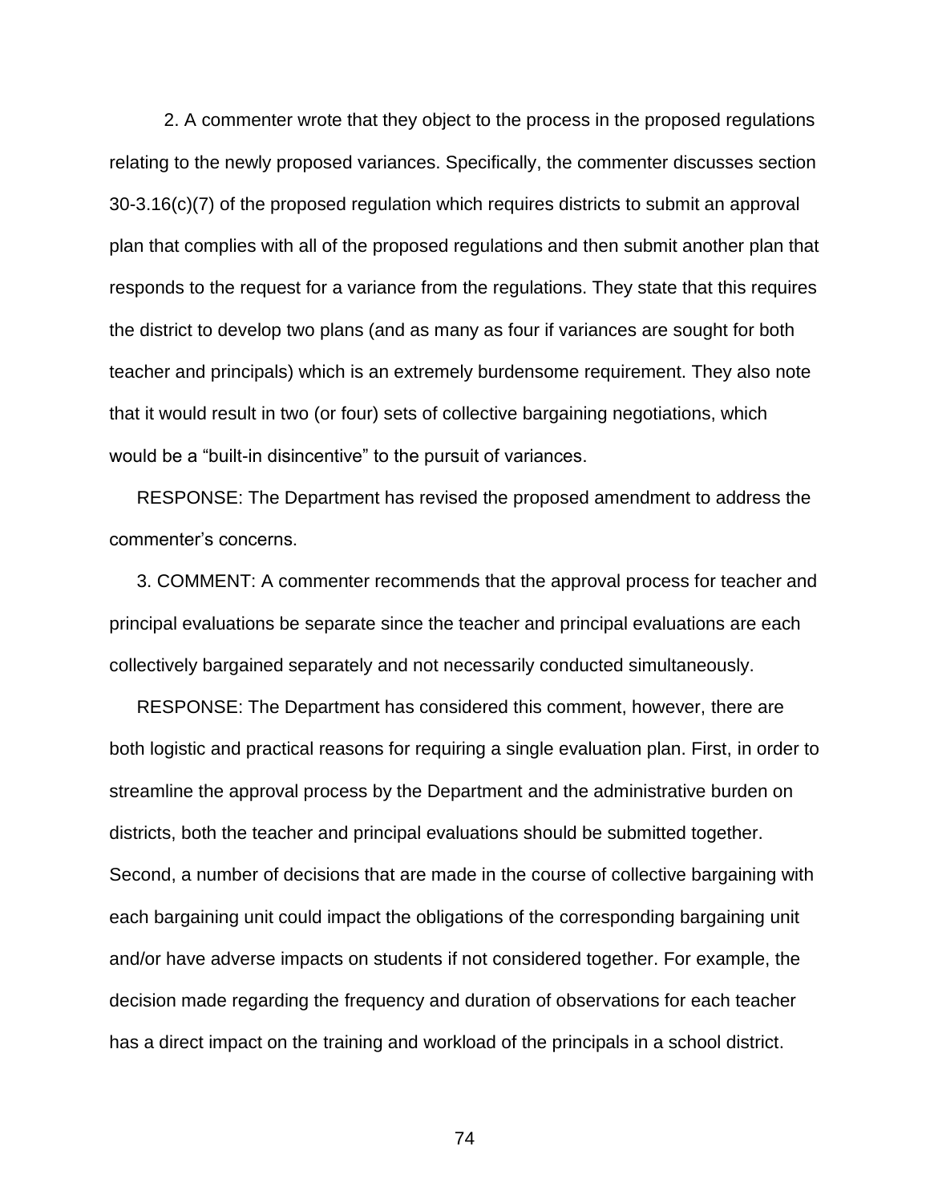2. A commenter wrote that they object to the process in the proposed regulations relating to the newly proposed variances. Specifically, the commenter discusses section 30-3.16(c)(7) of the proposed regulation which requires districts to submit an approval plan that complies with all of the proposed regulations and then submit another plan that responds to the request for a variance from the regulations. They state that this requires the district to develop two plans (and as many as four if variances are sought for both teacher and principals) which is an extremely burdensome requirement. They also note that it would result in two (or four) sets of collective bargaining negotiations, which would be a "built-in disincentive" to the pursuit of variances.

RESPONSE: The Department has revised the proposed amendment to address the commenter's concerns.

3. COMMENT: A commenter recommends that the approval process for teacher and principal evaluations be separate since the teacher and principal evaluations are each collectively bargained separately and not necessarily conducted simultaneously.

RESPONSE: The Department has considered this comment, however, there are both logistic and practical reasons for requiring a single evaluation plan. First, in order to streamline the approval process by the Department and the administrative burden on districts, both the teacher and principal evaluations should be submitted together. Second, a number of decisions that are made in the course of collective bargaining with each bargaining unit could impact the obligations of the corresponding bargaining unit and/or have adverse impacts on students if not considered together. For example, the decision made regarding the frequency and duration of observations for each teacher has a direct impact on the training and workload of the principals in a school district.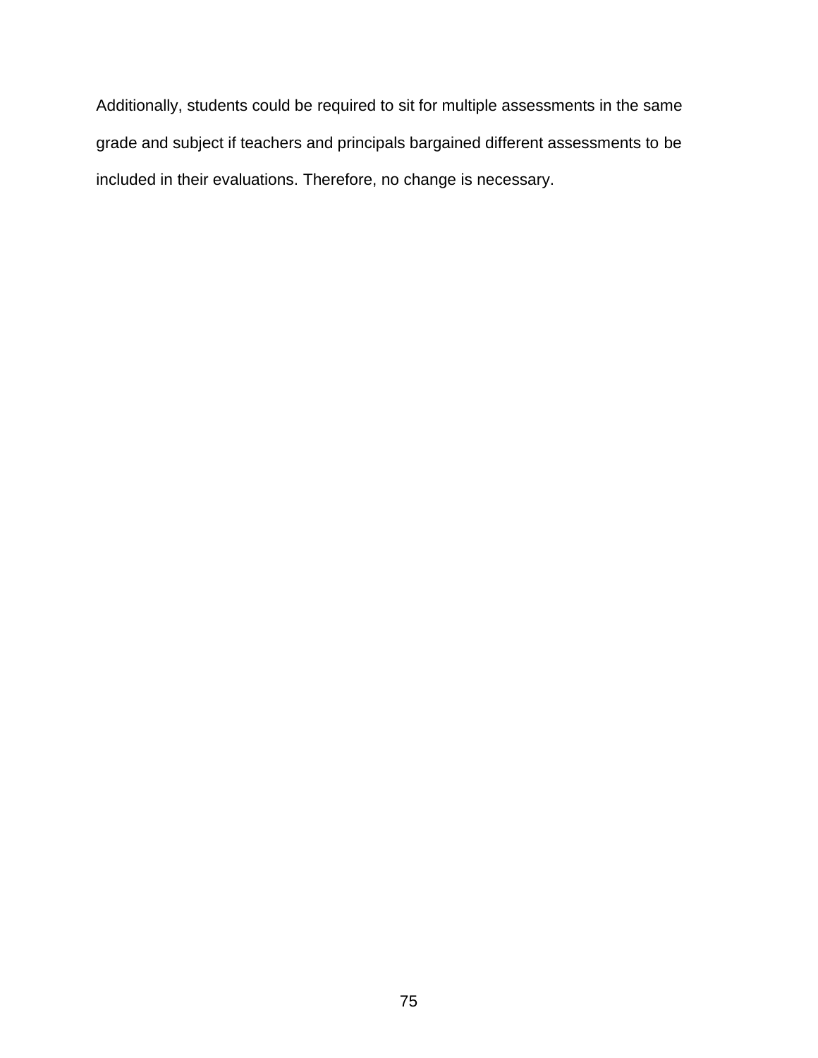Additionally, students could be required to sit for multiple assessments in the same grade and subject if teachers and principals bargained different assessments to be included in their evaluations. Therefore, no change is necessary.